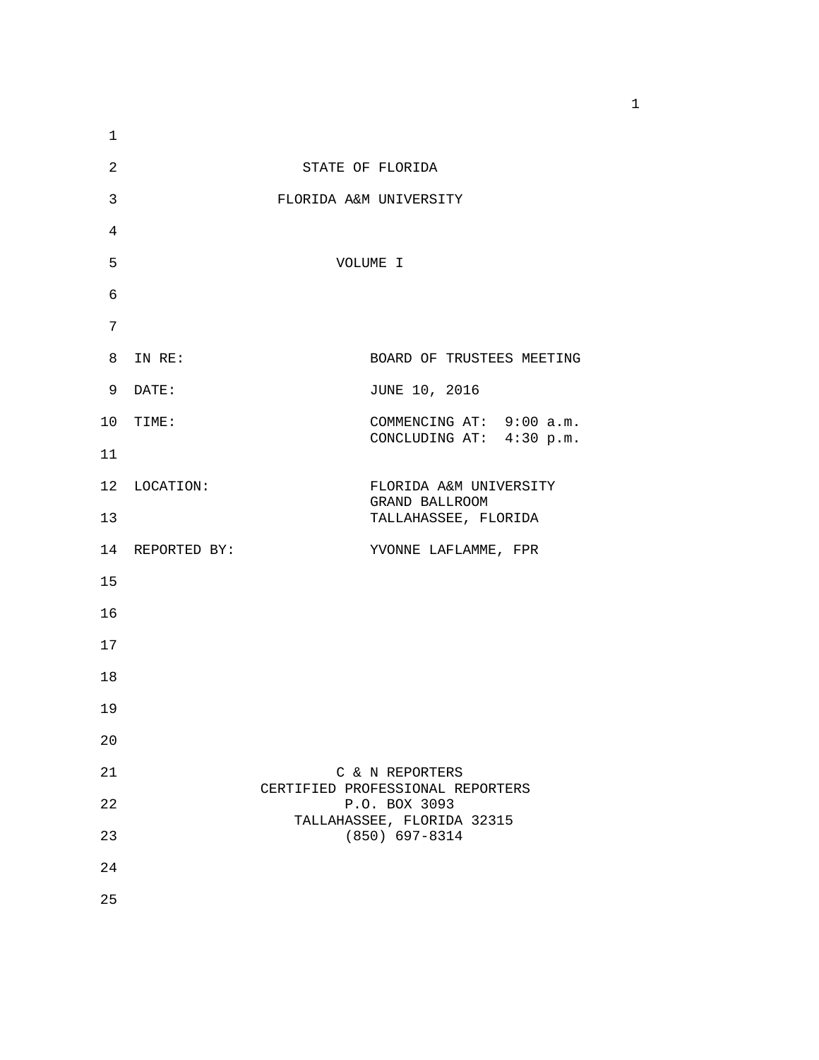STATE OF FLORIDA

FLORIDA A&M UNIVERSITY

VOLUME I

| | |
|---|---|
| IN RE: | BOARD OF TRUSTEES MEETING |
| DATE: | JUNE 10, 2016 |
| TIME: | COMMENCING AT: 9:00 a.m.<br>CONCLUDING AT: 4:30 p.m. |
| LOCATION: | FLORIDA A&M UNIVERSITY<br>GRAND BALLROOM<br>TALLAHASSEE, FLORIDA |
| REPORTED BY: | YVONNE LAFLAMME, FPR |

C & N REPORTERS
CERTIFIED PROFESSIONAL REPORTERS
P.O. BOX 3093
TALLAHASSEE, FLORIDA 32315
(850) 697-8314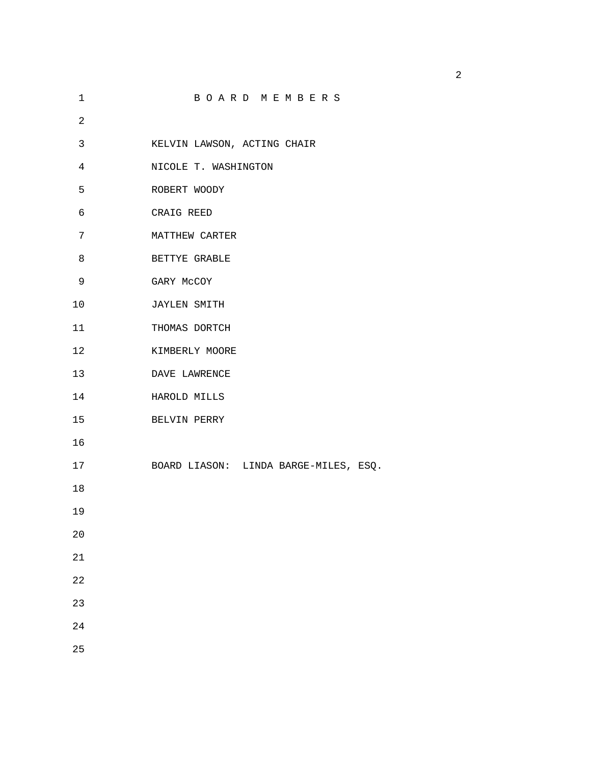# B O A R D  M E M B E R S

KELVIN LAWSON, ACTING CHAIR

NICOLE T. WASHINGTON

ROBERT WOODY

CRAIG REED

MATTHEW CARTER

BETTYE GRABLE

GARY McCOY

JAYLEN SMITH

THOMAS DORTCH

KIMBERLY MOORE

DAVE LAWRENCE

HAROLD MILLS

BELVIN PERRY

BOARD LIASON: LINDA BARGE-MILES, ESQ.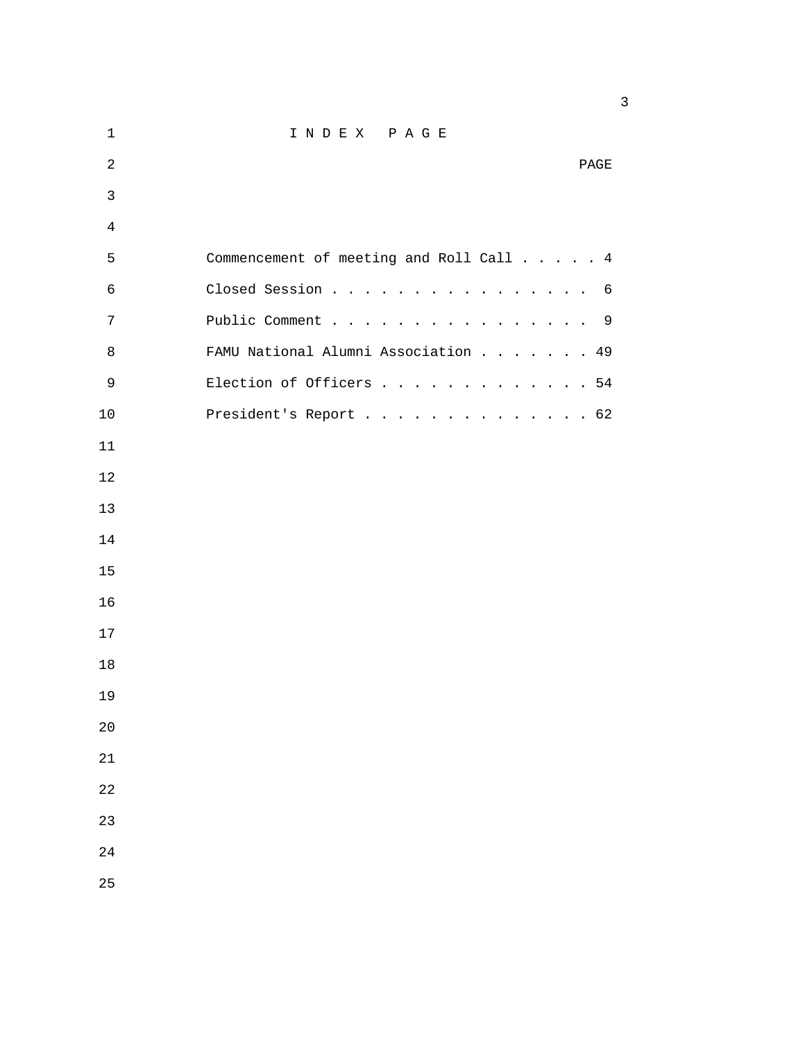# I N D E X P A G E

| | PAGE |
|---|---|
| Commencement of meeting and Roll Call | 4 |
| Closed Session | 6 |
| Public Comment | 9 |
| FAMU National Alumni Association | 49 |
| Election of Officers | 54 |
| President's Report | 62 |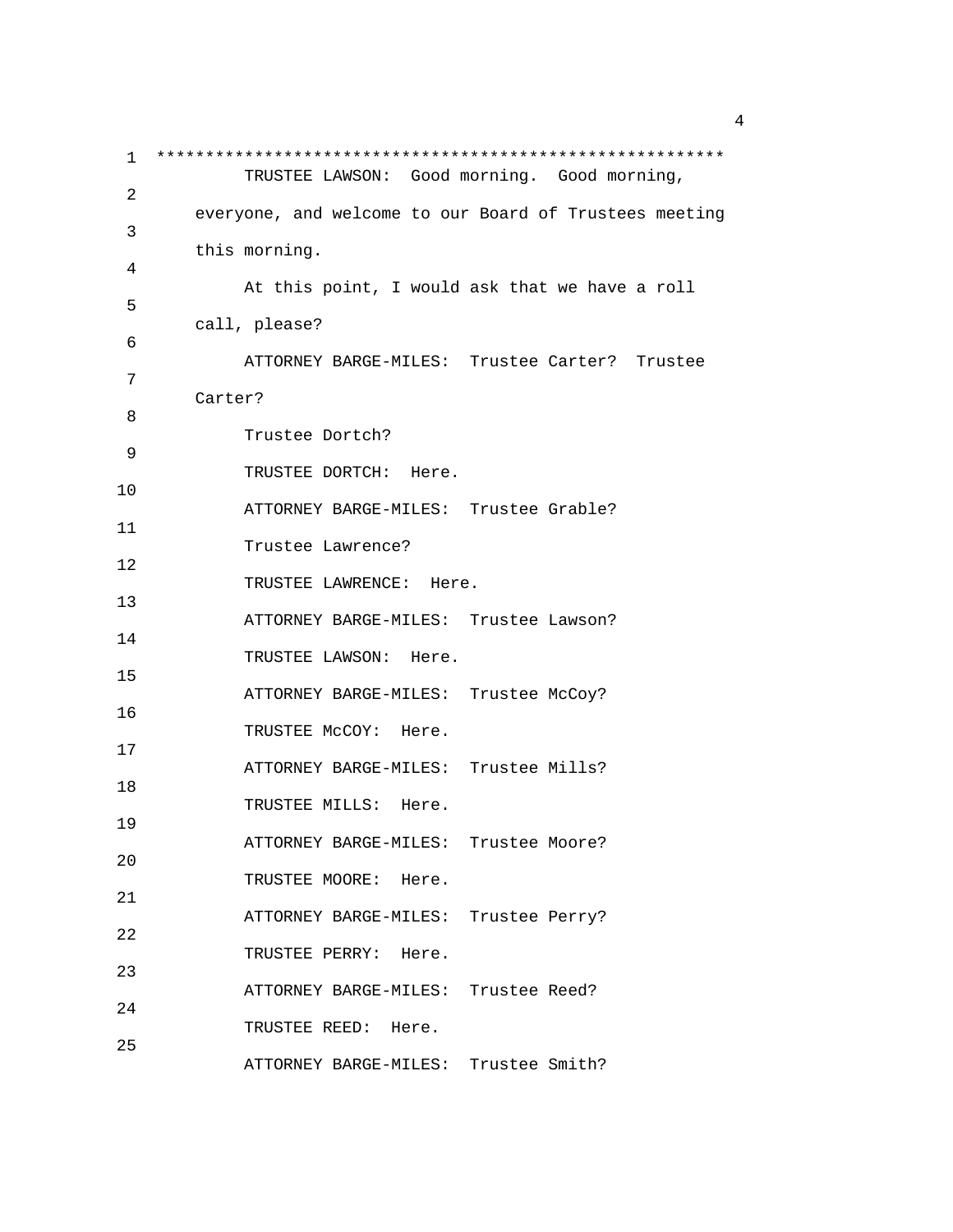*********************************************************

TRUSTEE LAWSON: Good morning. Good morning, everyone, and welcome to our Board of Trustees meeting this morning.

At this point, I would ask that we have a roll call, please?

ATTORNEY BARGE-MILES: Trustee Carter? Trustee Carter?

Trustee Dortch?

TRUSTEE DORTCH: Here.

ATTORNEY BARGE-MILES: Trustee Grable?

Trustee Lawrence?

TRUSTEE LAWRENCE: Here.

ATTORNEY BARGE-MILES: Trustee Lawson?

TRUSTEE LAWSON: Here.

ATTORNEY BARGE-MILES: Trustee McCoy?

TRUSTEE McCOY: Here.

ATTORNEY BARGE-MILES: Trustee Mills?

TRUSTEE MILLS: Here.

ATTORNEY BARGE-MILES: Trustee Moore?

TRUSTEE MOORE: Here.

ATTORNEY BARGE-MILES: Trustee Perry?

TRUSTEE PERRY: Here.

ATTORNEY BARGE-MILES: Trustee Reed?

TRUSTEE REED: Here.

ATTORNEY BARGE-MILES: Trustee Smith?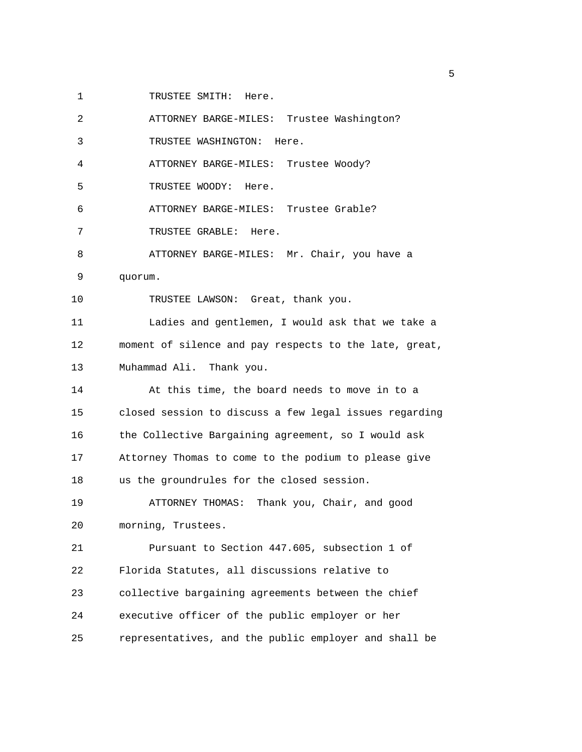TRUSTEE SMITH: Here.

ATTORNEY BARGE-MILES: Trustee Washington?

TRUSTEE WASHINGTON: Here.

ATTORNEY BARGE-MILES: Trustee Woody?

TRUSTEE WOODY: Here.

ATTORNEY BARGE-MILES: Trustee Grable?

TRUSTEE GRABLE: Here.

ATTORNEY BARGE-MILES: Mr. Chair, you have a quorum.

TRUSTEE LAWSON: Great, thank you.

Ladies and gentlemen, I would ask that we take a moment of silence and pay respects to the late, great, Muhammad Ali. Thank you.

At this time, the board needs to move in to a closed session to discuss a few legal issues regarding the Collective Bargaining agreement, so I would ask Attorney Thomas to come to the podium to please give us the groundrules for the closed session.

ATTORNEY THOMAS: Thank you, Chair, and good morning, Trustees.

Pursuant to Section 447.605, subsection 1 of Florida Statutes, all discussions relative to collective bargaining agreements between the chief executive officer of the public employer or her representatives, and the public employer and shall be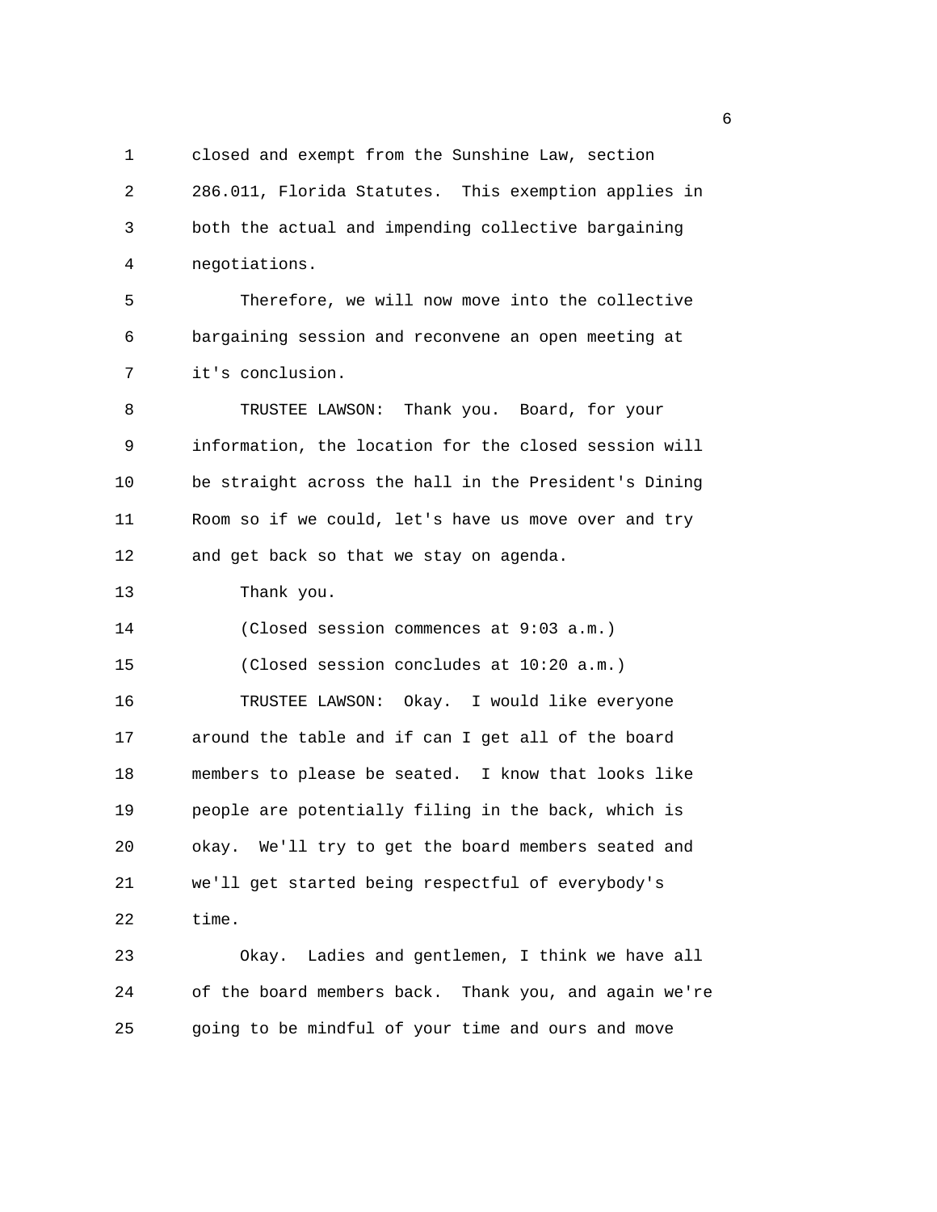closed and exempt from the Sunshine Law, section 286.011, Florida Statutes. This exemption applies in both the actual and impending collective bargaining negotiations.

Therefore, we will now move into the collective bargaining session and reconvene an open meeting at it's conclusion.

TRUSTEE LAWSON: Thank you. Board, for your information, the location for the closed session will be straight across the hall in the President's Dining Room so if we could, let's have us move over and try and get back so that we stay on agenda.

Thank you.

(Closed session commences at 9:03 a.m.)

(Closed session concludes at 10:20 a.m.)

TRUSTEE LAWSON: Okay. I would like everyone around the table and if can I get all of the board members to please be seated. I know that looks like people are potentially filing in the back, which is okay. We'll try to get the board members seated and we'll get started being respectful of everybody's time.

Okay. Ladies and gentlemen, I think we have all of the board members back. Thank you, and again we're going to be mindful of your time and ours and move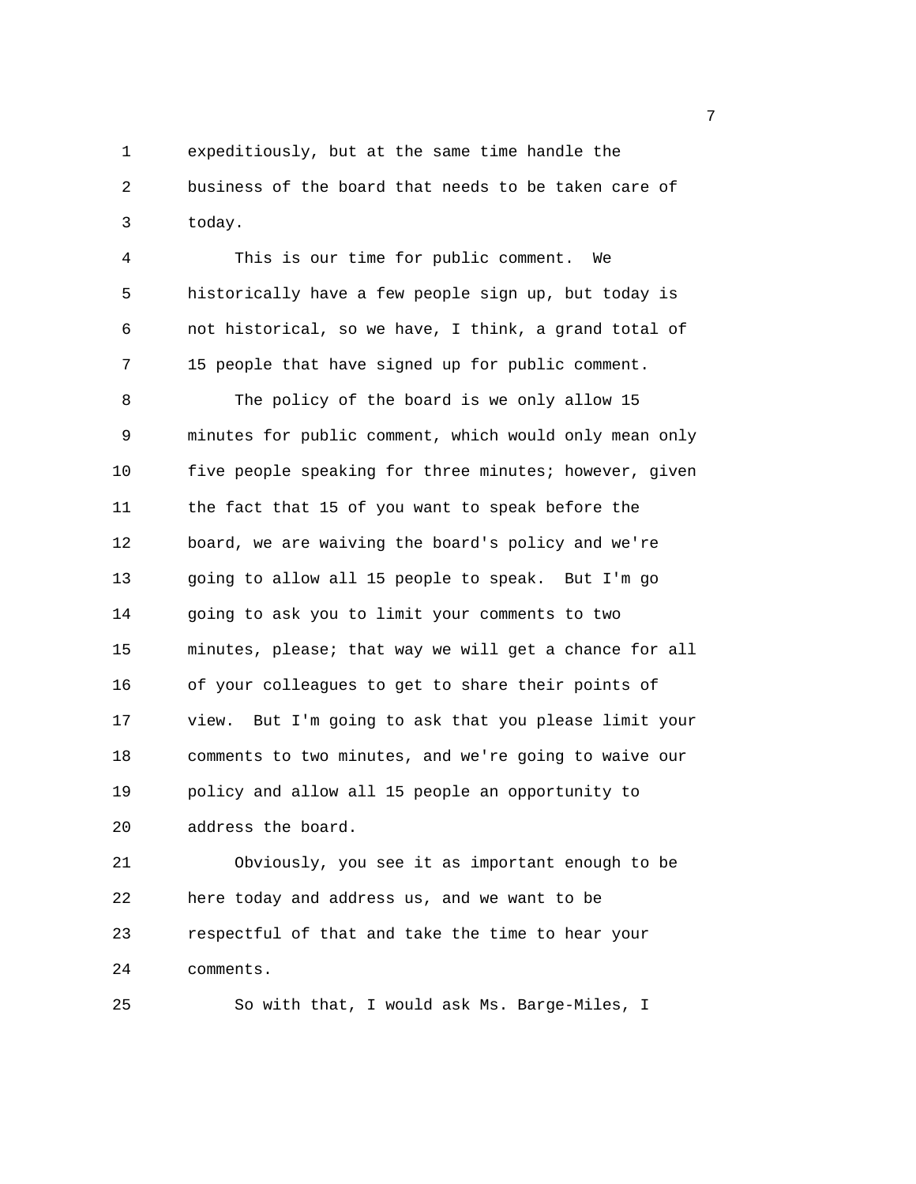expeditiously, but at the same time handle the business of the board that needs to be taken care of today.

This is our time for public comment. We historically have a few people sign up, but today is not historical, so we have, I think, a grand total of 15 people that have signed up for public comment.

The policy of the board is we only allow 15 minutes for public comment, which would only mean only five people speaking for three minutes; however, given the fact that 15 of you want to speak before the board, we are waiving the board's policy and we're going to allow all 15 people to speak. But I'm go going to ask you to limit your comments to two minutes, please; that way we will get a chance for all of your colleagues to get to share their points of view. But I'm going to ask that you please limit your comments to two minutes, and we're going to waive our policy and allow all 15 people an opportunity to address the board.

Obviously, you see it as important enough to be here today and address us, and we want to be respectful of that and take the time to hear your comments.

So with that, I would ask Ms. Barge-Miles, I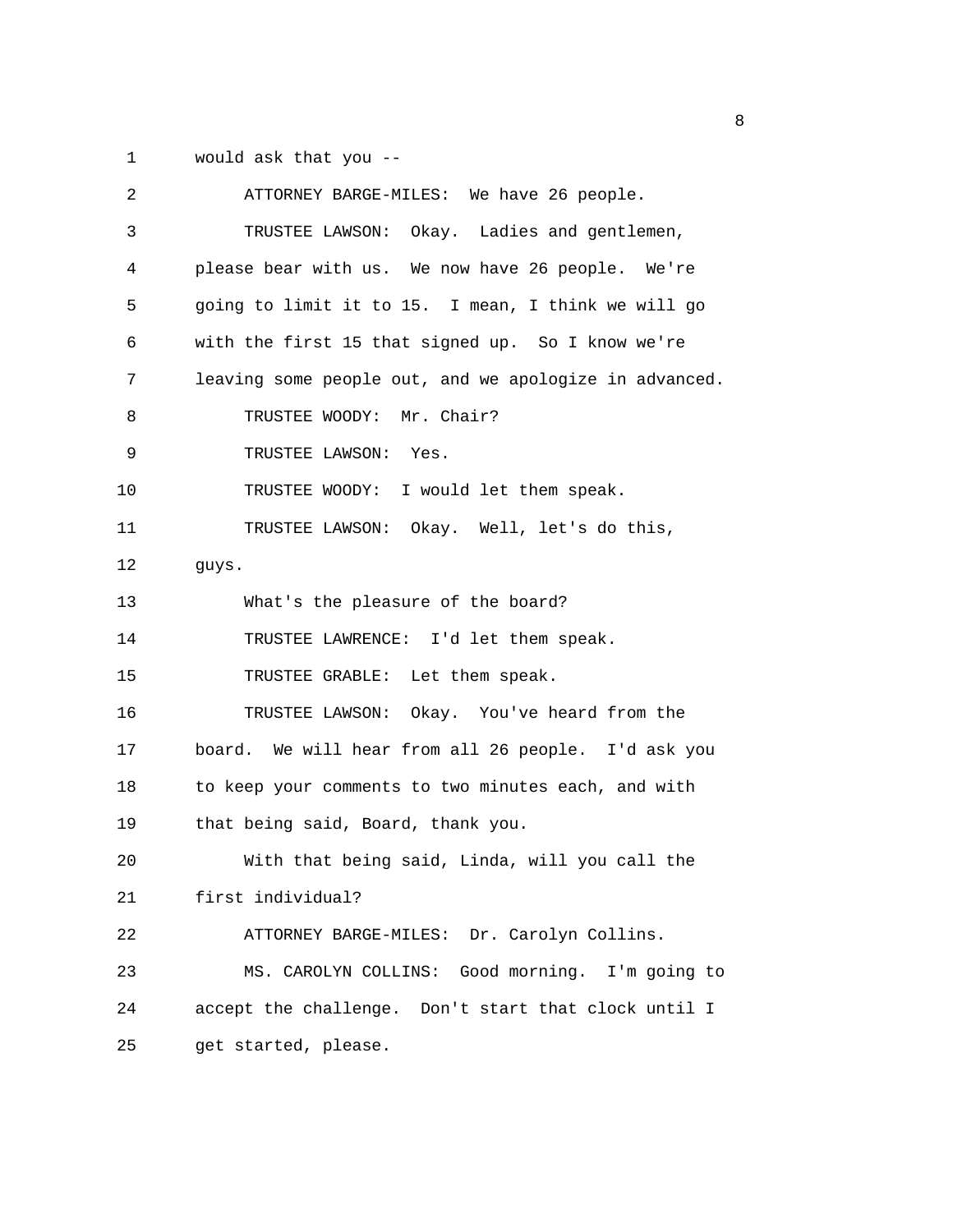would ask that you --

ATTORNEY BARGE-MILES: We have 26 people.

TRUSTEE LAWSON: Okay. Ladies and gentlemen, please bear with us. We now have 26 people. We're going to limit it to 15. I mean, I think we will go with the first 15 that signed up. So I know we're leaving some people out, and we apologize in advanced.

TRUSTEE WOODY: Mr. Chair?

TRUSTEE LAWSON: Yes.

TRUSTEE WOODY: I would let them speak.

TRUSTEE LAWSON: Okay. Well, let's do this, guys.

What's the pleasure of the board?

TRUSTEE LAWRENCE: I'd let them speak.

TRUSTEE GRABLE: Let them speak.

TRUSTEE LAWSON: Okay. You've heard from the board. We will hear from all 26 people. I'd ask you to keep your comments to two minutes each, and with that being said, Board, thank you.

With that being said, Linda, will you call the first individual?

ATTORNEY BARGE-MILES: Dr. Carolyn Collins.

MS. CAROLYN COLLINS: Good morning. I'm going to accept the challenge. Don't start that clock until I get started, please.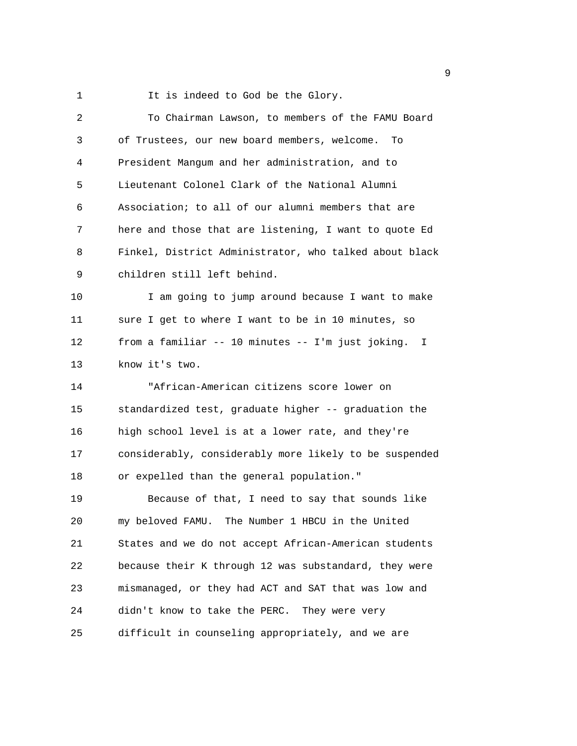It is indeed to God be the Glory.

To Chairman Lawson, to members of the FAMU Board of Trustees, our new board members, welcome. To President Mangum and her administration, and to Lieutenant Colonel Clark of the National Alumni Association; to all of our alumni members that are here and those that are listening, I want to quote Ed Finkel, District Administrator, who talked about black children still left behind.

I am going to jump around because I want to make sure I get to where I want to be in 10 minutes, so from a familiar -- 10 minutes -- I'm just joking. I know it's two.

"African-American citizens score lower on standardized test, graduate higher -- graduation the high school level is at a lower rate, and they're considerably, considerably more likely to be suspended or expelled than the general population."

Because of that, I need to say that sounds like my beloved FAMU. The Number 1 HBCU in the United States and we do not accept African-American students because their K through 12 was substandard, they were mismanaged, or they had ACT and SAT that was low and didn't know to take the PERC. They were very difficult in counseling appropriately, and we are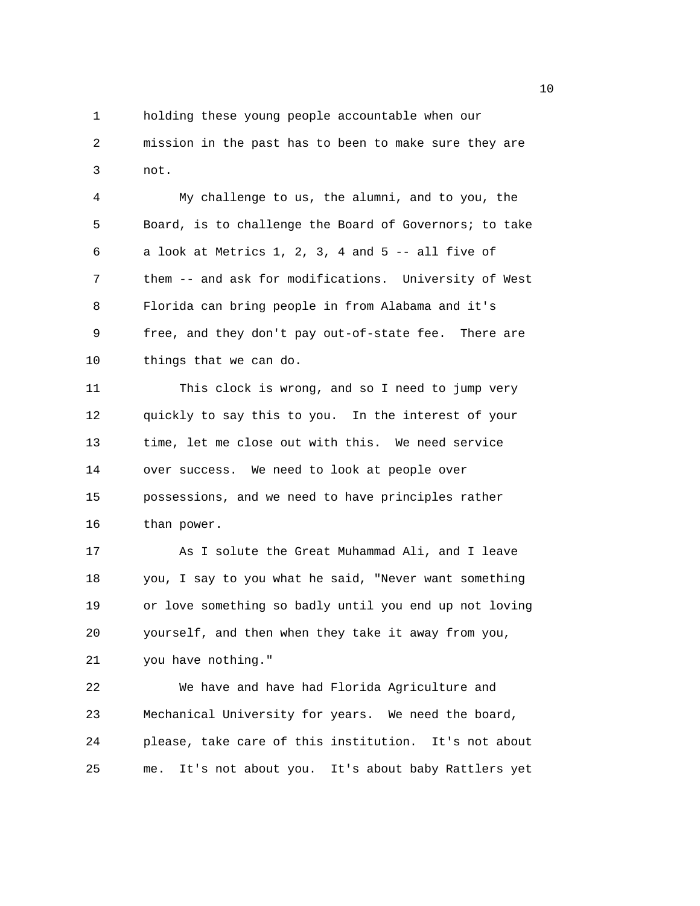holding these young people accountable when our mission in the past has to been to make sure they are not.

My challenge to us, the alumni, and to you, the Board, is to challenge the Board of Governors; to take a look at Metrics 1, 2, 3, 4 and 5 -- all five of them -- and ask for modifications. University of West Florida can bring people in from Alabama and it's free, and they don't pay out-of-state fee. There are things that we can do.

This clock is wrong, and so I need to jump very quickly to say this to you. In the interest of your time, let me close out with this. We need service over success. We need to look at people over possessions, and we need to have principles rather than power.

As I solute the Great Muhammad Ali, and I leave you, I say to you what he said, "Never want something or love something so badly until you end up not loving yourself, and then when they take it away from you, you have nothing."

We have and have had Florida Agriculture and Mechanical University for years. We need the board, please, take care of this institution. It's not about me. It's not about you. It's about baby Rattlers yet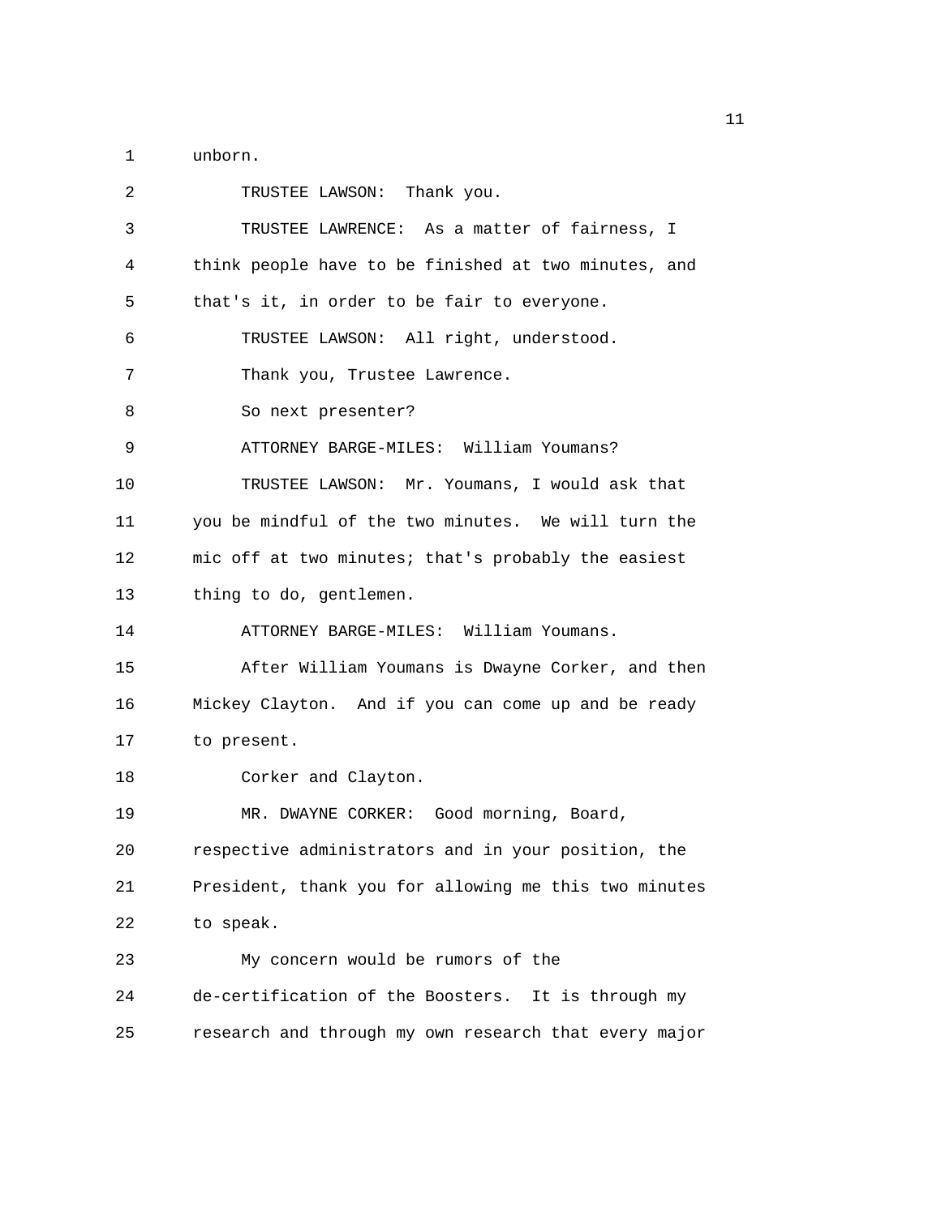unborn.

TRUSTEE LAWSON: Thank you.

TRUSTEE LAWRENCE: As a matter of fairness, I think people have to be finished at two minutes, and that's it, in order to be fair to everyone.

TRUSTEE LAWSON: All right, understood.

Thank you, Trustee Lawrence.

So next presenter?

ATTORNEY BARGE-MILES: William Youmans?

TRUSTEE LAWSON: Mr. Youmans, I would ask that you be mindful of the two minutes. We will turn the mic off at two minutes; that's probably the easiest thing to do, gentlemen.

ATTORNEY BARGE-MILES: William Youmans.

After William Youmans is Dwayne Corker, and then Mickey Clayton. And if you can come up and be ready to present.

Corker and Clayton.

MR. DWAYNE CORKER: Good morning, Board, respective administrators and in your position, the President, thank you for allowing me this two minutes to speak.

My concern would be rumors of the de-certification of the Boosters. It is through my research and through my own research that every major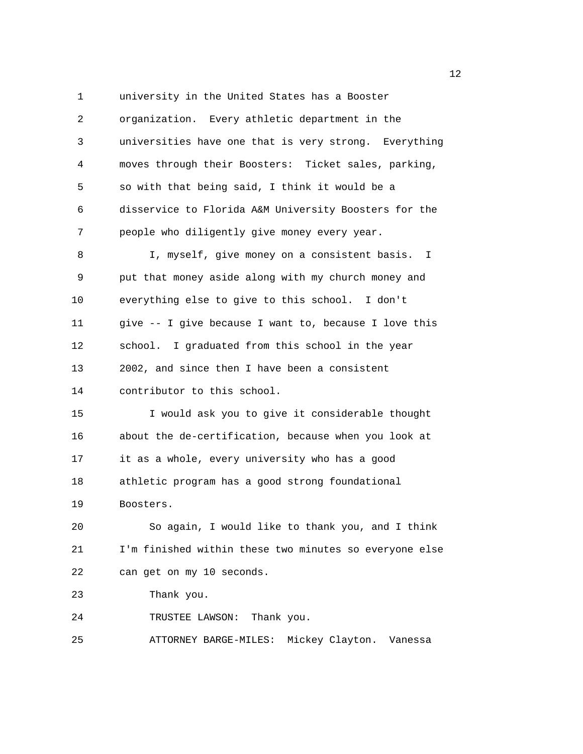university in the United States has a Booster organization. Every athletic department in the universities have one that is very strong. Everything moves through their Boosters: Ticket sales, parking, so with that being said, I think it would be a disservice to Florida A&M University Boosters for the people who diligently give money every year.

I, myself, give money on a consistent basis. I put that money aside along with my church money and everything else to give to this school. I don't give -- I give because I want to, because I love this school. I graduated from this school in the year 2002, and since then I have been a consistent contributor to this school.

I would ask you to give it considerable thought about the de-certification, because when you look at it as a whole, every university who has a good athletic program has a good strong foundational Boosters.

So again, I would like to thank you, and I think I'm finished within these two minutes so everyone else can get on my 10 seconds.

Thank you.

TRUSTEE LAWSON: Thank you.

ATTORNEY BARGE-MILES: Mickey Clayton. Vanessa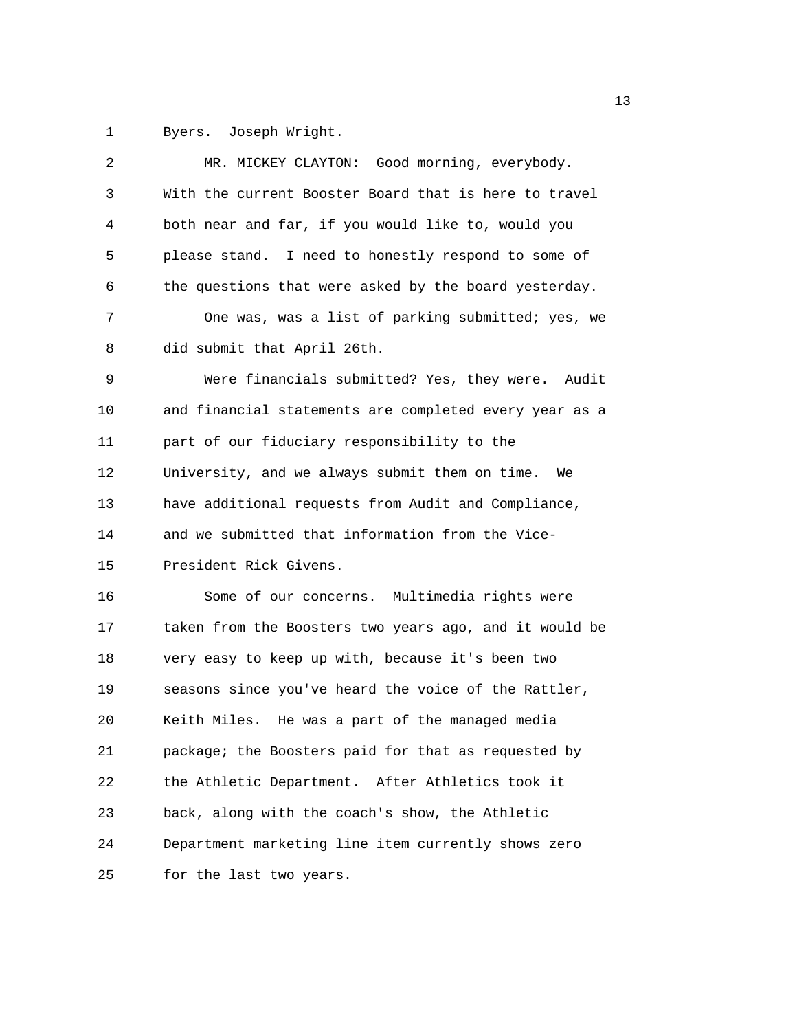Byers. Joseph Wright.

MR. MICKEY CLAYTON: Good morning, everybody. With the current Booster Board that is here to travel both near and far, if you would like to, would you please stand. I need to honestly respond to some of the questions that were asked by the board yesterday.

One was, was a list of parking submitted; yes, we did submit that April 26th.

Were financials submitted? Yes, they were. Audit and financial statements are completed every year as a part of our fiduciary responsibility to the University, and we always submit them on time. We have additional requests from Audit and Compliance, and we submitted that information from the Vice-President Rick Givens.

Some of our concerns. Multimedia rights were taken from the Boosters two years ago, and it would be very easy to keep up with, because it's been two seasons since you've heard the voice of the Rattler, Keith Miles. He was a part of the managed media package; the Boosters paid for that as requested by the Athletic Department. After Athletics took it back, along with the coach's show, the Athletic Department marketing line item currently shows zero for the last two years.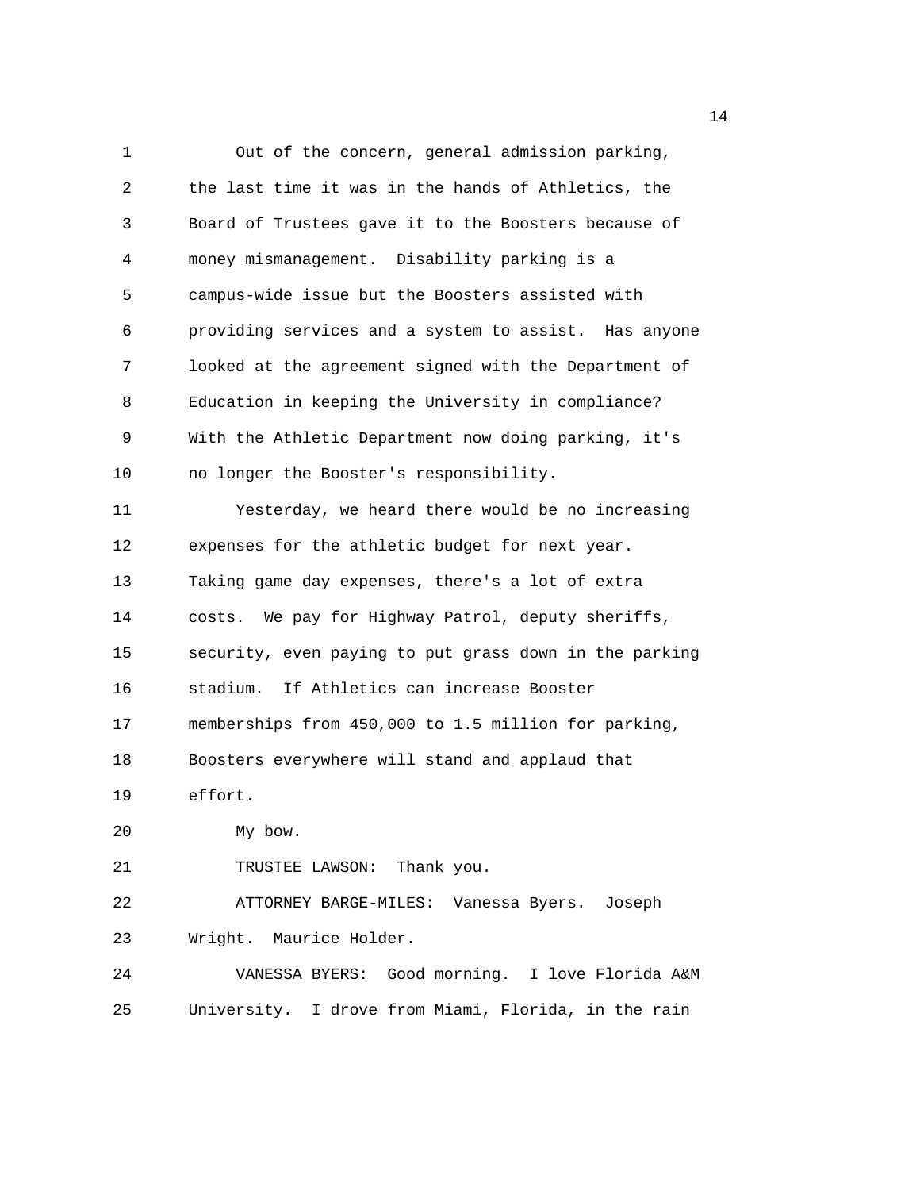Out of the concern, general admission parking, the last time it was in the hands of Athletics, the Board of Trustees gave it to the Boosters because of money mismanagement. Disability parking is a campus-wide issue but the Boosters assisted with providing services and a system to assist. Has anyone looked at the agreement signed with the Department of Education in keeping the University in compliance? With the Athletic Department now doing parking, it's no longer the Booster's responsibility.

Yesterday, we heard there would be no increasing expenses for the athletic budget for next year. Taking game day expenses, there's a lot of extra costs. We pay for Highway Patrol, deputy sheriffs, security, even paying to put grass down in the parking stadium. If Athletics can increase Booster memberships from 450,000 to 1.5 million for parking, Boosters everywhere will stand and applaud that effort.

My bow.

TRUSTEE LAWSON: Thank you.

ATTORNEY BARGE-MILES: Vanessa Byers. Joseph Wright. Maurice Holder.

VANESSA BYERS: Good morning. I love Florida A&M University. I drove from Miami, Florida, in the rain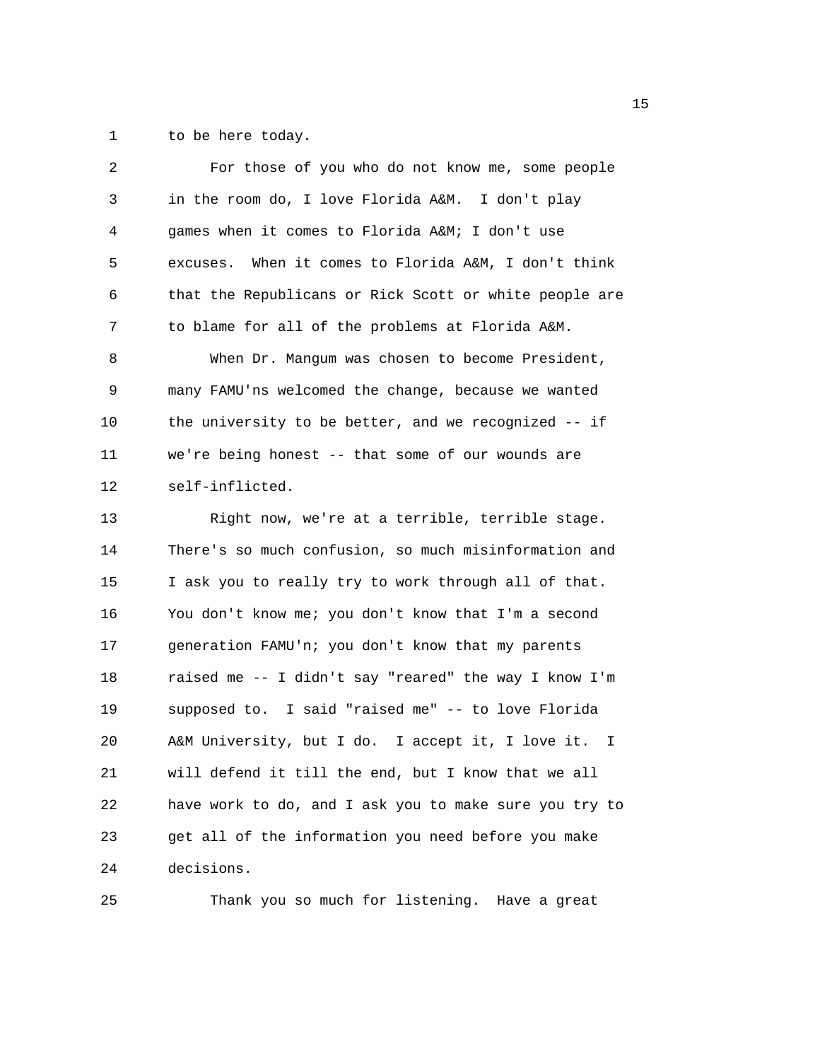to be here today.

For those of you who do not know me, some people in the room do, I love Florida A&M. I don't play games when it comes to Florida A&M; I don't use excuses. When it comes to Florida A&M, I don't think that the Republicans or Rick Scott or white people are to blame for all of the problems at Florida A&M.

When Dr. Mangum was chosen to become President, many FAMU'ns welcomed the change, because we wanted the university to be better, and we recognized -- if we're being honest -- that some of our wounds are self-inflicted.

Right now, we're at a terrible, terrible stage. There's so much confusion, so much misinformation and I ask you to really try to work through all of that. You don't know me; you don't know that I'm a second generation FAMU'n; you don't know that my parents raised me -- I didn't say "reared" the way I know I'm supposed to. I said "raised me" -- to love Florida A&M University, but I do. I accept it, I love it. I will defend it till the end, but I know that we all have work to do, and I ask you to make sure you try to get all of the information you need before you make decisions.

Thank you so much for listening. Have a great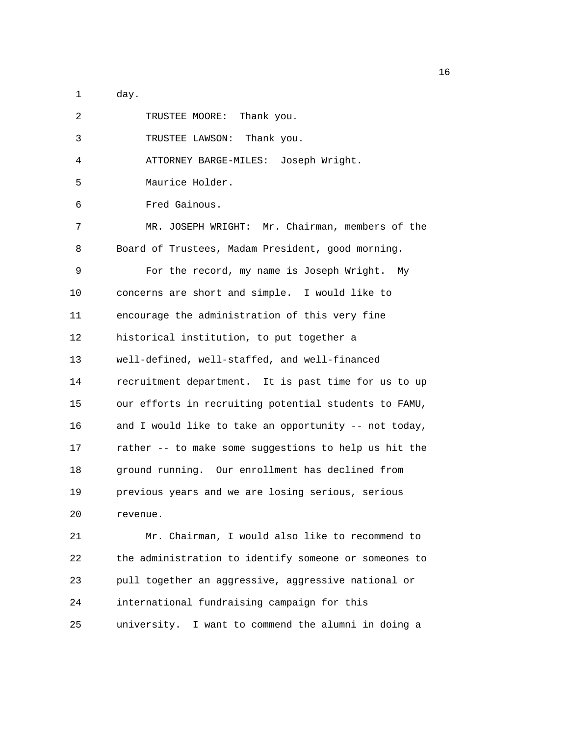day.

TRUSTEE MOORE: Thank you.

TRUSTEE LAWSON: Thank you.

ATTORNEY BARGE-MILES: Joseph Wright.

Maurice Holder.

Fred Gainous.

MR. JOSEPH WRIGHT: Mr. Chairman, members of the Board of Trustees, Madam President, good morning.

For the record, my name is Joseph Wright. My concerns are short and simple. I would like to encourage the administration of this very fine historical institution, to put together a well-defined, well-staffed, and well-financed recruitment department. It is past time for us to up our efforts in recruiting potential students to FAMU, and I would like to take an opportunity -- not today, rather -- to make some suggestions to help us hit the ground running. Our enrollment has declined from previous years and we are losing serious, serious revenue.

Mr. Chairman, I would also like to recommend to the administration to identify someone or someones to pull together an aggressive, aggressive national or international fundraising campaign for this university. I want to commend the alumni in doing a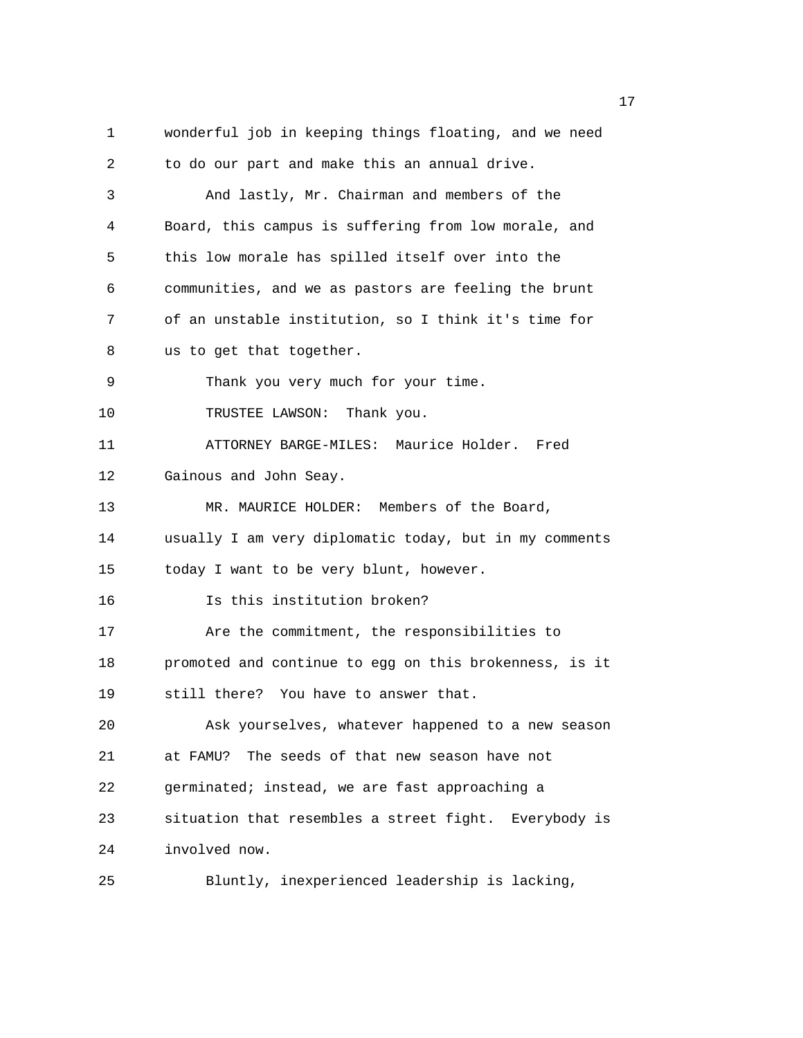wonderful job in keeping things floating, and we need to do our part and make this an annual drive.

And lastly, Mr. Chairman and members of the Board, this campus is suffering from low morale, and this low morale has spilled itself over into the communities, and we as pastors are feeling the brunt of an unstable institution, so I think it's time for us to get that together.

Thank you very much for your time.

TRUSTEE LAWSON: Thank you.

ATTORNEY BARGE-MILES: Maurice Holder. Fred Gainous and John Seay.

MR. MAURICE HOLDER: Members of the Board, usually I am very diplomatic today, but in my comments today I want to be very blunt, however.

Is this institution broken?

Are the commitment, the responsibilities to promoted and continue to egg on this brokenness, is it still there? You have to answer that.

Ask yourselves, whatever happened to a new season at FAMU? The seeds of that new season have not germinated; instead, we are fast approaching a situation that resembles a street fight. Everybody is involved now.

Bluntly, inexperienced leadership is lacking,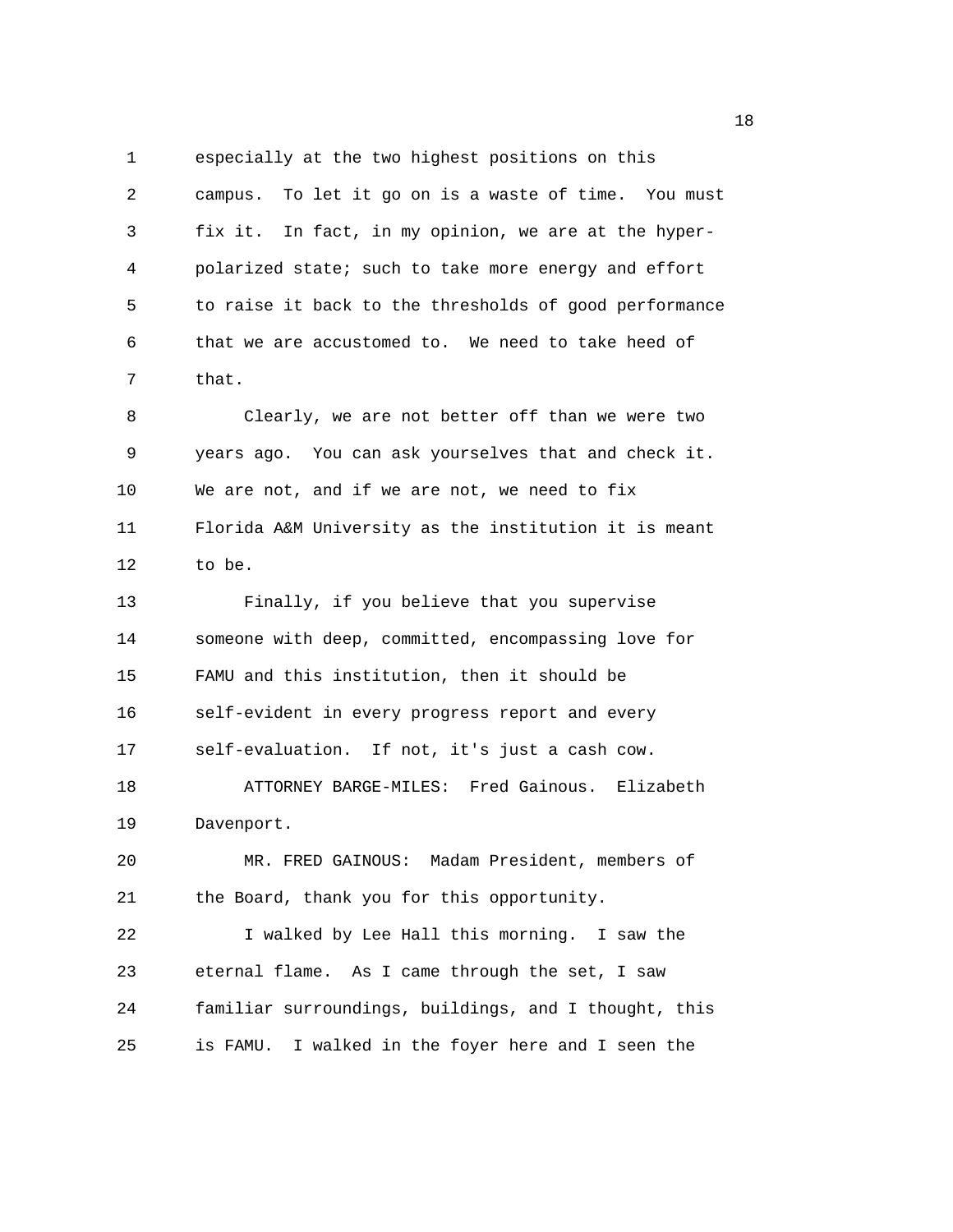especially at the two highest positions on this campus. To let it go on is a waste of time. You must fix it. In fact, in my opinion, we are at the hyper-polarized state; such to take more energy and effort to raise it back to the thresholds of good performance that we are accustomed to. We need to take heed of that.

Clearly, we are not better off than we were two years ago. You can ask yourselves that and check it. We are not, and if we are not, we need to fix Florida A&M University as the institution it is meant to be.

Finally, if you believe that you supervise someone with deep, committed, encompassing love for FAMU and this institution, then it should be self-evident in every progress report and every self-evaluation. If not, it's just a cash cow.

ATTORNEY BARGE-MILES: Fred Gainous. Elizabeth Davenport.

MR. FRED GAINOUS: Madam President, members of the Board, thank you for this opportunity.

I walked by Lee Hall this morning. I saw the eternal flame. As I came through the set, I saw familiar surroundings, buildings, and I thought, this is FAMU. I walked in the foyer here and I seen the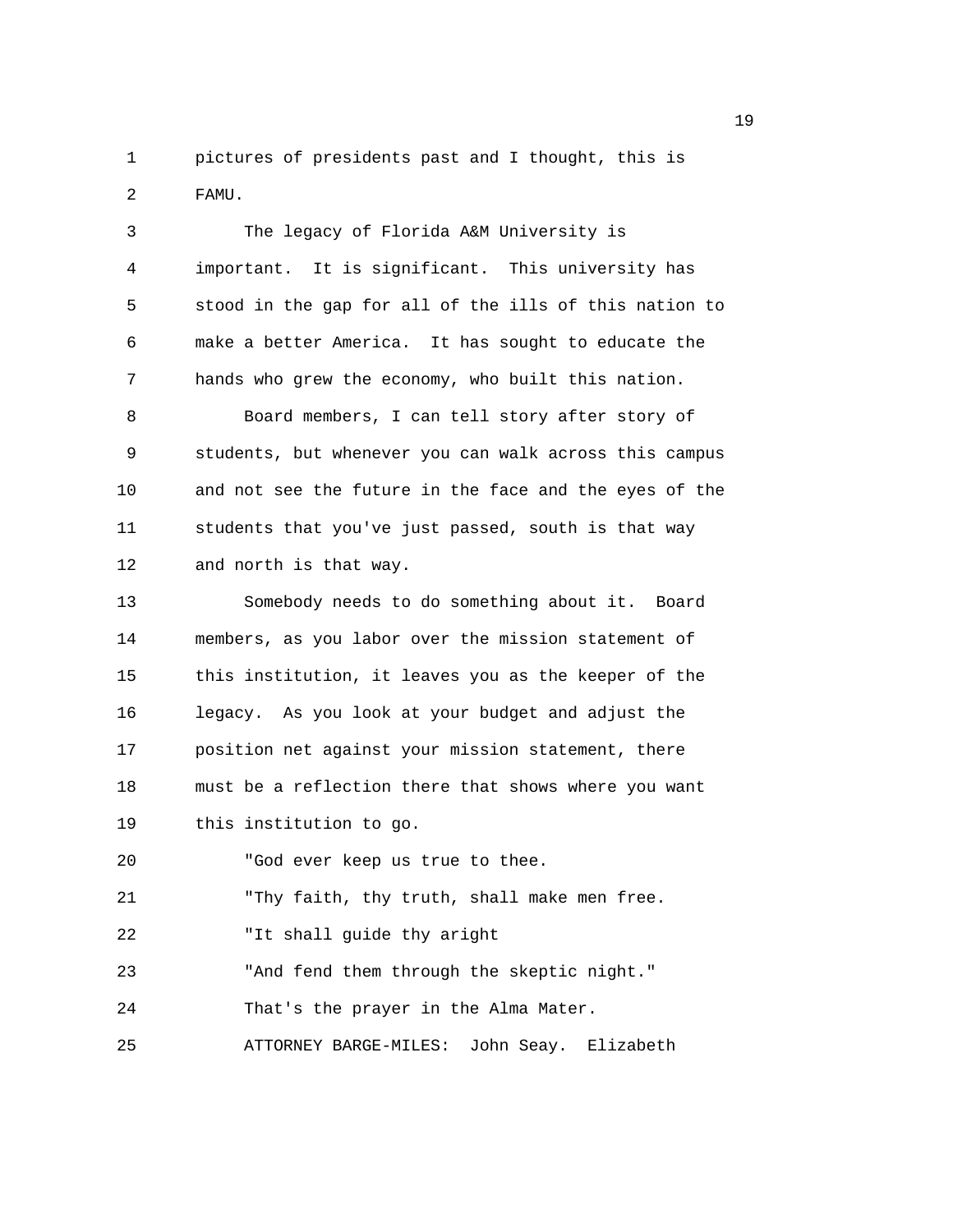pictures of presidents past and I thought, this is FAMU.

The legacy of Florida A&M University is important. It is significant. This university has stood in the gap for all of the ills of this nation to make a better America. It has sought to educate the hands who grew the economy, who built this nation.

Board members, I can tell story after story of students, but whenever you can walk across this campus and not see the future in the face and the eyes of the students that you've just passed, south is that way and north is that way.

Somebody needs to do something about it. Board members, as you labor over the mission statement of this institution, it leaves you as the keeper of the legacy. As you look at your budget and adjust the position net against your mission statement, there must be a reflection there that shows where you want this institution to go.

"God ever keep us true to thee.

"Thy faith, thy truth, shall make men free.

"It shall guide thy aright

"And fend them through the skeptic night."

That's the prayer in the Alma Mater.

ATTORNEY BARGE-MILES: John Seay. Elizabeth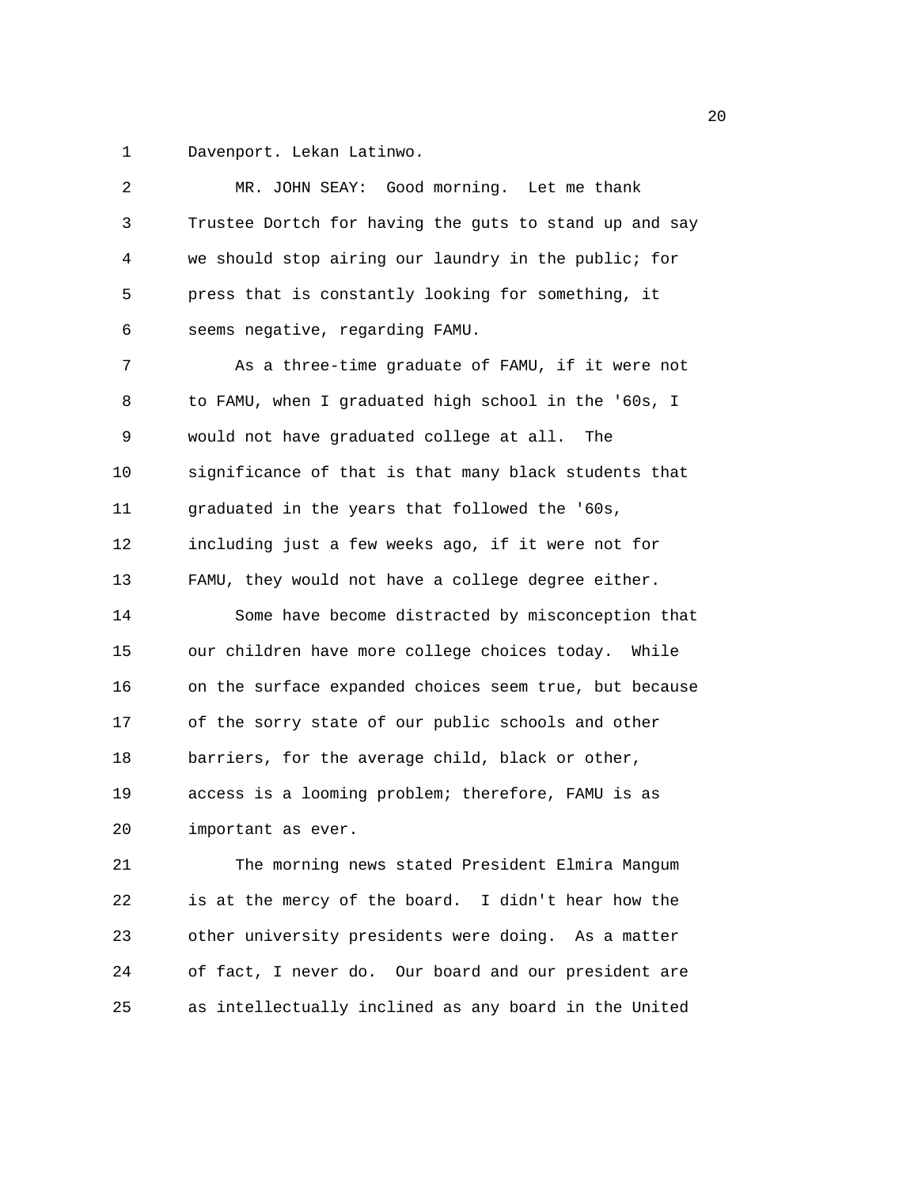Davenport. Lekan Latinwo.

MR. JOHN SEAY: Good morning. Let me thank Trustee Dortch for having the guts to stand up and say we should stop airing our laundry in the public; for press that is constantly looking for something, it seems negative, regarding FAMU.

As a three-time graduate of FAMU, if it were not to FAMU, when I graduated high school in the '60s, I would not have graduated college at all. The significance of that is that many black students that graduated in the years that followed the '60s, including just a few weeks ago, if it were not for FAMU, they would not have a college degree either.

Some have become distracted by misconception that our children have more college choices today. While on the surface expanded choices seem true, but because of the sorry state of our public schools and other barriers, for the average child, black or other, access is a looming problem; therefore, FAMU is as important as ever.

The morning news stated President Elmira Mangum is at the mercy of the board. I didn't hear how the other university presidents were doing. As a matter of fact, I never do. Our board and our president are as intellectually inclined as any board in the United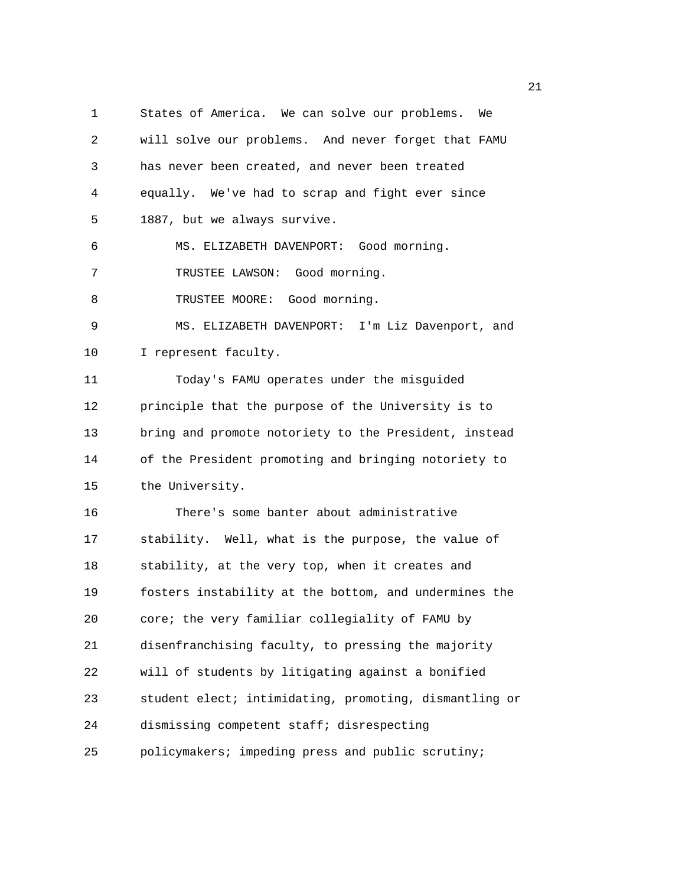States of America. We can solve our problems. We will solve our problems. And never forget that FAMU has never been created, and never been treated equally. We've had to scrap and fight ever since 1887, but we always survive.

MS. ELIZABETH DAVENPORT: Good morning.

TRUSTEE LAWSON: Good morning.

TRUSTEE MOORE: Good morning.

MS. ELIZABETH DAVENPORT: I'm Liz Davenport, and I represent faculty.

Today's FAMU operates under the misguided principle that the purpose of the University is to bring and promote notoriety to the President, instead of the President promoting and bringing notoriety to the University.

There's some banter about administrative stability. Well, what is the purpose, the value of stability, at the very top, when it creates and fosters instability at the bottom, and undermines the core; the very familiar collegiality of FAMU by disenfranchising faculty, to pressing the majority will of students by litigating against a bonified student elect; intimidating, promoting, dismantling or dismissing competent staff; disrespecting policymakers; impeding press and public scrutiny;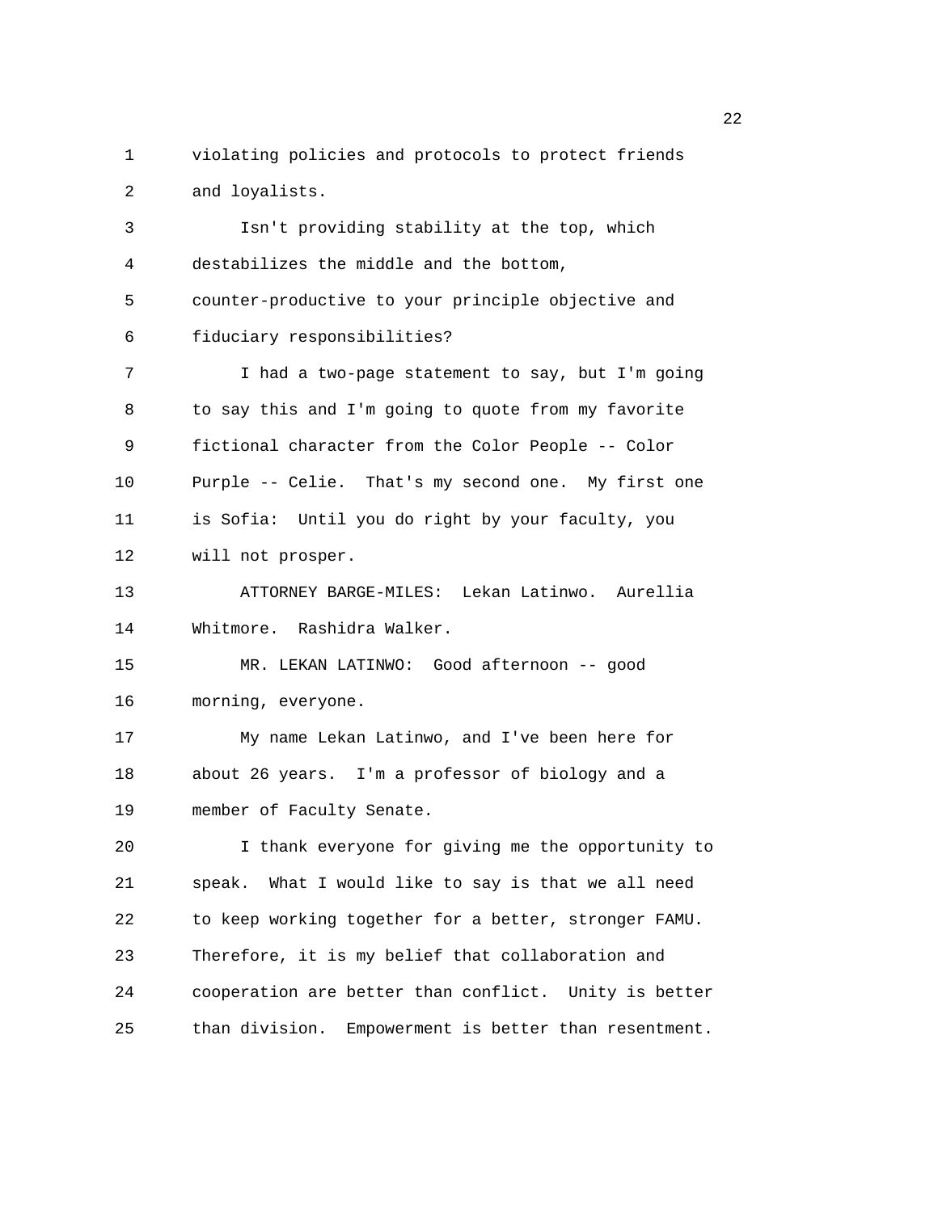violating policies and protocols to protect friends and loyalists.

Isn't providing stability at the top, which destabilizes the middle and the bottom, counter-productive to your principle objective and fiduciary responsibilities?

I had a two-page statement to say, but I'm going to say this and I'm going to quote from my favorite fictional character from the Color People -- Color Purple -- Celie. That's my second one. My first one is Sofia: Until you do right by your faculty, you will not prosper.

ATTORNEY BARGE-MILES: Lekan Latinwo. Aurellia Whitmore. Rashidra Walker.

MR. LEKAN LATINWO: Good afternoon -- good morning, everyone.

My name Lekan Latinwo, and I've been here for about 26 years. I'm a professor of biology and a member of Faculty Senate.

I thank everyone for giving me the opportunity to speak. What I would like to say is that we all need to keep working together for a better, stronger FAMU. Therefore, it is my belief that collaboration and cooperation are better than conflict. Unity is better than division. Empowerment is better than resentment.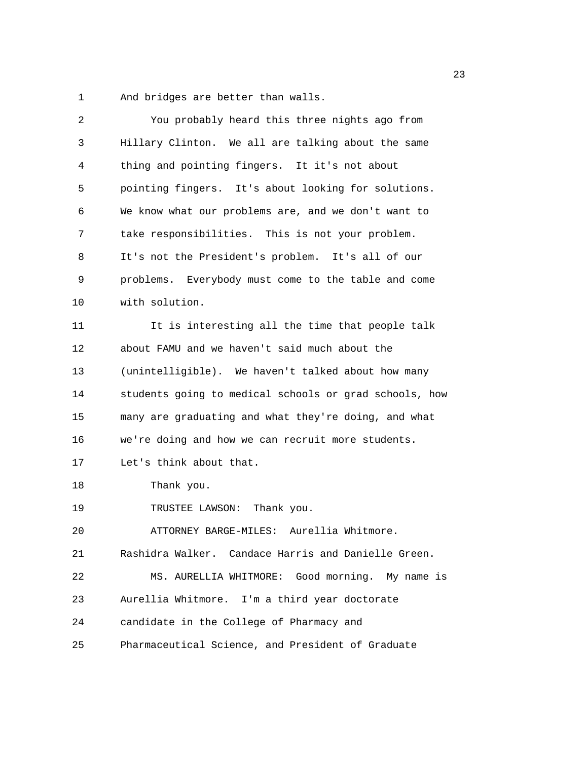And bridges are better than walls.

You probably heard this three nights ago from Hillary Clinton. We all are talking about the same thing and pointing fingers. It it's not about pointing fingers. It's about looking for solutions. We know what our problems are, and we don't want to take responsibilities. This is not your problem. It's not the President's problem. It's all of our problems. Everybody must come to the table and come with solution.

It is interesting all the time that people talk about FAMU and we haven't said much about the (unintelligible). We haven't talked about how many students going to medical schools or grad schools, how many are graduating and what they're doing, and what we're doing and how we can recruit more students. Let's think about that.

Thank you.

TRUSTEE LAWSON: Thank you.

ATTORNEY BARGE-MILES: Aurellia Whitmore. Rashidra Walker. Candace Harris and Danielle Green.

MS. AURELLIA WHITMORE: Good morning. My name is Aurellia Whitmore. I'm a third year doctorate candidate in the College of Pharmacy and Pharmaceutical Science, and President of Graduate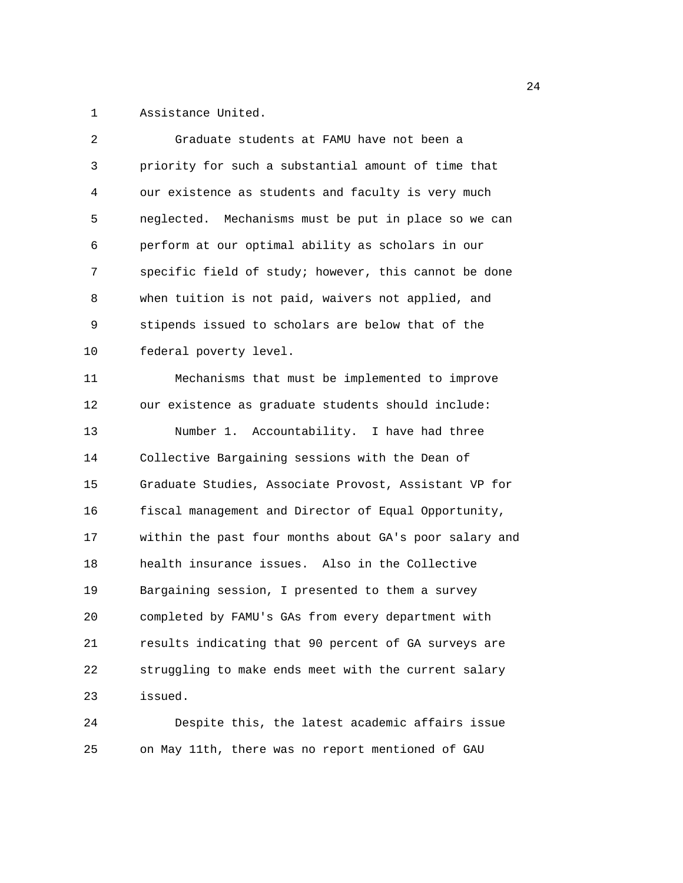Assistance United.

Graduate students at FAMU have not been a priority for such a substantial amount of time that our existence as students and faculty is very much neglected. Mechanisms must be put in place so we can perform at our optimal ability as scholars in our specific field of study; however, this cannot be done when tuition is not paid, waivers not applied, and stipends issued to scholars are below that of the federal poverty level.

Mechanisms that must be implemented to improve our existence as graduate students should include:

Number 1. Accountability. I have had three Collective Bargaining sessions with the Dean of Graduate Studies, Associate Provost, Assistant VP for fiscal management and Director of Equal Opportunity, within the past four months about GA's poor salary and health insurance issues. Also in the Collective Bargaining session, I presented to them a survey completed by FAMU's GAs from every department with results indicating that 90 percent of GA surveys are struggling to make ends meet with the current salary issued.

Despite this, the latest academic affairs issue on May 11th, there was no report mentioned of GAU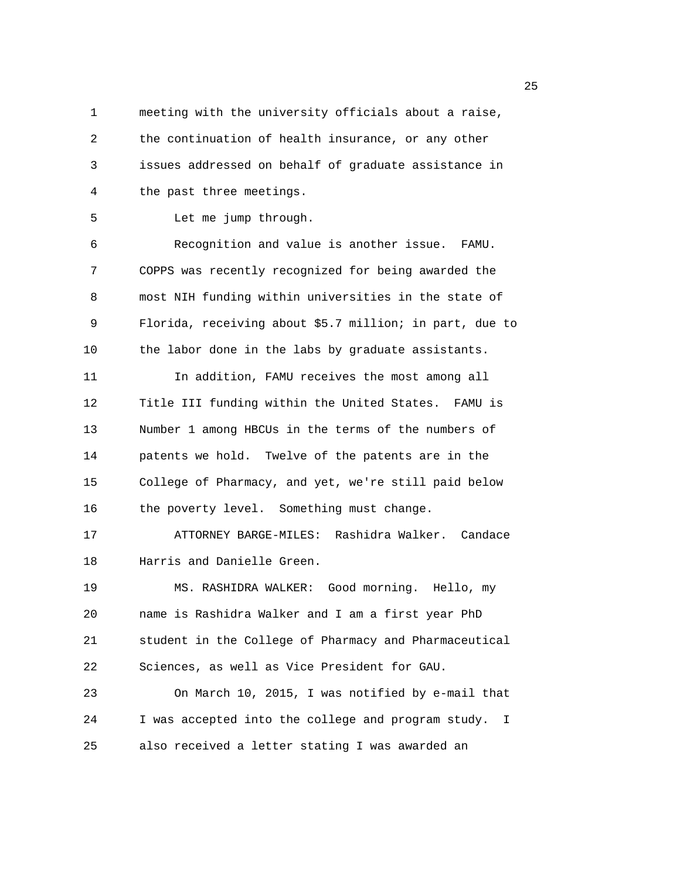meeting with the university officials about a raise, the continuation of health insurance, or any other issues addressed on behalf of graduate assistance in the past three meetings.

Let me jump through.

Recognition and value is another issue. FAMU. COPPS was recently recognized for being awarded the most NIH funding within universities in the state of Florida, receiving about $5.7 million; in part, due to the labor done in the labs by graduate assistants.

In addition, FAMU receives the most among all Title III funding within the United States. FAMU is Number 1 among HBCUs in the terms of the numbers of patents we hold. Twelve of the patents are in the College of Pharmacy, and yet, we're still paid below the poverty level. Something must change.

ATTORNEY BARGE-MILES: Rashidra Walker. Candace Harris and Danielle Green.

MS. RASHIDRA WALKER: Good morning. Hello, my name is Rashidra Walker and I am a first year PhD student in the College of Pharmacy and Pharmaceutical Sciences, as well as Vice President for GAU.

On March 10, 2015, I was notified by e-mail that I was accepted into the college and program study. I also received a letter stating I was awarded an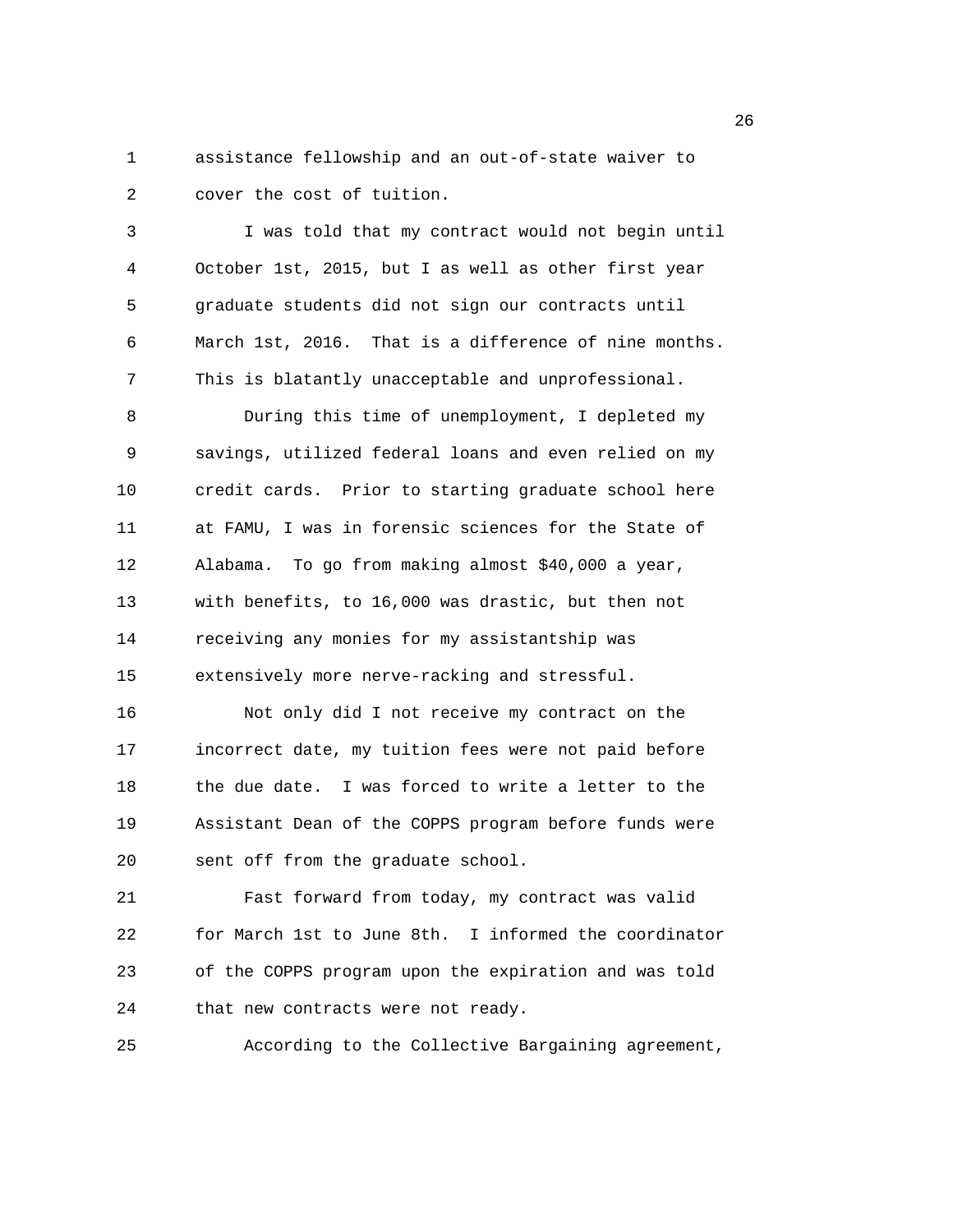assistance fellowship and an out-of-state waiver to cover the cost of tuition.

I was told that my contract would not begin until October 1st, 2015, but I as well as other first year graduate students did not sign our contracts until March 1st, 2016. That is a difference of nine months. This is blatantly unacceptable and unprofessional.

During this time of unemployment, I depleted my savings, utilized federal loans and even relied on my credit cards. Prior to starting graduate school here at FAMU, I was in forensic sciences for the State of Alabama. To go from making almost $40,000 a year, with benefits, to 16,000 was drastic, but then not receiving any monies for my assistantship was extensively more nerve-racking and stressful.

Not only did I not receive my contract on the incorrect date, my tuition fees were not paid before the due date. I was forced to write a letter to the Assistant Dean of the COPPS program before funds were sent off from the graduate school.

Fast forward from today, my contract was valid for March 1st to June 8th. I informed the coordinator of the COPPS program upon the expiration and was told that new contracts were not ready.

According to the Collective Bargaining agreement,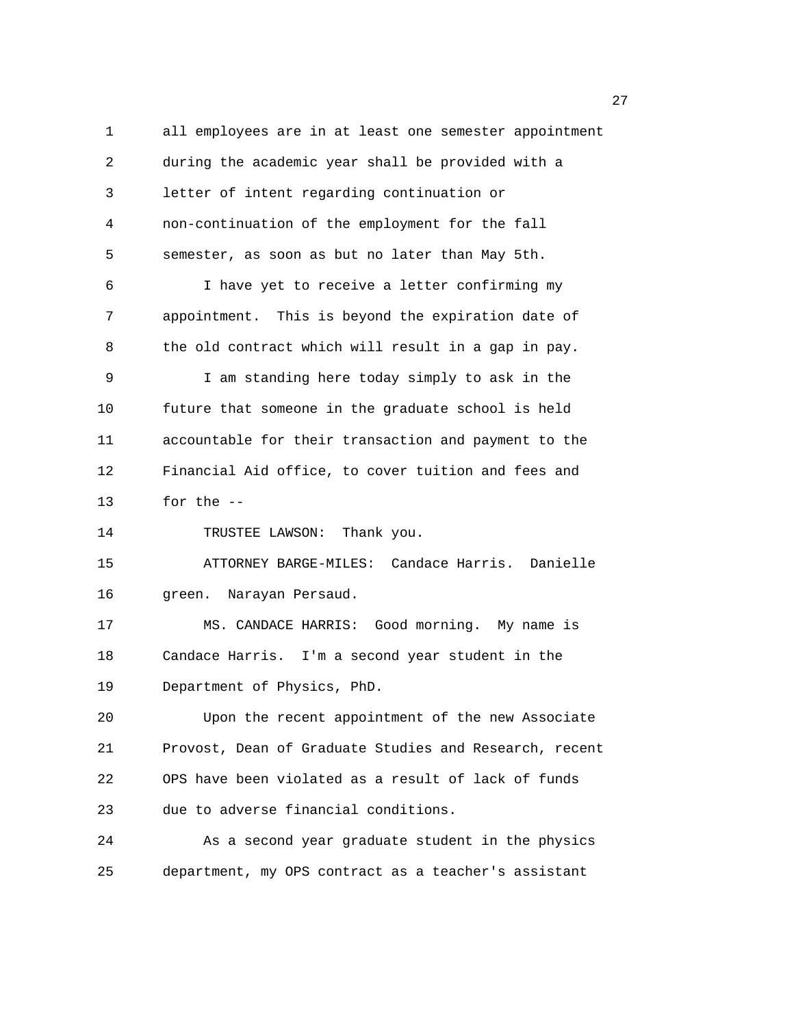all employees are in at least one semester appointment during the academic year shall be provided with a letter of intent regarding continuation or non-continuation of the employment for the fall semester, as soon as but no later than May 5th.

I have yet to receive a letter confirming my appointment. This is beyond the expiration date of the old contract which will result in a gap in pay.

I am standing here today simply to ask in the future that someone in the graduate school is held accountable for their transaction and payment to the Financial Aid office, to cover tuition and fees and for the --

TRUSTEE LAWSON: Thank you.

ATTORNEY BARGE-MILES: Candace Harris. Danielle green. Narayan Persaud.

MS. CANDACE HARRIS: Good morning. My name is Candace Harris. I'm a second year student in the Department of Physics, PhD.

Upon the recent appointment of the new Associate Provost, Dean of Graduate Studies and Research, recent OPS have been violated as a result of lack of funds due to adverse financial conditions.

As a second year graduate student in the physics department, my OPS contract as a teacher's assistant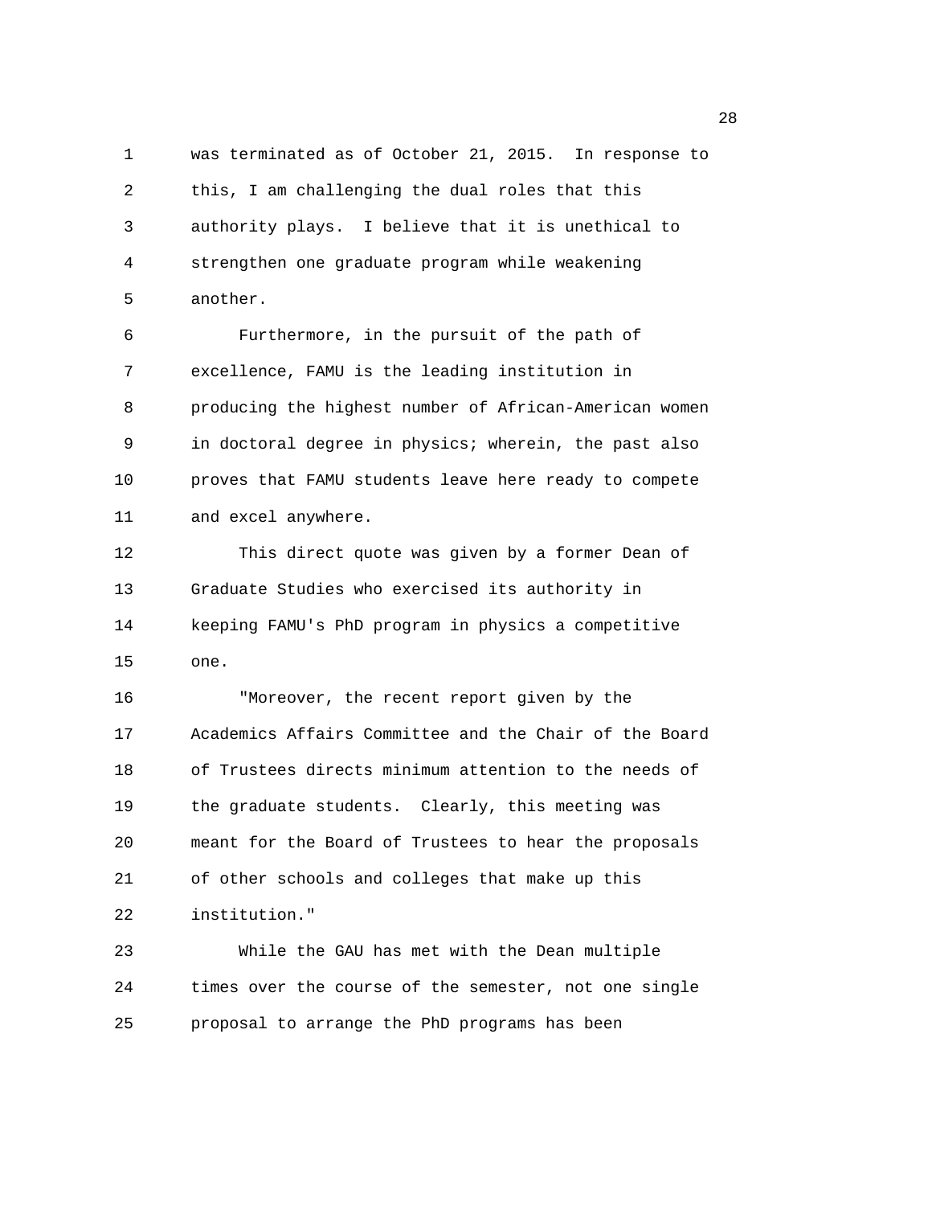was terminated as of October 21, 2015. In response to this, I am challenging the dual roles that this authority plays. I believe that it is unethical to strengthen one graduate program while weakening another.

Furthermore, in the pursuit of the path of excellence, FAMU is the leading institution in producing the highest number of African-American women in doctoral degree in physics; wherein, the past also proves that FAMU students leave here ready to compete and excel anywhere.

This direct quote was given by a former Dean of Graduate Studies who exercised its authority in keeping FAMU's PhD program in physics a competitive one.

"Moreover, the recent report given by the Academics Affairs Committee and the Chair of the Board of Trustees directs minimum attention to the needs of the graduate students. Clearly, this meeting was meant for the Board of Trustees to hear the proposals of other schools and colleges that make up this institution."

While the GAU has met with the Dean multiple times over the course of the semester, not one single proposal to arrange the PhD programs has been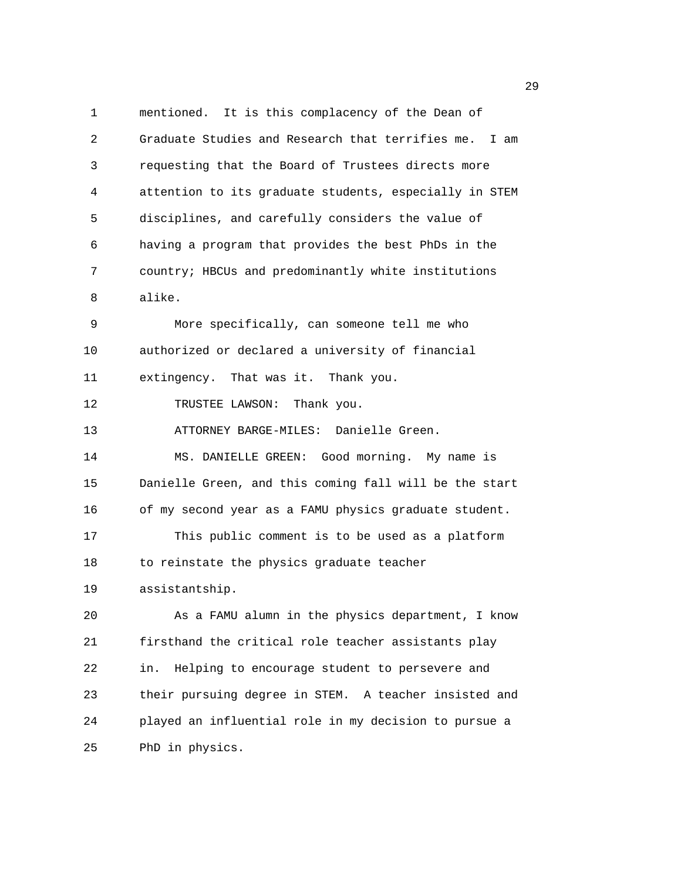mentioned. It is this complacency of the Dean of Graduate Studies and Research that terrifies me. I am requesting that the Board of Trustees directs more attention to its graduate students, especially in STEM disciplines, and carefully considers the value of having a program that provides the best PhDs in the country; HBCUs and predominantly white institutions alike.

More specifically, can someone tell me who authorized or declared a university of financial extingency. That was it. Thank you.

TRUSTEE LAWSON: Thank you.

ATTORNEY BARGE-MILES: Danielle Green.

MS. DANIELLE GREEN: Good morning. My name is Danielle Green, and this coming fall will be the start of my second year as a FAMU physics graduate student.

This public comment is to be used as a platform to reinstate the physics graduate teacher assistantship.

As a FAMU alumn in the physics department, I know firsthand the critical role teacher assistants play in. Helping to encourage student to persevere and their pursuing degree in STEM. A teacher insisted and played an influential role in my decision to pursue a PhD in physics.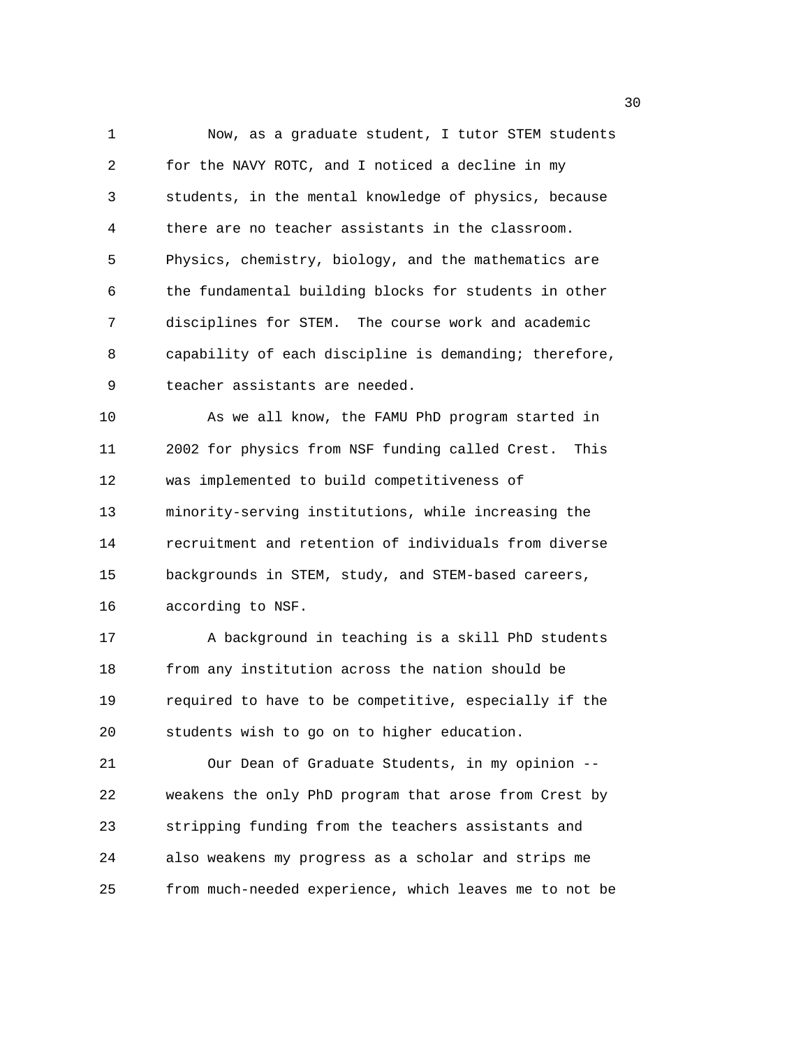Now, as a graduate student, I tutor STEM students for the NAVY ROTC, and I noticed a decline in my students, in the mental knowledge of physics, because there are no teacher assistants in the classroom. Physics, chemistry, biology, and the mathematics are the fundamental building blocks for students in other disciplines for STEM. The course work and academic capability of each discipline is demanding; therefore, teacher assistants are needed.

As we all know, the FAMU PhD program started in 2002 for physics from NSF funding called Crest. This was implemented to build competitiveness of minority-serving institutions, while increasing the recruitment and retention of individuals from diverse backgrounds in STEM, study, and STEM-based careers, according to NSF.

A background in teaching is a skill PhD students from any institution across the nation should be required to have to be competitive, especially if the students wish to go on to higher education.

Our Dean of Graduate Students, in my opinion -- weakens the only PhD program that arose from Crest by stripping funding from the teachers assistants and also weakens my progress as a scholar and strips me from much-needed experience, which leaves me to not be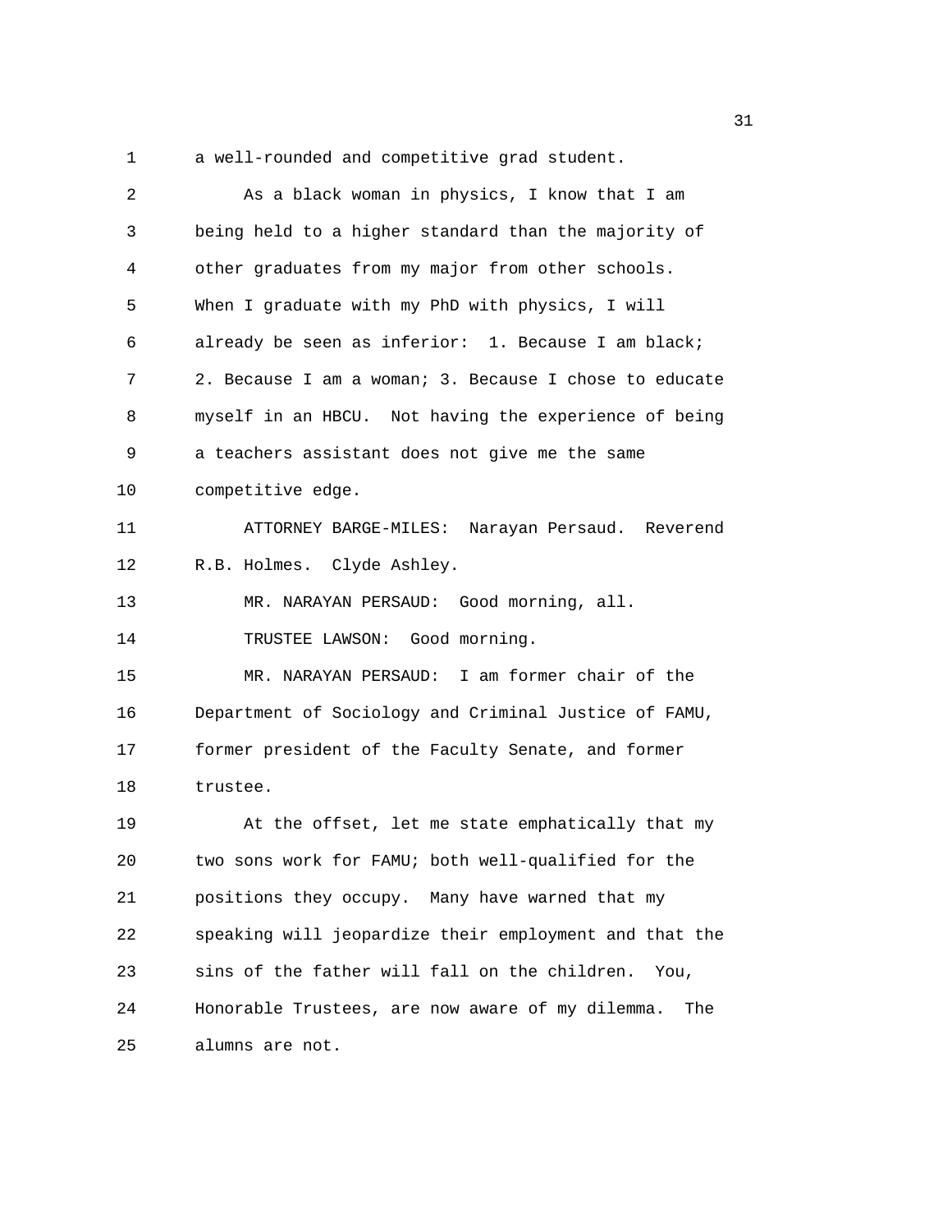a well-rounded and competitive grad student.

As a black woman in physics, I know that I am being held to a higher standard than the majority of other graduates from my major from other schools. When I graduate with my PhD with physics, I will already be seen as inferior: 1. Because I am black; 2. Because I am a woman; 3. Because I chose to educate myself in an HBCU. Not having the experience of being a teachers assistant does not give me the same competitive edge.

ATTORNEY BARGE-MILES: Narayan Persaud. Reverend R.B. Holmes. Clyde Ashley.

MR. NARAYAN PERSAUD: Good morning, all.

TRUSTEE LAWSON: Good morning.

MR. NARAYAN PERSAUD: I am former chair of the Department of Sociology and Criminal Justice of FAMU, former president of the Faculty Senate, and former trustee.

At the offset, let me state emphatically that my two sons work for FAMU; both well-qualified for the positions they occupy. Many have warned that my speaking will jeopardize their employment and that the sins of the father will fall on the children. You, Honorable Trustees, are now aware of my dilemma. The alumns are not.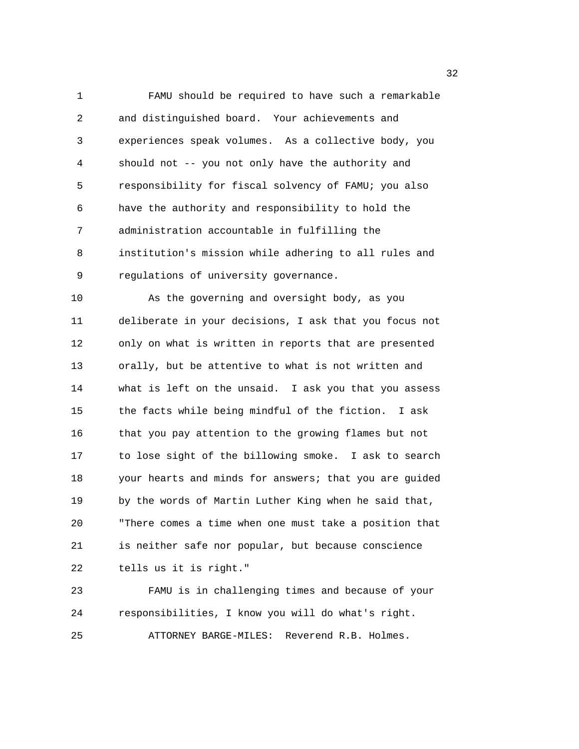FAMU should be required to have such a remarkable and distinguished board. Your achievements and experiences speak volumes. As a collective body, you should not -- you not only have the authority and responsibility for fiscal solvency of FAMU; you also have the authority and responsibility to hold the administration accountable in fulfilling the institution's mission while adhering to all rules and regulations of university governance.

As the governing and oversight body, as you deliberate in your decisions, I ask that you focus not only on what is written in reports that are presented orally, but be attentive to what is not written and what is left on the unsaid. I ask you that you assess the facts while being mindful of the fiction. I ask that you pay attention to the growing flames but not to lose sight of the billowing smoke. I ask to search your hearts and minds for answers; that you are guided by the words of Martin Luther King when he said that, "There comes a time when one must take a position that is neither safe nor popular, but because conscience tells us it is right."

FAMU is in challenging times and because of your responsibilities, I know you will do what's right.

ATTORNEY BARGE-MILES: Reverend R.B. Holmes.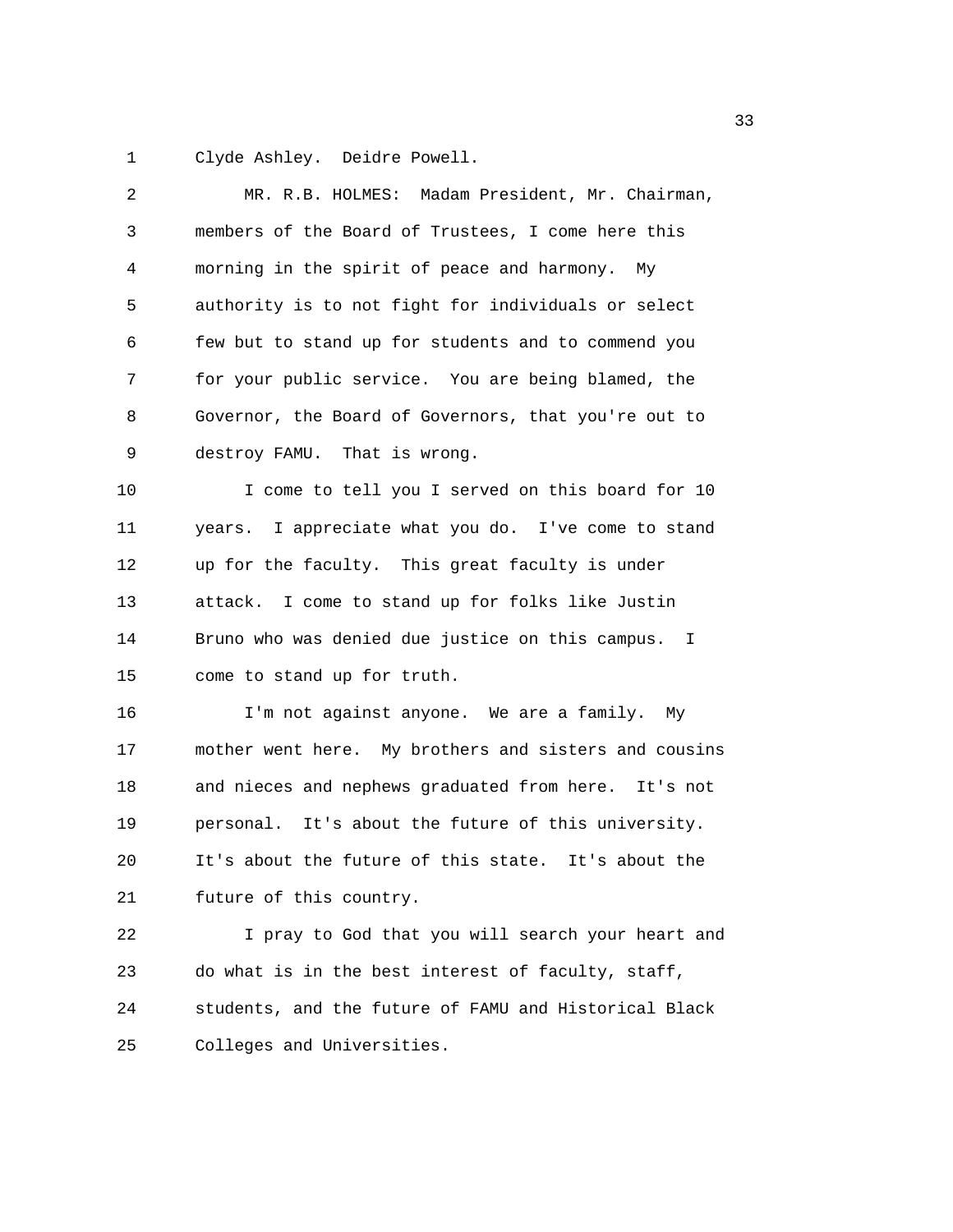Clyde Ashley. Deidre Powell.

MR. R.B. HOLMES: Madam President, Mr. Chairman, members of the Board of Trustees, I come here this morning in the spirit of peace and harmony. My authority is to not fight for individuals or select few but to stand up for students and to commend you for your public service. You are being blamed, the Governor, the Board of Governors, that you're out to destroy FAMU. That is wrong.

I come to tell you I served on this board for 10 years. I appreciate what you do. I've come to stand up for the faculty. This great faculty is under attack. I come to stand up for folks like Justin Bruno who was denied due justice on this campus. I come to stand up for truth.

I'm not against anyone. We are a family. My mother went here. My brothers and sisters and cousins and nieces and nephews graduated from here. It's not personal. It's about the future of this university. It's about the future of this state. It's about the future of this country.

I pray to God that you will search your heart and do what is in the best interest of faculty, staff, students, and the future of FAMU and Historical Black Colleges and Universities.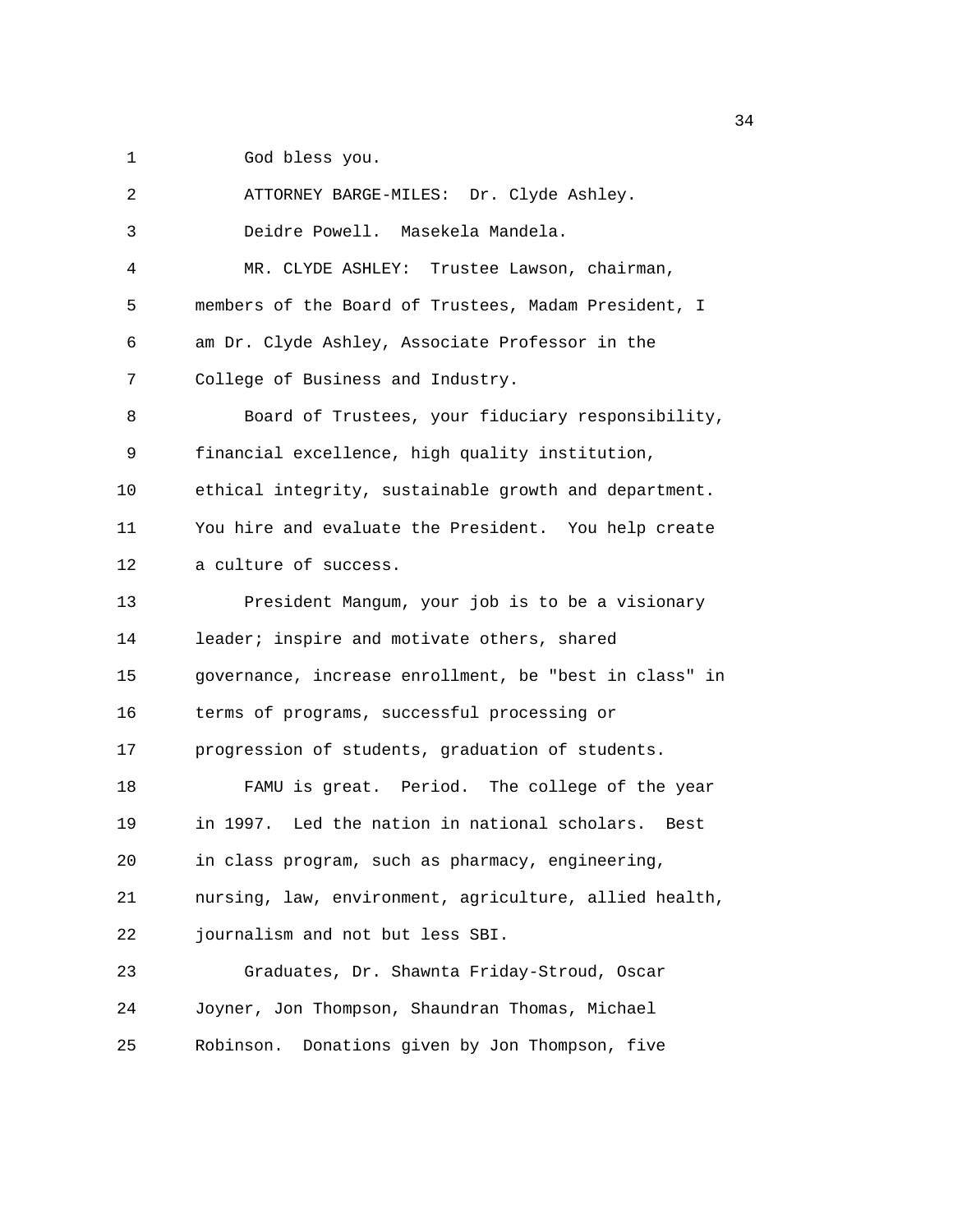God bless you.

ATTORNEY BARGE-MILES: Dr. Clyde Ashley. Deidre Powell. Masekela Mandela.

MR. CLYDE ASHLEY: Trustee Lawson, chairman, members of the Board of Trustees, Madam President, I am Dr. Clyde Ashley, Associate Professor in the College of Business and Industry.

Board of Trustees, your fiduciary responsibility, financial excellence, high quality institution, ethical integrity, sustainable growth and department. You hire and evaluate the President. You help create a culture of success.

President Mangum, your job is to be a visionary leader; inspire and motivate others, shared governance, increase enrollment, be "best in class" in terms of programs, successful processing or progression of students, graduation of students.

FAMU is great. Period. The college of the year in 1997. Led the nation in national scholars. Best in class program, such as pharmacy, engineering, nursing, law, environment, agriculture, allied health, journalism and not but less SBI.

Graduates, Dr. Shawnta Friday-Stroud, Oscar Joyner, Jon Thompson, Shaundran Thomas, Michael Robinson. Donations given by Jon Thompson, five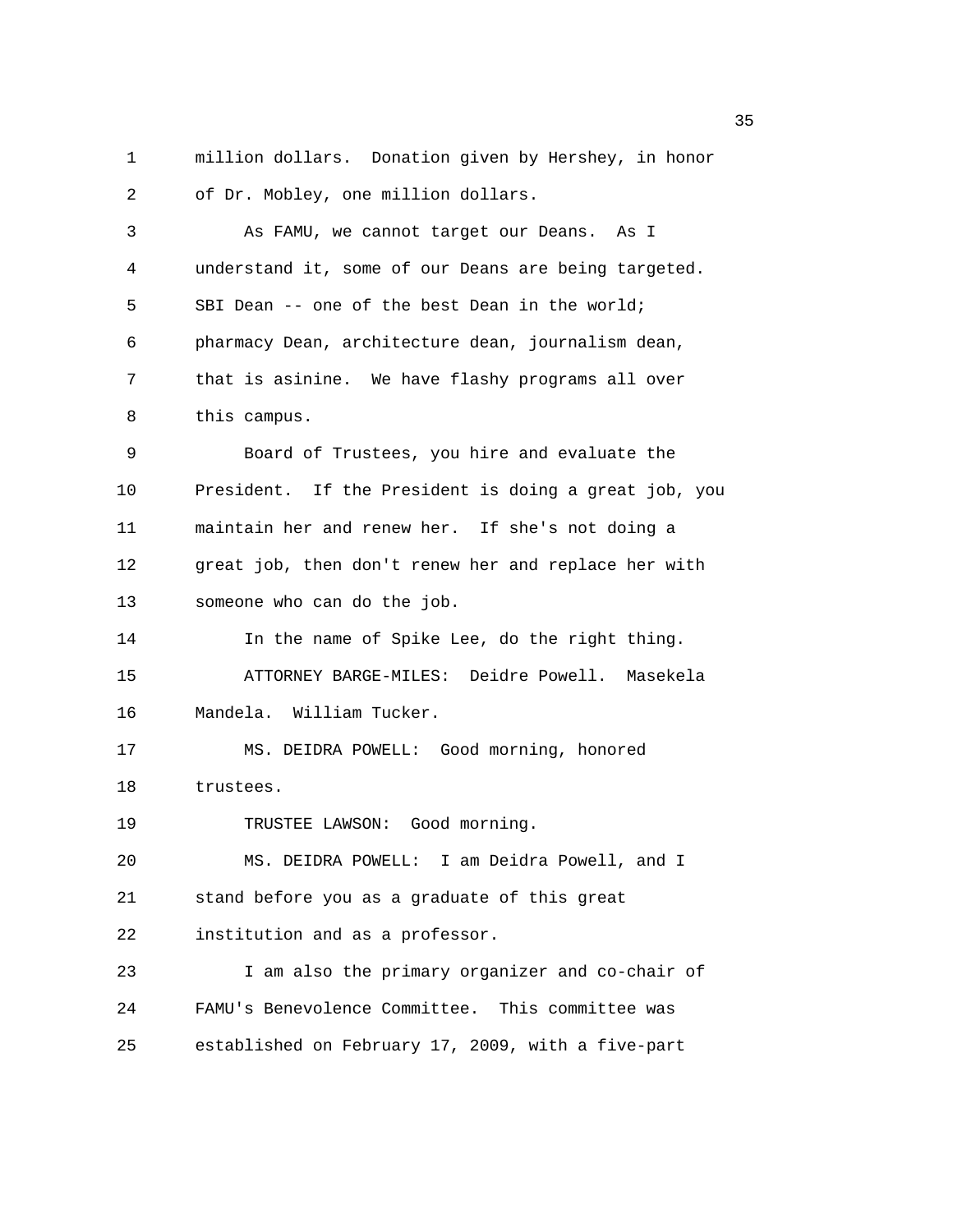million dollars. Donation given by Hershey, in honor of Dr. Mobley, one million dollars.

As FAMU, we cannot target our Deans. As I understand it, some of our Deans are being targeted. SBI Dean -- one of the best Dean in the world; pharmacy Dean, architecture dean, journalism dean, that is asinine. We have flashy programs all over this campus.

Board of Trustees, you hire and evaluate the President. If the President is doing a great job, you maintain her and renew her. If she's not doing a great job, then don't renew her and replace her with someone who can do the job.

In the name of Spike Lee, do the right thing.

ATTORNEY BARGE-MILES: Deidre Powell. Masekela Mandela. William Tucker.

MS. DEIDRA POWELL: Good morning, honored trustees.

TRUSTEE LAWSON: Good morning.

MS. DEIDRA POWELL: I am Deidra Powell, and I stand before you as a graduate of this great institution and as a professor.

I am also the primary organizer and co-chair of FAMU's Benevolence Committee. This committee was established on February 17, 2009, with a five-part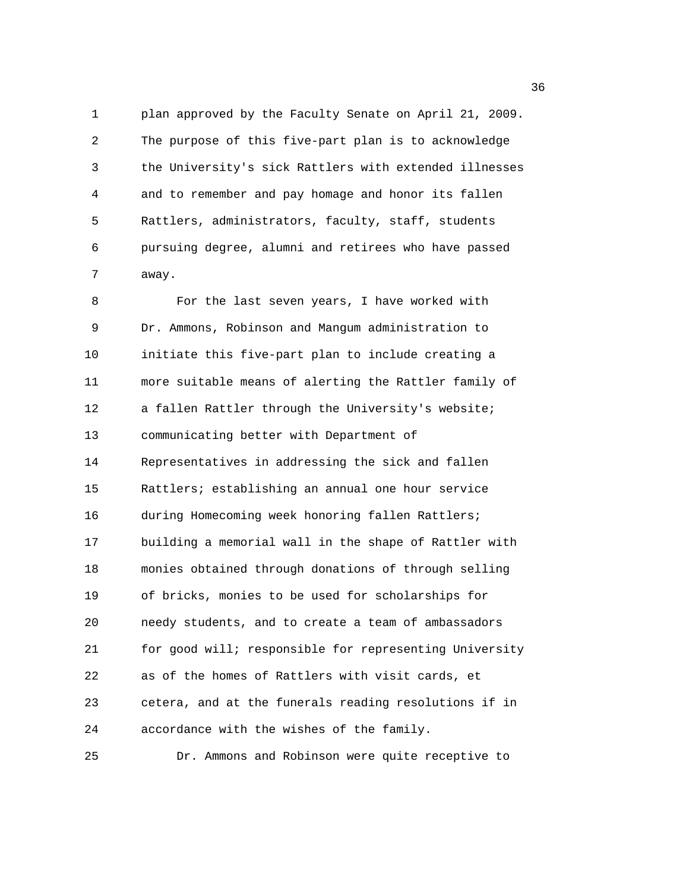plan approved by the Faculty Senate on April 21, 2009. The purpose of this five-part plan is to acknowledge the University's sick Rattlers with extended illnesses and to remember and pay homage and honor its fallen Rattlers, administrators, faculty, staff, students pursuing degree, alumni and retirees who have passed away.

For the last seven years, I have worked with Dr. Ammons, Robinson and Mangum administration to initiate this five-part plan to include creating a more suitable means of alerting the Rattler family of a fallen Rattler through the University's website; communicating better with Department of Representatives in addressing the sick and fallen Rattlers; establishing an annual one hour service during Homecoming week honoring fallen Rattlers; building a memorial wall in the shape of Rattler with monies obtained through donations of through selling of bricks, monies to be used for scholarships for needy students, and to create a team of ambassadors for good will; responsible for representing University as of the homes of Rattlers with visit cards, et cetera, and at the funerals reading resolutions if in accordance with the wishes of the family.

Dr. Ammons and Robinson were quite receptive to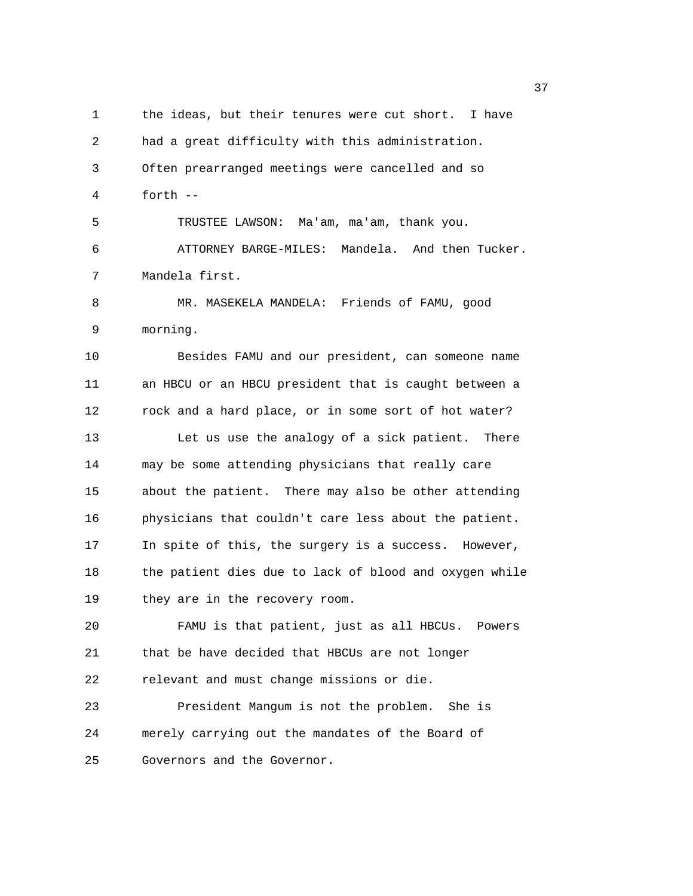the ideas, but their tenures were cut short. I have had a great difficulty with this administration. Often prearranged meetings were cancelled and so forth --

TRUSTEE LAWSON: Ma'am, ma'am, thank you.

ATTORNEY BARGE-MILES: Mandela. And then Tucker. Mandela first.

MR. MASEKELA MANDELA: Friends of FAMU, good morning.

Besides FAMU and our president, can someone name an HBCU or an HBCU president that is caught between a rock and a hard place, or in some sort of hot water?

Let us use the analogy of a sick patient. There may be some attending physicians that really care about the patient. There may also be other attending physicians that couldn't care less about the patient. In spite of this, the surgery is a success. However, the patient dies due to lack of blood and oxygen while they are in the recovery room.

FAMU is that patient, just as all HBCUs. Powers that be have decided that HBCUs are not longer relevant and must change missions or die.

President Mangum is not the problem. She is merely carrying out the mandates of the Board of Governors and the Governor.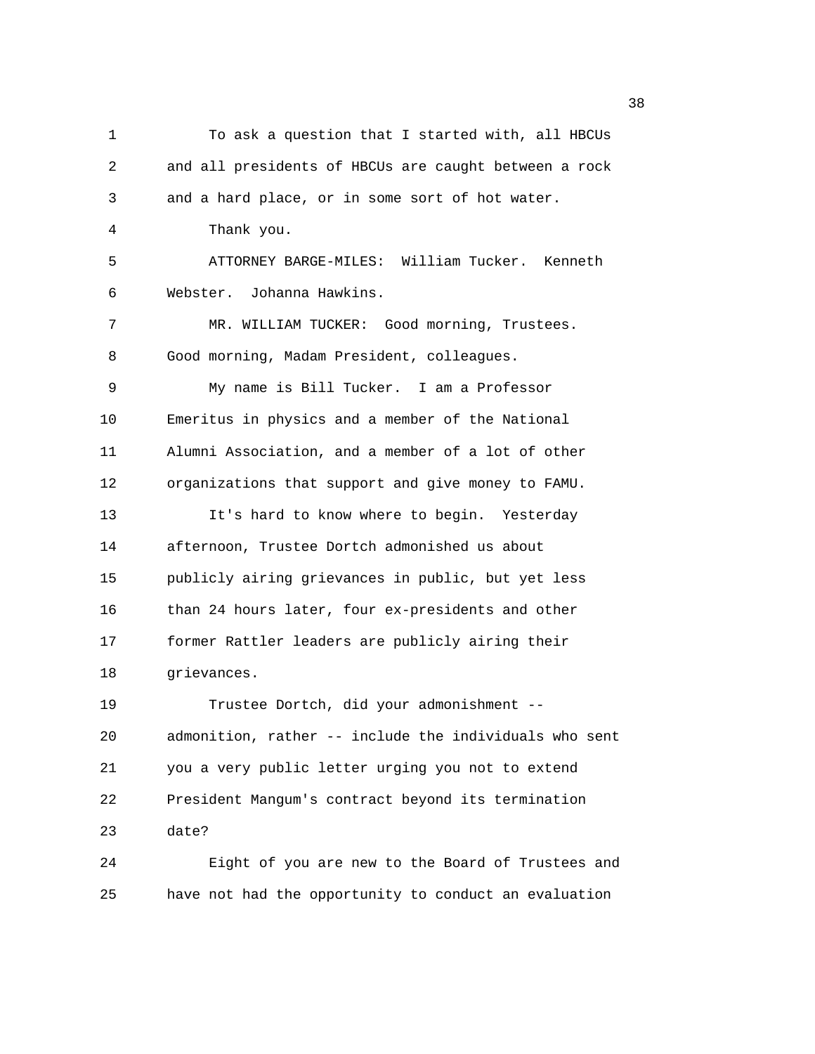To ask a question that I started with, all HBCUs and all presidents of HBCUs are caught between a rock and a hard place, or in some sort of hot water.

Thank you.

ATTORNEY BARGE-MILES: William Tucker. Kenneth Webster. Johanna Hawkins.

MR. WILLIAM TUCKER: Good morning, Trustees. Good morning, Madam President, colleagues.

My name is Bill Tucker. I am a Professor Emeritus in physics and a member of the National Alumni Association, and a member of a lot of other organizations that support and give money to FAMU.

It's hard to know where to begin. Yesterday afternoon, Trustee Dortch admonished us about publicly airing grievances in public, but yet less than 24 hours later, four ex-presidents and other former Rattler leaders are publicly airing their grievances.

Trustee Dortch, did your admonishment -- admonition, rather -- include the individuals who sent you a very public letter urging you not to extend President Mangum's contract beyond its termination date?

Eight of you are new to the Board of Trustees and have not had the opportunity to conduct an evaluation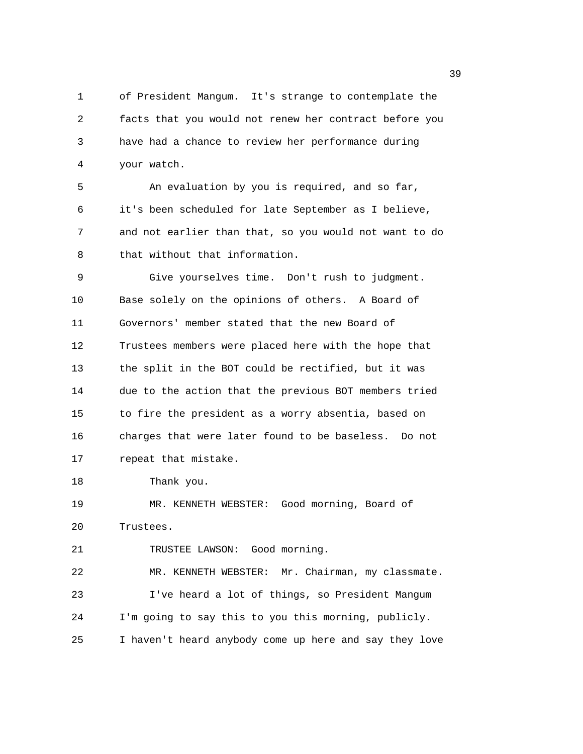of President Mangum. It's strange to contemplate the facts that you would not renew her contract before you have had a chance to review her performance during your watch.

An evaluation by you is required, and so far, it's been scheduled for late September as I believe, and not earlier than that, so you would not want to do that without that information.

Give yourselves time. Don't rush to judgment. Base solely on the opinions of others. A Board of Governors' member stated that the new Board of Trustees members were placed here with the hope that the split in the BOT could be rectified, but it was due to the action that the previous BOT members tried to fire the president as a worry absentia, based on charges that were later found to be baseless. Do not repeat that mistake.

Thank you.

MR. KENNETH WEBSTER: Good morning, Board of Trustees.

TRUSTEE LAWSON: Good morning.

MR. KENNETH WEBSTER: Mr. Chairman, my classmate.

I've heard a lot of things, so President Mangum I'm going to say this to you this morning, publicly. I haven't heard anybody come up here and say they love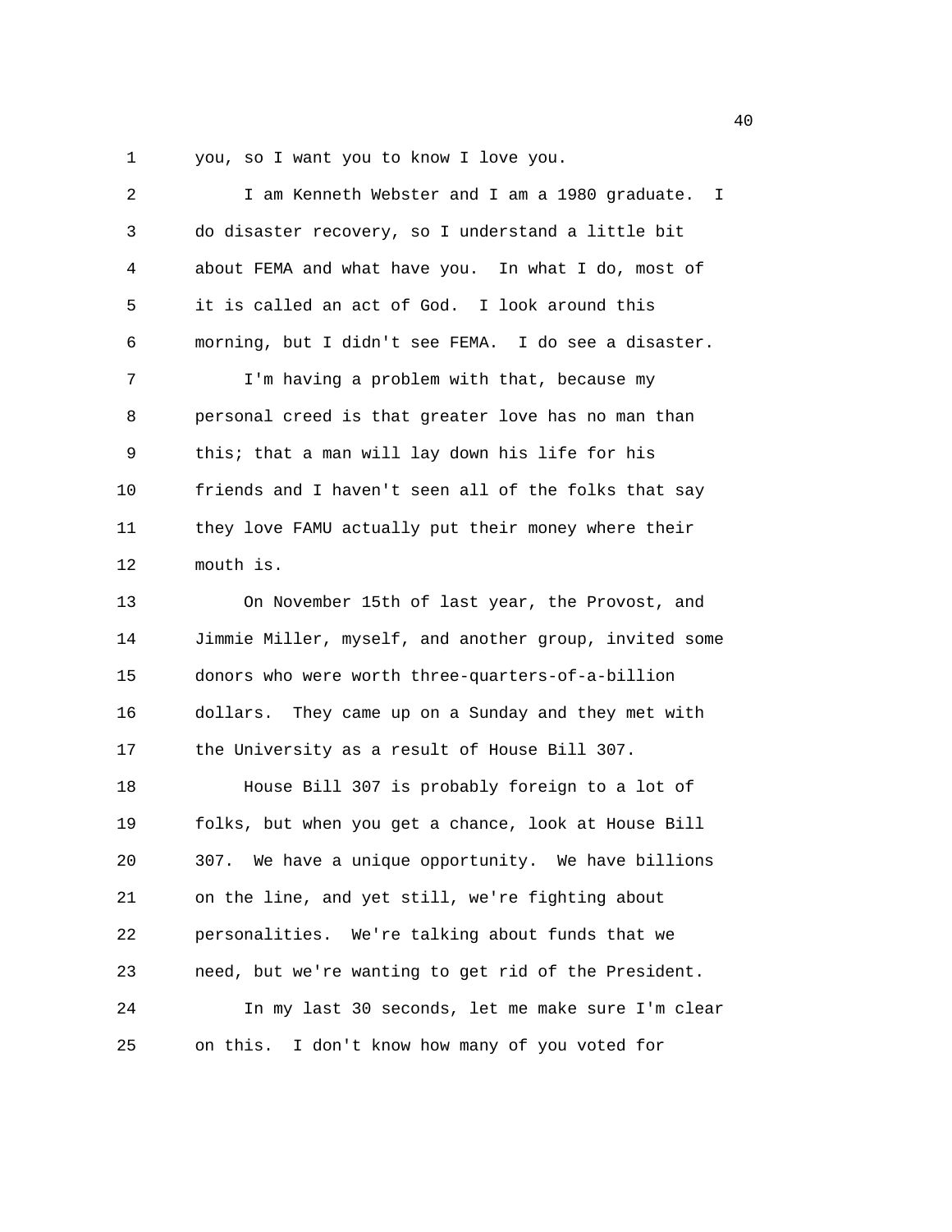you, so I want you to know I love you.

I am Kenneth Webster and I am a 1980 graduate. I do disaster recovery, so I understand a little bit about FEMA and what have you. In what I do, most of it is called an act of God. I look around this morning, but I didn't see FEMA. I do see a disaster.

I'm having a problem with that, because my personal creed is that greater love has no man than this; that a man will lay down his life for his friends and I haven't seen all of the folks that say they love FAMU actually put their money where their mouth is.

On November 15th of last year, the Provost, and Jimmie Miller, myself, and another group, invited some donors who were worth three-quarters-of-a-billion dollars. They came up on a Sunday and they met with the University as a result of House Bill 307.

House Bill 307 is probably foreign to a lot of folks, but when you get a chance, look at House Bill 307. We have a unique opportunity. We have billions on the line, and yet still, we're fighting about personalities. We're talking about funds that we need, but we're wanting to get rid of the President.

In my last 30 seconds, let me make sure I'm clear on this. I don't know how many of you voted for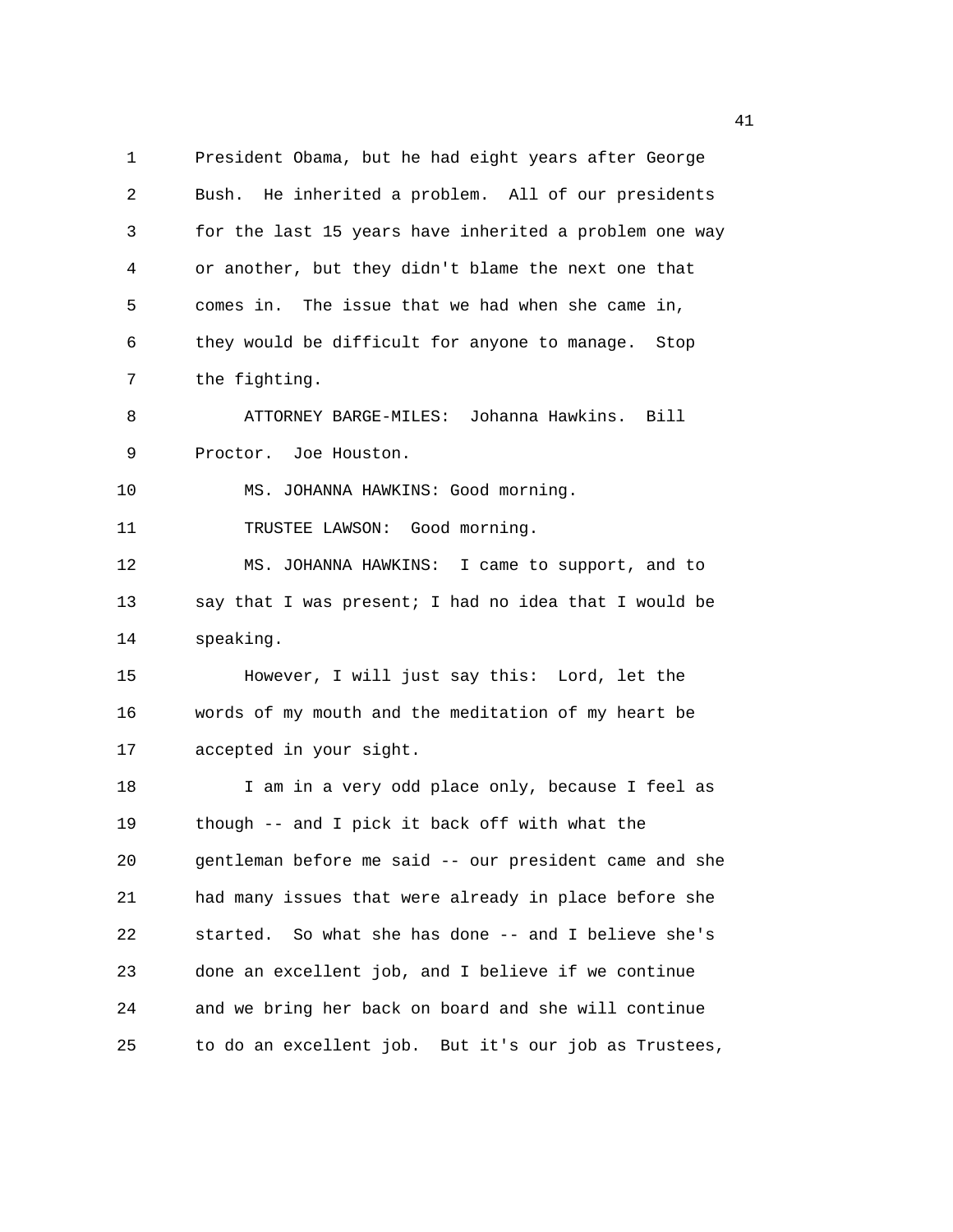President Obama, but he had eight years after George Bush. He inherited a problem. All of our presidents for the last 15 years have inherited a problem one way or another, but they didn't blame the next one that comes in. The issue that we had when she came in, they would be difficult for anyone to manage. Stop the fighting.

ATTORNEY BARGE-MILES: Johanna Hawkins. Bill Proctor. Joe Houston.

MS. JOHANNA HAWKINS: Good morning.

TRUSTEE LAWSON: Good morning.

MS. JOHANNA HAWKINS: I came to support, and to say that I was present; I had no idea that I would be speaking.

However, I will just say this: Lord, let the words of my mouth and the meditation of my heart be accepted in your sight.

I am in a very odd place only, because I feel as though -- and I pick it back off with what the gentleman before me said -- our president came and she had many issues that were already in place before she started. So what she has done -- and I believe she's done an excellent job, and I believe if we continue and we bring her back on board and she will continue to do an excellent job. But it's our job as Trustees,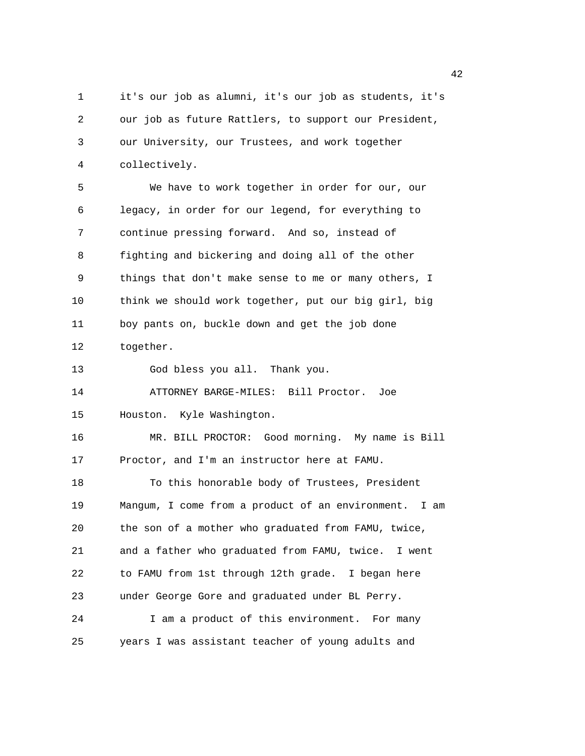it's our job as alumni, it's our job as students, it's our job as future Rattlers, to support our President, our University, our Trustees, and work together collectively.

We have to work together in order for our, our legacy, in order for our legend, for everything to continue pressing forward. And so, instead of fighting and bickering and doing all of the other things that don't make sense to me or many others, I think we should work together, put our big girl, big boy pants on, buckle down and get the job done together.

God bless you all. Thank you.

ATTORNEY BARGE-MILES: Bill Proctor. Joe Houston. Kyle Washington.

MR. BILL PROCTOR: Good morning. My name is Bill Proctor, and I'm an instructor here at FAMU.

To this honorable body of Trustees, President Mangum, I come from a product of an environment. I am the son of a mother who graduated from FAMU, twice, and a father who graduated from FAMU, twice. I went to FAMU from 1st through 12th grade. I began here under George Gore and graduated under BL Perry.

I am a product of this environment. For many years I was assistant teacher of young adults and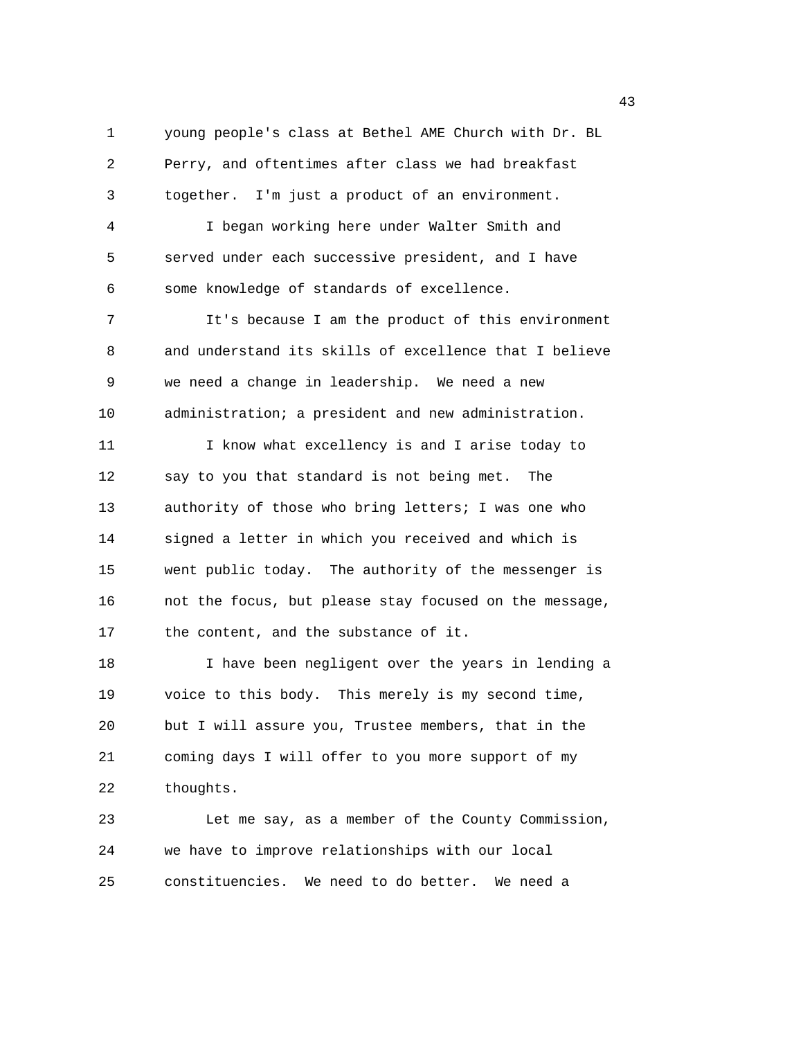young people's class at Bethel AME Church with Dr. BL Perry, and oftentimes after class we had breakfast together. I'm just a product of an environment.

I began working here under Walter Smith and served under each successive president, and I have some knowledge of standards of excellence.

It's because I am the product of this environment and understand its skills of excellence that I believe we need a change in leadership. We need a new administration; a president and new administration.

I know what excellency is and I arise today to say to you that standard is not being met. The authority of those who bring letters; I was one who signed a letter in which you received and which is went public today. The authority of the messenger is not the focus, but please stay focused on the message, the content, and the substance of it.

I have been negligent over the years in lending a voice to this body. This merely is my second time, but I will assure you, Trustee members, that in the coming days I will offer to you more support of my thoughts.

Let me say, as a member of the County Commission, we have to improve relationships with our local constituencies. We need to do better. We need a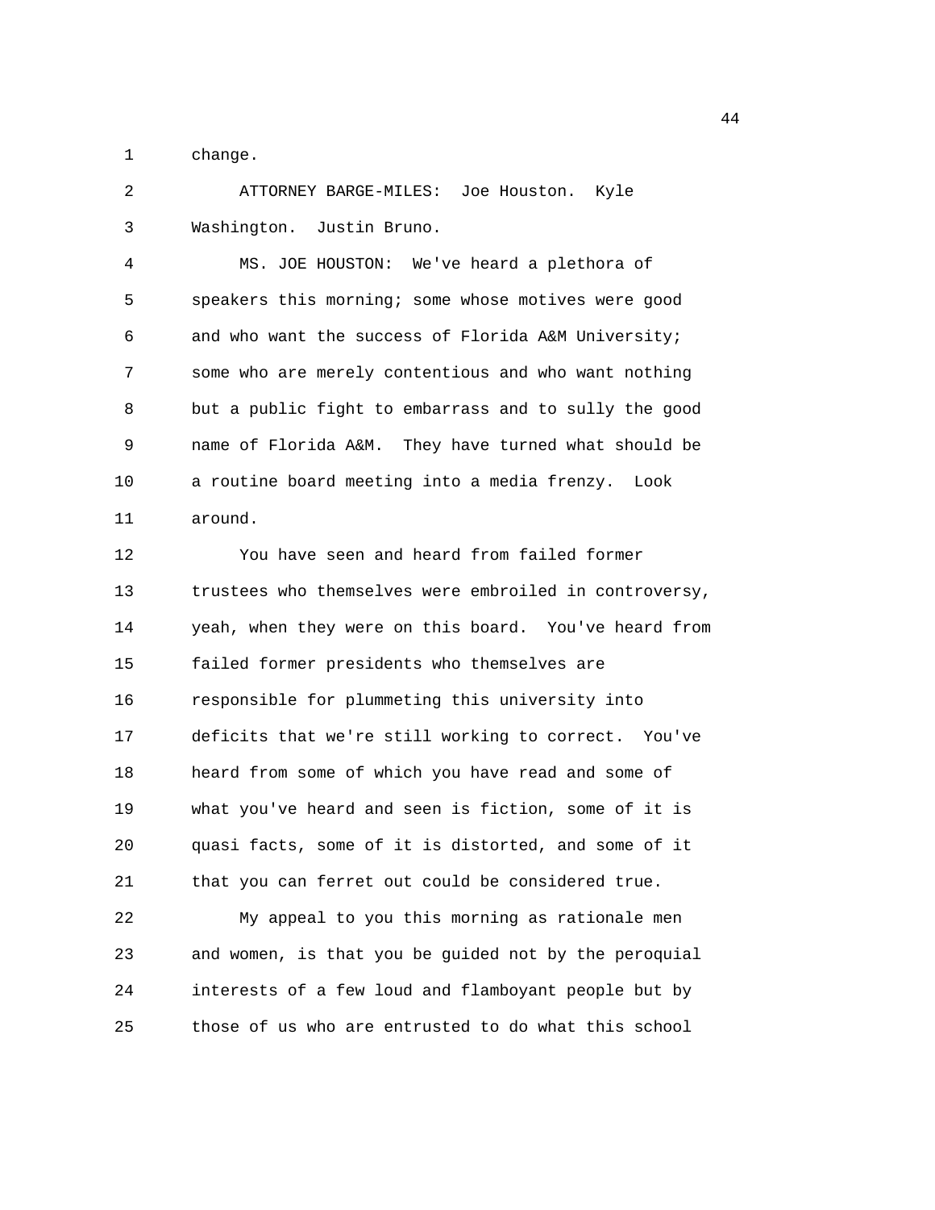change.

ATTORNEY BARGE-MILES: Joe Houston. Kyle Washington. Justin Bruno.

MS. JOE HOUSTON: We've heard a plethora of speakers this morning; some whose motives were good and who want the success of Florida A&M University; some who are merely contentious and who want nothing but a public fight to embarrass and to sully the good name of Florida A&M. They have turned what should be a routine board meeting into a media frenzy. Look around.

You have seen and heard from failed former trustees who themselves were embroiled in controversy, yeah, when they were on this board. You've heard from failed former presidents who themselves are responsible for plummeting this university into deficits that we're still working to correct. You've heard from some of which you have read and some of what you've heard and seen is fiction, some of it is quasi facts, some of it is distorted, and some of it that you can ferret out could be considered true.

My appeal to you this morning as rationale men and women, is that you be guided not by the peroquial interests of a few loud and flamboyant people but by those of us who are entrusted to do what this school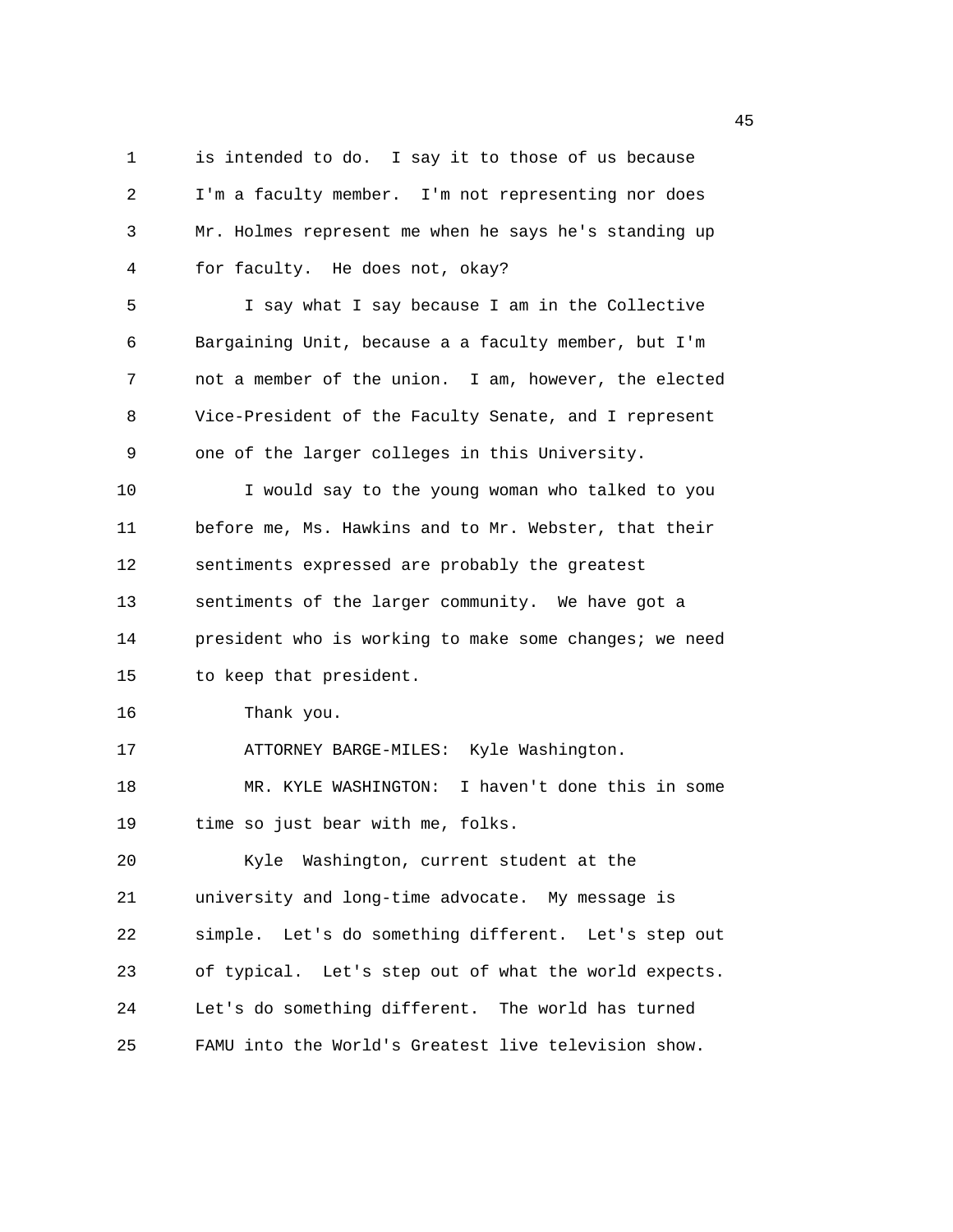is intended to do. I say it to those of us because I'm a faculty member. I'm not representing nor does Mr. Holmes represent me when he says he's standing up for faculty. He does not, okay?

I say what I say because I am in the Collective Bargaining Unit, because a a faculty member, but I'm not a member of the union. I am, however, the elected Vice-President of the Faculty Senate, and I represent one of the larger colleges in this University.

I would say to the young woman who talked to you before me, Ms. Hawkins and to Mr. Webster, that their sentiments expressed are probably the greatest sentiments of the larger community. We have got a president who is working to make some changes; we need to keep that president.

Thank you.

ATTORNEY BARGE-MILES: Kyle Washington.

MR. KYLE WASHINGTON: I haven't done this in some time so just bear with me, folks.

Kyle Washington, current student at the university and long-time advocate. My message is simple. Let's do something different. Let's step out of typical. Let's step out of what the world expects. Let's do something different. The world has turned FAMU into the World's Greatest live television show.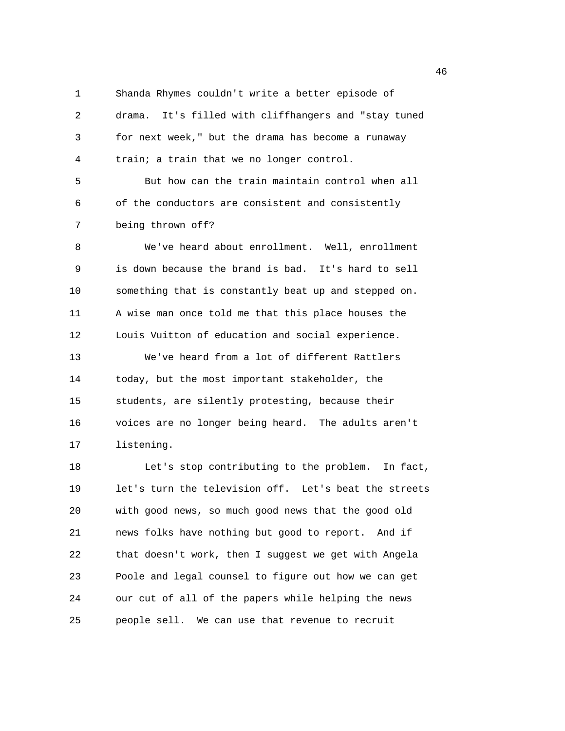Shanda Rhymes couldn't write a better episode of drama. It's filled with cliffhangers and "stay tuned for next week," but the drama has become a runaway train; a train that we no longer control.

But how can the train maintain control when all of the conductors are consistent and consistently being thrown off?

We've heard about enrollment. Well, enrollment is down because the brand is bad. It's hard to sell something that is constantly beat up and stepped on. A wise man once told me that this place houses the Louis Vuitton of education and social experience.

We've heard from a lot of different Rattlers today, but the most important stakeholder, the students, are silently protesting, because their voices are no longer being heard. The adults aren't listening.

Let's stop contributing to the problem. In fact, let's turn the television off. Let's beat the streets with good news, so much good news that the good old news folks have nothing but good to report. And if that doesn't work, then I suggest we get with Angela Poole and legal counsel to figure out how we can get our cut of all of the papers while helping the news people sell. We can use that revenue to recruit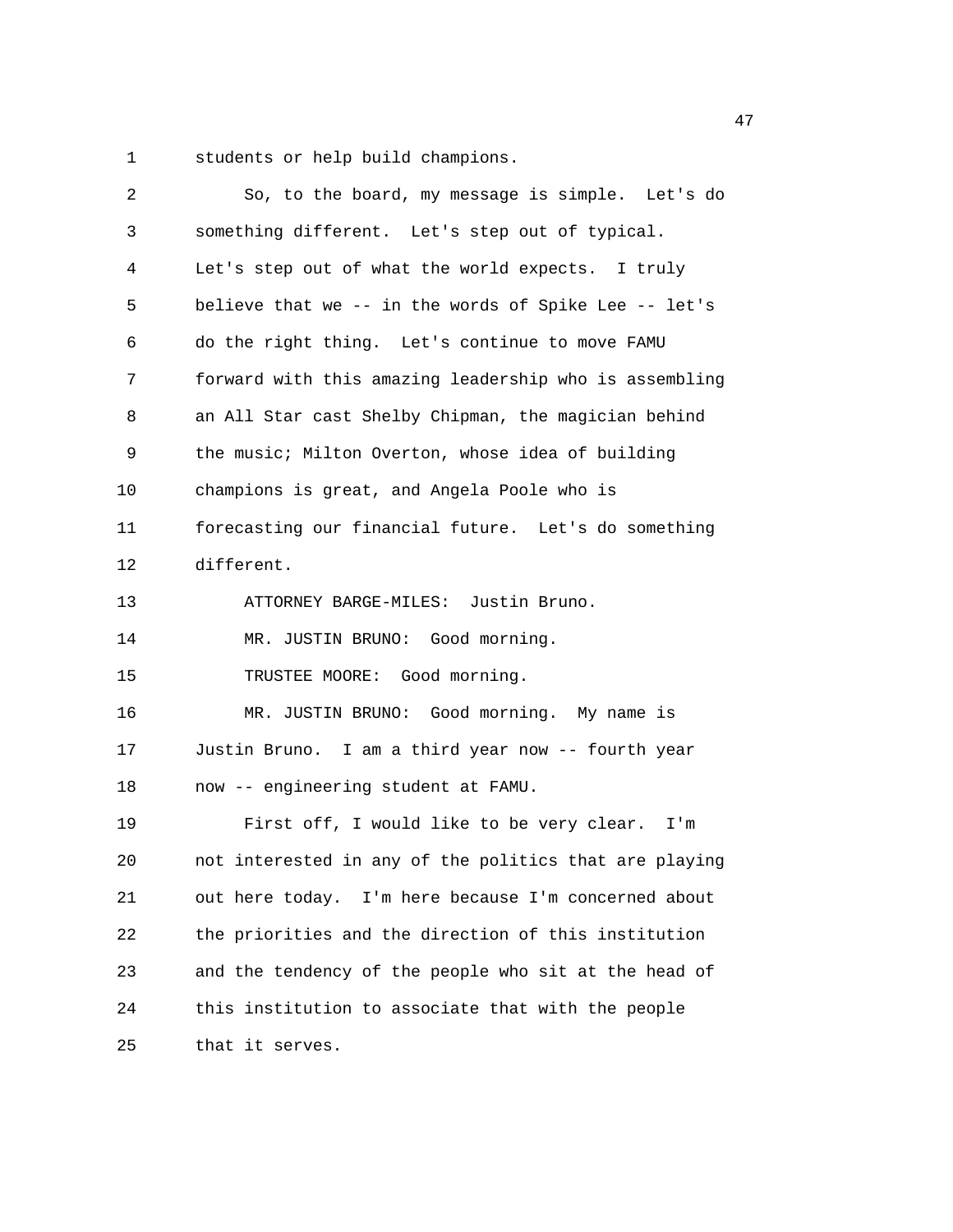students or help build champions.

So, to the board, my message is simple. Let's do something different. Let's step out of typical. Let's step out of what the world expects. I truly believe that we -- in the words of Spike Lee -- let's do the right thing. Let's continue to move FAMU forward with this amazing leadership who is assembling an All Star cast Shelby Chipman, the magician behind the music; Milton Overton, whose idea of building champions is great, and Angela Poole who is forecasting our financial future. Let's do something different.

ATTORNEY BARGE-MILES: Justin Bruno.

MR. JUSTIN BRUNO: Good morning.

TRUSTEE MOORE: Good morning.

MR. JUSTIN BRUNO: Good morning. My name is Justin Bruno. I am a third year now -- fourth year now -- engineering student at FAMU.

First off, I would like to be very clear. I'm not interested in any of the politics that are playing out here today. I'm here because I'm concerned about the priorities and the direction of this institution and the tendency of the people who sit at the head of this institution to associate that with the people that it serves.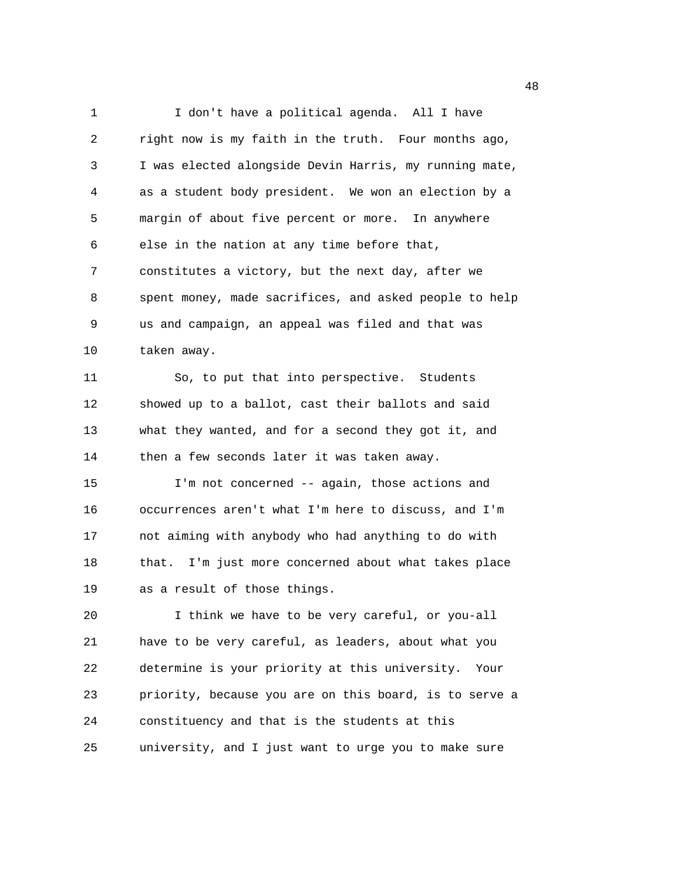I don't have a political agenda. All I have right now is my faith in the truth. Four months ago, I was elected alongside Devin Harris, my running mate, as a student body president. We won an election by a margin of about five percent or more. In anywhere else in the nation at any time before that, constitutes a victory, but the next day, after we spent money, made sacrifices, and asked people to help us and campaign, an appeal was filed and that was taken away.

So, to put that into perspective. Students showed up to a ballot, cast their ballots and said what they wanted, and for a second they got it, and then a few seconds later it was taken away.

I'm not concerned -- again, those actions and occurrences aren't what I'm here to discuss, and I'm not aiming with anybody who had anything to do with that. I'm just more concerned about what takes place as a result of those things.

I think we have to be very careful, or you-all have to be very careful, as leaders, about what you determine is your priority at this university. Your priority, because you are on this board, is to serve a constituency and that is the students at this university, and I just want to urge you to make sure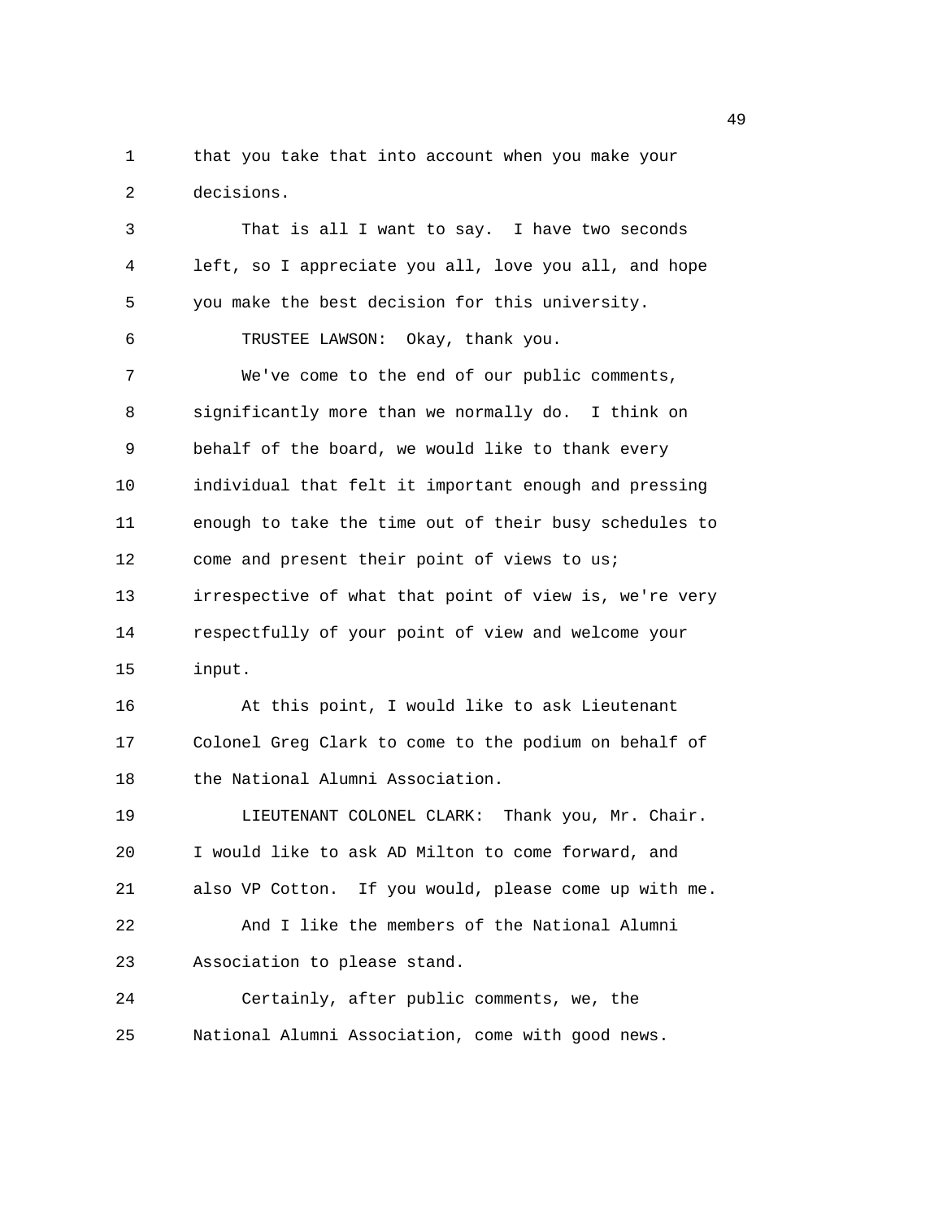that you take that into account when you make your decisions.

That is all I want to say. I have two seconds left, so I appreciate you all, love you all, and hope you make the best decision for this university.

TRUSTEE LAWSON: Okay, thank you.

We've come to the end of our public comments, significantly more than we normally do. I think on behalf of the board, we would like to thank every individual that felt it important enough and pressing enough to take the time out of their busy schedules to come and present their point of views to us; irrespective of what that point of view is, we're very respectfully of your point of view and welcome your input.

At this point, I would like to ask Lieutenant Colonel Greg Clark to come to the podium on behalf of the National Alumni Association.

LIEUTENANT COLONEL CLARK: Thank you, Mr. Chair. I would like to ask AD Milton to come forward, and also VP Cotton. If you would, please come up with me.

And I like the members of the National Alumni Association to please stand.

Certainly, after public comments, we, the National Alumni Association, come with good news.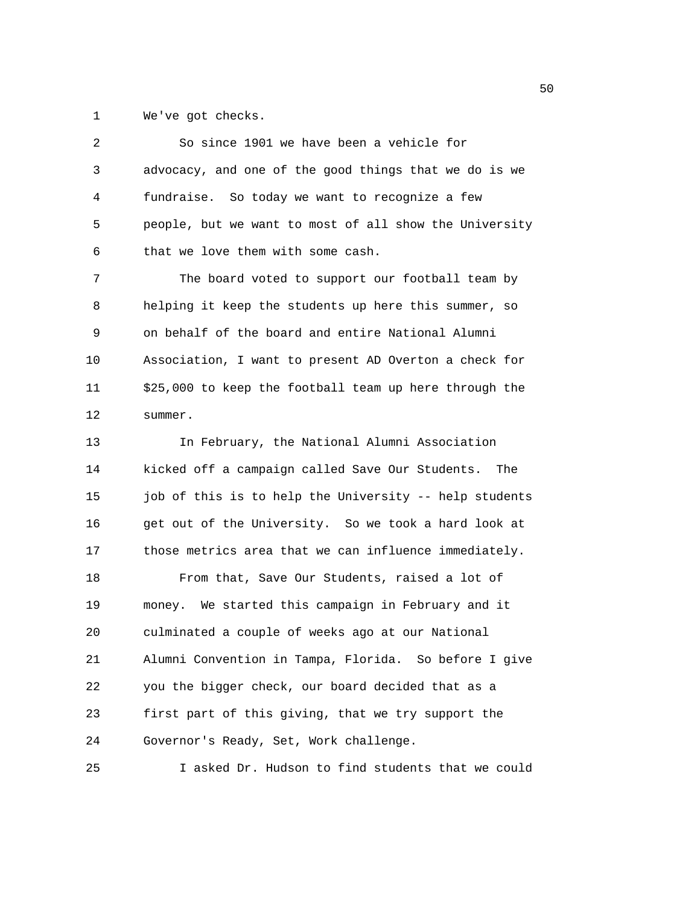We've got checks.

So since 1901 we have been a vehicle for advocacy, and one of the good things that we do is we fundraise. So today we want to recognize a few people, but we want to most of all show the University that we love them with some cash.

The board voted to support our football team by helping it keep the students up here this summer, so on behalf of the board and entire National Alumni Association, I want to present AD Overton a check for $25,000 to keep the football team up here through the summer.

In February, the National Alumni Association kicked off a campaign called Save Our Students. The job of this is to help the University -- help students get out of the University. So we took a hard look at those metrics area that we can influence immediately.

From that, Save Our Students, raised a lot of money. We started this campaign in February and it culminated a couple of weeks ago at our National Alumni Convention in Tampa, Florida. So before I give you the bigger check, our board decided that as a first part of this giving, that we try support the Governor's Ready, Set, Work challenge.

I asked Dr. Hudson to find students that we could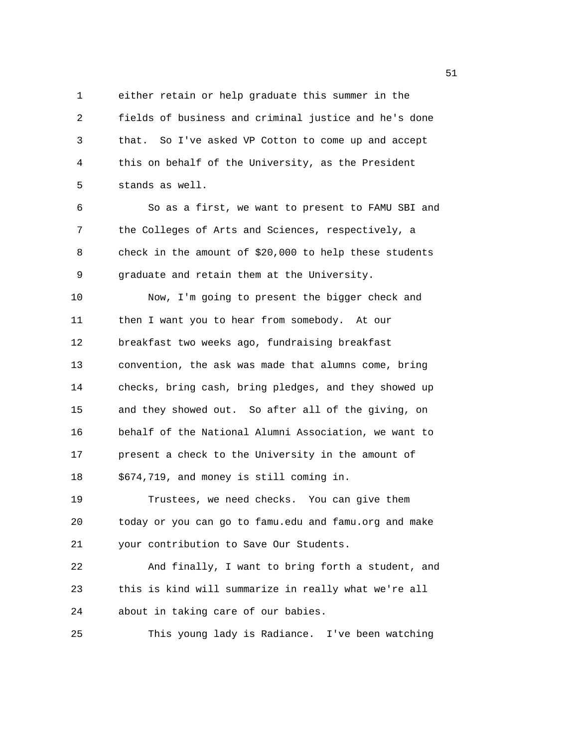either retain or help graduate this summer in the fields of business and criminal justice and he's done that. So I've asked VP Cotton to come up and accept this on behalf of the University, as the President stands as well.

So as a first, we want to present to FAMU SBI and the Colleges of Arts and Sciences, respectively, a check in the amount of $20,000 to help these students graduate and retain them at the University.

Now, I'm going to present the bigger check and then I want you to hear from somebody. At our breakfast two weeks ago, fundraising breakfast convention, the ask was made that alumns come, bring checks, bring cash, bring pledges, and they showed up and they showed out. So after all of the giving, on behalf of the National Alumni Association, we want to present a check to the University in the amount of $674,719, and money is still coming in.

Trustees, we need checks. You can give them today or you can go to famu.edu and famu.org and make your contribution to Save Our Students.

And finally, I want to bring forth a student, and this is kind will summarize in really what we're all about in taking care of our babies.

This young lady is Radiance. I've been watching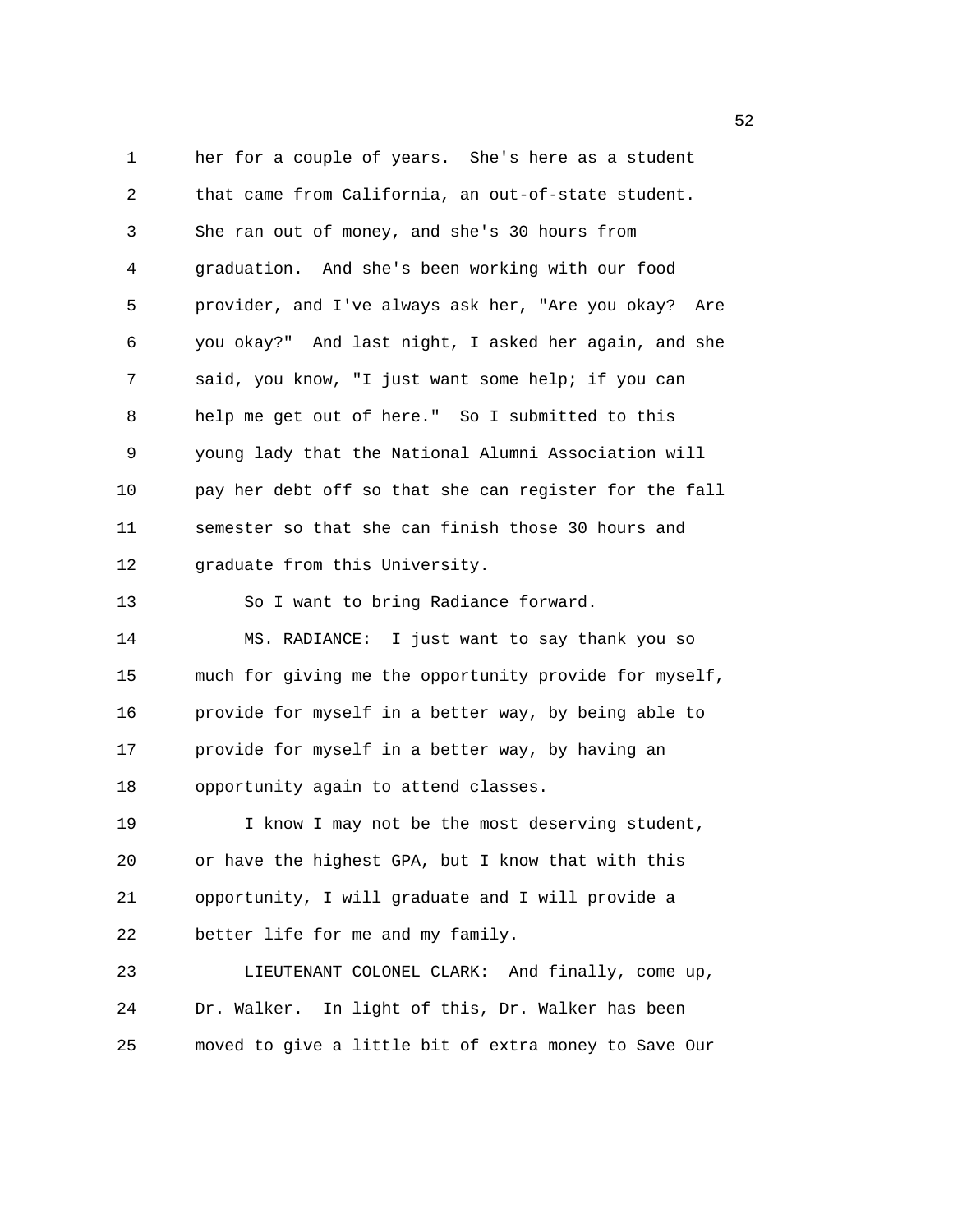her for a couple of years. She's here as a student that came from California, an out-of-state student. She ran out of money, and she's 30 hours from graduation. And she's been working with our food provider, and I've always ask her, "Are you okay? Are you okay?" And last night, I asked her again, and she said, you know, "I just want some help; if you can help me get out of here." So I submitted to this young lady that the National Alumni Association will pay her debt off so that she can register for the fall semester so that she can finish those 30 hours and graduate from this University.

So I want to bring Radiance forward.

MS. RADIANCE: I just want to say thank you so much for giving me the opportunity provide for myself, provide for myself in a better way, by being able to provide for myself in a better way, by having an opportunity again to attend classes.

I know I may not be the most deserving student, or have the highest GPA, but I know that with this opportunity, I will graduate and I will provide a better life for me and my family.

LIEUTENANT COLONEL CLARK: And finally, come up, Dr. Walker. In light of this, Dr. Walker has been moved to give a little bit of extra money to Save Our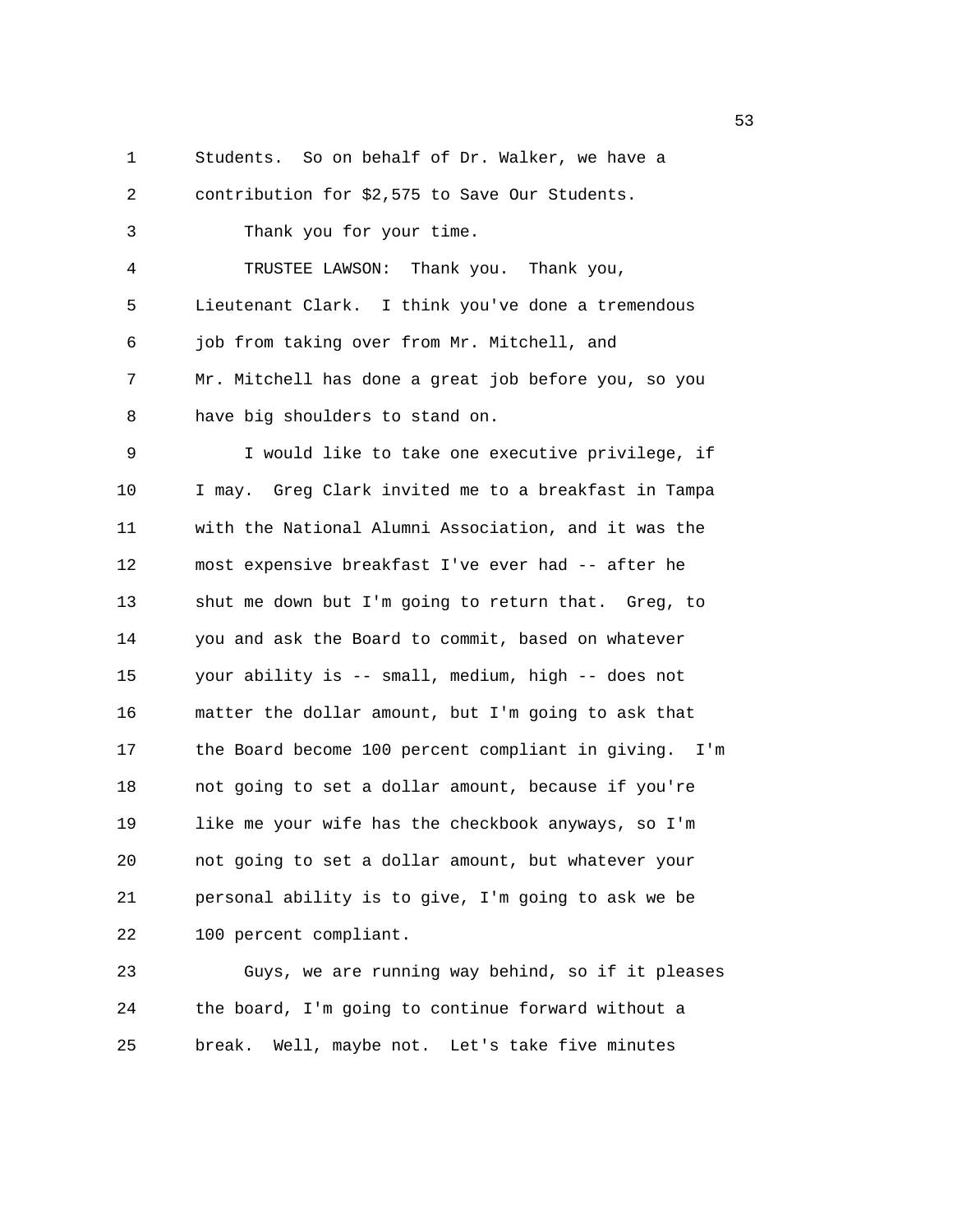Students. So on behalf of Dr. Walker, we have a contribution for $2,575 to Save Our Students.

Thank you for your time.

TRUSTEE LAWSON: Thank you. Thank you, Lieutenant Clark. I think you've done a tremendous job from taking over from Mr. Mitchell, and Mr. Mitchell has done a great job before you, so you have big shoulders to stand on.

I would like to take one executive privilege, if I may. Greg Clark invited me to a breakfast in Tampa with the National Alumni Association, and it was the most expensive breakfast I've ever had -- after he shut me down but I'm going to return that. Greg, to you and ask the Board to commit, based on whatever your ability is -- small, medium, high -- does not matter the dollar amount, but I'm going to ask that the Board become 100 percent compliant in giving. I'm not going to set a dollar amount, because if you're like me your wife has the checkbook anyways, so I'm not going to set a dollar amount, but whatever your personal ability is to give, I'm going to ask we be 100 percent compliant.

Guys, we are running way behind, so if it pleases the board, I'm going to continue forward without a break. Well, maybe not. Let's take five minutes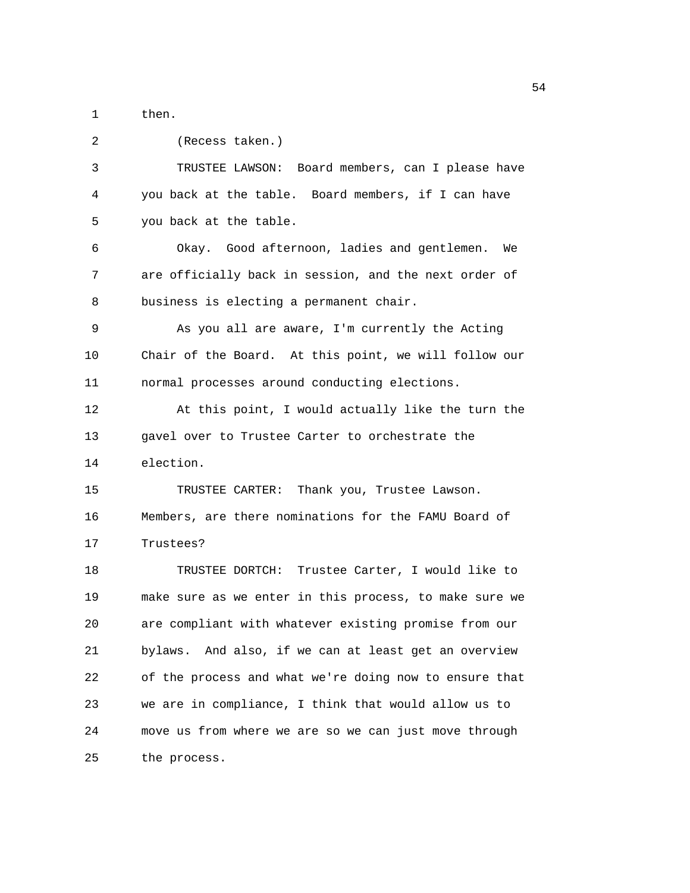then.

(Recess taken.)

TRUSTEE LAWSON: Board members, can I please have you back at the table. Board members, if I can have you back at the table.

Okay. Good afternoon, ladies and gentlemen. We are officially back in session, and the next order of business is electing a permanent chair.

As you all are aware, I'm currently the Acting Chair of the Board. At this point, we will follow our normal processes around conducting elections.

At this point, I would actually like the turn the gavel over to Trustee Carter to orchestrate the election.

TRUSTEE CARTER: Thank you, Trustee Lawson. Members, are there nominations for the FAMU Board of Trustees?

TRUSTEE DORTCH: Trustee Carter, I would like to make sure as we enter in this process, to make sure we are compliant with whatever existing promise from our bylaws. And also, if we can at least get an overview of the process and what we're doing now to ensure that we are in compliance, I think that would allow us to move us from where we are so we can just move through the process.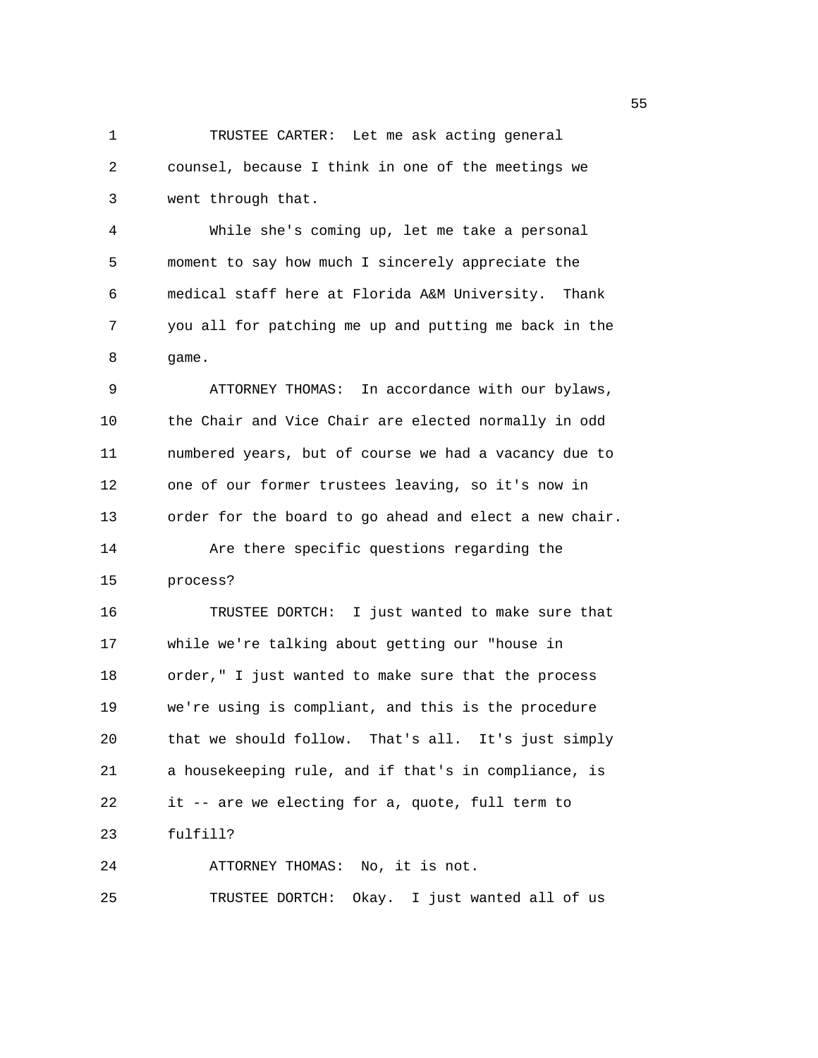TRUSTEE CARTER: Let me ask acting general counsel, because I think in one of the meetings we went through that.

While she's coming up, let me take a personal moment to say how much I sincerely appreciate the medical staff here at Florida A&M University. Thank you all for patching me up and putting me back in the game.

ATTORNEY THOMAS: In accordance with our bylaws, the Chair and Vice Chair are elected normally in odd numbered years, but of course we had a vacancy due to one of our former trustees leaving, so it's now in order for the board to go ahead and elect a new chair.

Are there specific questions regarding the process?

TRUSTEE DORTCH: I just wanted to make sure that while we're talking about getting our "house in order," I just wanted to make sure that the process we're using is compliant, and this is the procedure that we should follow. That's all. It's just simply a housekeeping rule, and if that's in compliance, is it -- are we electing for a, quote, full term to fulfill?

ATTORNEY THOMAS: No, it is not.

TRUSTEE DORTCH: Okay. I just wanted all of us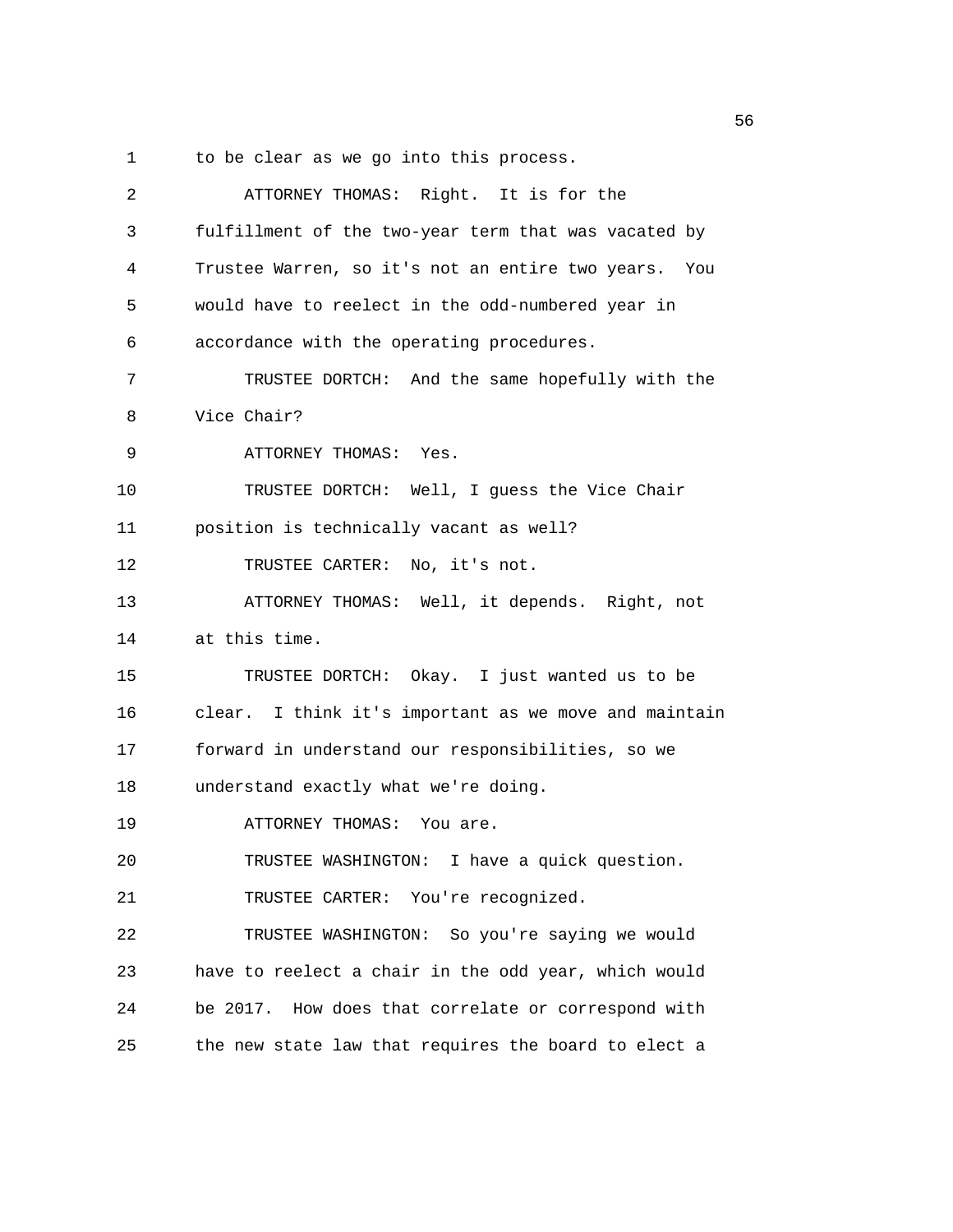to be clear as we go into this process.

ATTORNEY THOMAS: Right. It is for the fulfillment of the two-year term that was vacated by Trustee Warren, so it's not an entire two years. You would have to reelect in the odd-numbered year in accordance with the operating procedures.

TRUSTEE DORTCH: And the same hopefully with the Vice Chair?

ATTORNEY THOMAS: Yes.

TRUSTEE DORTCH: Well, I guess the Vice Chair position is technically vacant as well?

TRUSTEE CARTER: No, it's not.

ATTORNEY THOMAS: Well, it depends. Right, not at this time.

TRUSTEE DORTCH: Okay. I just wanted us to be clear. I think it's important as we move and maintain forward in understand our responsibilities, so we understand exactly what we're doing.

ATTORNEY THOMAS: You are.

TRUSTEE WASHINGTON: I have a quick question.

TRUSTEE CARTER: You're recognized.

TRUSTEE WASHINGTON: So you're saying we would have to reelect a chair in the odd year, which would be 2017. How does that correlate or correspond with the new state law that requires the board to elect a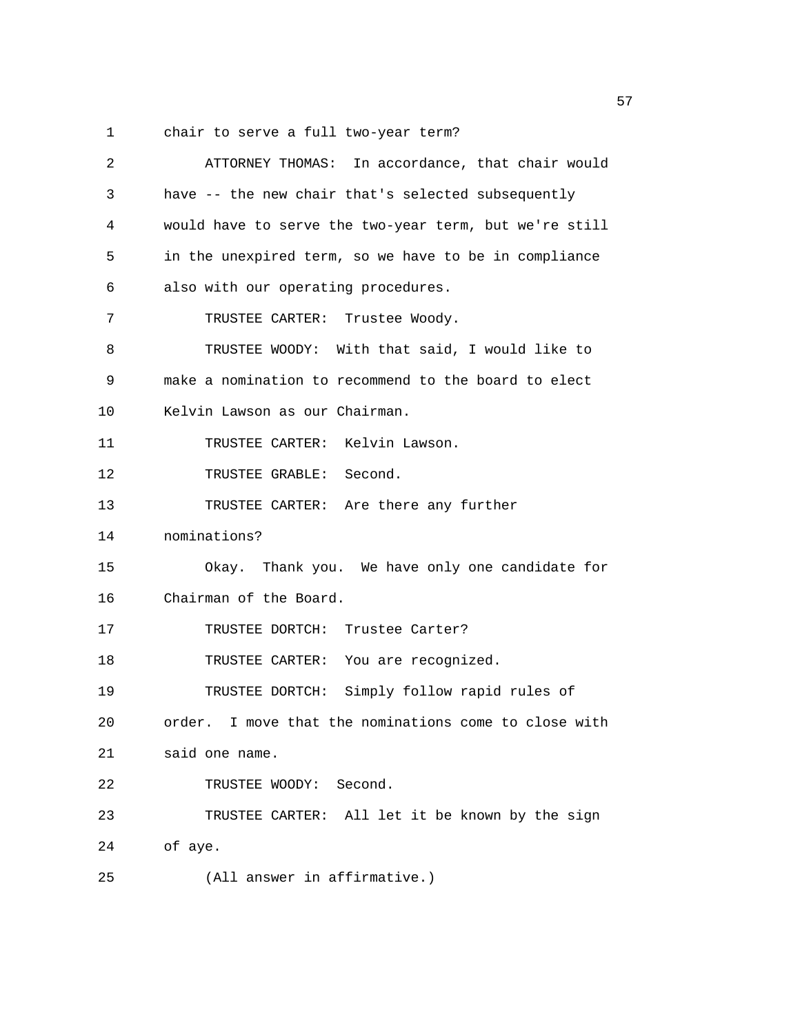chair to serve a full two-year term?

ATTORNEY THOMAS: In accordance, that chair would have -- the new chair that's selected subsequently would have to serve the two-year term, but we're still in the unexpired term, so we have to be in compliance also with our operating procedures.

TRUSTEE CARTER: Trustee Woody.

TRUSTEE WOODY: With that said, I would like to make a nomination to recommend to the board to elect Kelvin Lawson as our Chairman.

TRUSTEE CARTER: Kelvin Lawson.

TRUSTEE GRABLE: Second.

TRUSTEE CARTER: Are there any further nominations?

Okay. Thank you. We have only one candidate for Chairman of the Board.

TRUSTEE DORTCH: Trustee Carter?

TRUSTEE CARTER: You are recognized.

TRUSTEE DORTCH: Simply follow rapid rules of order. I move that the nominations come to close with said one name.

TRUSTEE WOODY: Second.

TRUSTEE CARTER: All let it be known by the sign of aye.

(All answer in affirmative.)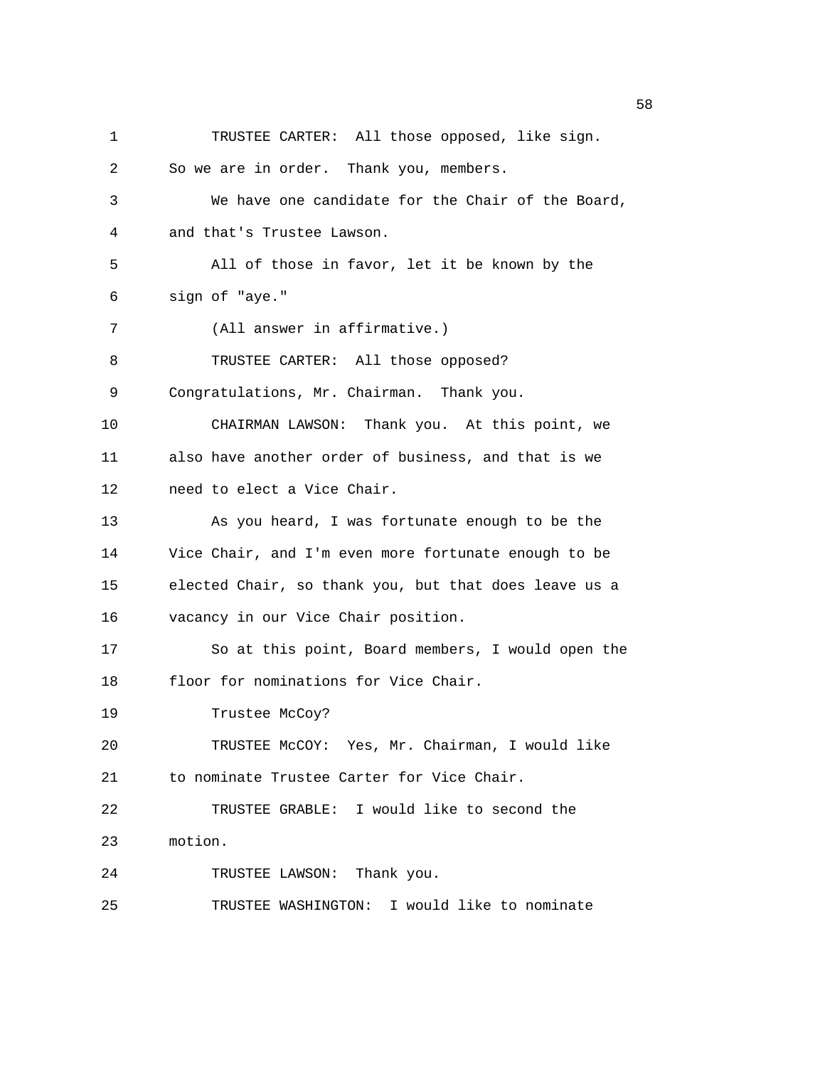TRUSTEE CARTER: All those opposed, like sign. So we are in order. Thank you, members.

We have one candidate for the Chair of the Board, and that's Trustee Lawson.

All of those in favor, let it be known by the sign of "aye."

(All answer in affirmative.)

TRUSTEE CARTER: All those opposed? Congratulations, Mr. Chairman. Thank you.

CHAIRMAN LAWSON: Thank you. At this point, we also have another order of business, and that is we need to elect a Vice Chair.

As you heard, I was fortunate enough to be the Vice Chair, and I'm even more fortunate enough to be elected Chair, so thank you, but that does leave us a vacancy in our Vice Chair position.

So at this point, Board members, I would open the floor for nominations for Vice Chair.

Trustee McCoy?

TRUSTEE McCOY: Yes, Mr. Chairman, I would like to nominate Trustee Carter for Vice Chair.

TRUSTEE GRABLE: I would like to second the motion.

TRUSTEE LAWSON: Thank you.

TRUSTEE WASHINGTON: I would like to nominate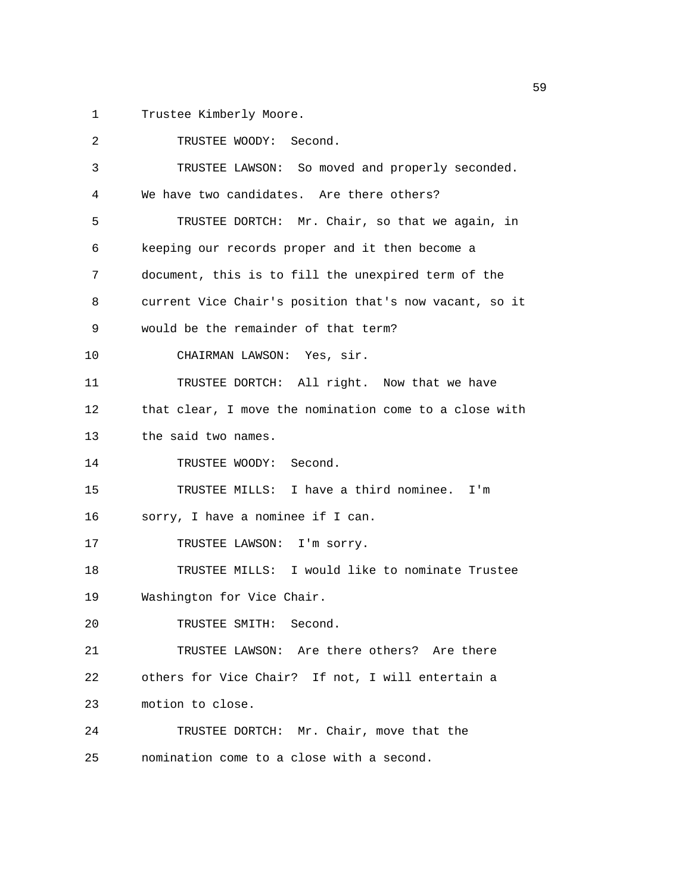Trustee Kimberly Moore.

TRUSTEE WOODY: Second.

TRUSTEE LAWSON: So moved and properly seconded. We have two candidates. Are there others?

TRUSTEE DORTCH: Mr. Chair, so that we again, in keeping our records proper and it then become a document, this is to fill the unexpired term of the current Vice Chair's position that's now vacant, so it would be the remainder of that term?

CHAIRMAN LAWSON: Yes, sir.

TRUSTEE DORTCH: All right. Now that we have that clear, I move the nomination come to a close with the said two names.

TRUSTEE WOODY: Second.

TRUSTEE MILLS: I have a third nominee. I'm sorry, I have a nominee if I can.

TRUSTEE LAWSON: I'm sorry.

TRUSTEE MILLS: I would like to nominate Trustee Washington for Vice Chair.

TRUSTEE SMITH: Second.

TRUSTEE LAWSON: Are there others? Are there others for Vice Chair? If not, I will entertain a motion to close.

TRUSTEE DORTCH: Mr. Chair, move that the nomination come to a close with a second.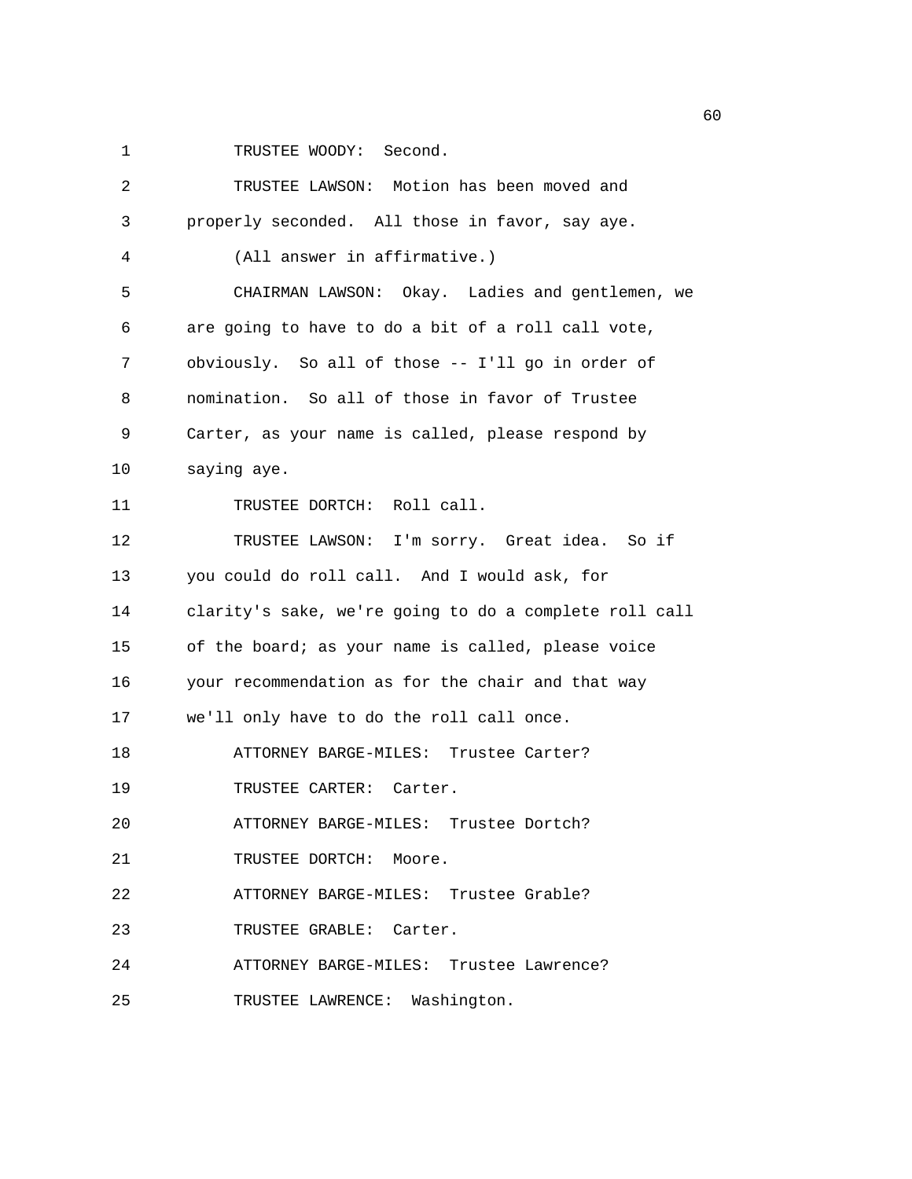TRUSTEE WOODY: Second.

TRUSTEE LAWSON: Motion has been moved and properly seconded. All those in favor, say aye.

(All answer in affirmative.)

CHAIRMAN LAWSON: Okay. Ladies and gentlemen, we are going to have to do a bit of a roll call vote, obviously. So all of those -- I'll go in order of nomination. So all of those in favor of Trustee Carter, as your name is called, please respond by saying aye.

TRUSTEE DORTCH: Roll call.

TRUSTEE LAWSON: I'm sorry. Great idea. So if you could do roll call. And I would ask, for clarity's sake, we're going to do a complete roll call of the board; as your name is called, please voice your recommendation as for the chair and that way we'll only have to do the roll call once.

ATTORNEY BARGE-MILES: Trustee Carter?

TRUSTEE CARTER: Carter.

ATTORNEY BARGE-MILES: Trustee Dortch?

TRUSTEE DORTCH: Moore.

ATTORNEY BARGE-MILES: Trustee Grable?

TRUSTEE GRABLE: Carter.

ATTORNEY BARGE-MILES: Trustee Lawrence?

TRUSTEE LAWRENCE: Washington.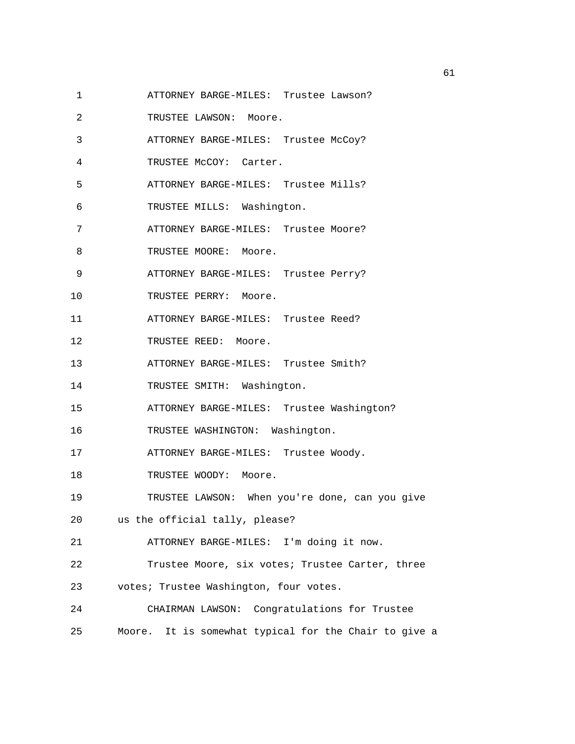ATTORNEY BARGE-MILES: Trustee Lawson?

TRUSTEE LAWSON: Moore.

ATTORNEY BARGE-MILES: Trustee McCoy?

TRUSTEE McCOY: Carter.

ATTORNEY BARGE-MILES: Trustee Mills?

TRUSTEE MILLS: Washington.

ATTORNEY BARGE-MILES: Trustee Moore?

TRUSTEE MOORE: Moore.

ATTORNEY BARGE-MILES: Trustee Perry?

TRUSTEE PERRY: Moore.

ATTORNEY BARGE-MILES: Trustee Reed?

TRUSTEE REED: Moore.

ATTORNEY BARGE-MILES: Trustee Smith?

TRUSTEE SMITH: Washington.

ATTORNEY BARGE-MILES: Trustee Washington?

TRUSTEE WASHINGTON: Washington.

ATTORNEY BARGE-MILES: Trustee Woody.

TRUSTEE WOODY: Moore.

TRUSTEE LAWSON: When you're done, can you give us the official tally, please?

ATTORNEY BARGE-MILES: I'm doing it now.

Trustee Moore, six votes; Trustee Carter, three votes; Trustee Washington, four votes.

CHAIRMAN LAWSON: Congratulations for Trustee Moore. It is somewhat typical for the Chair to give a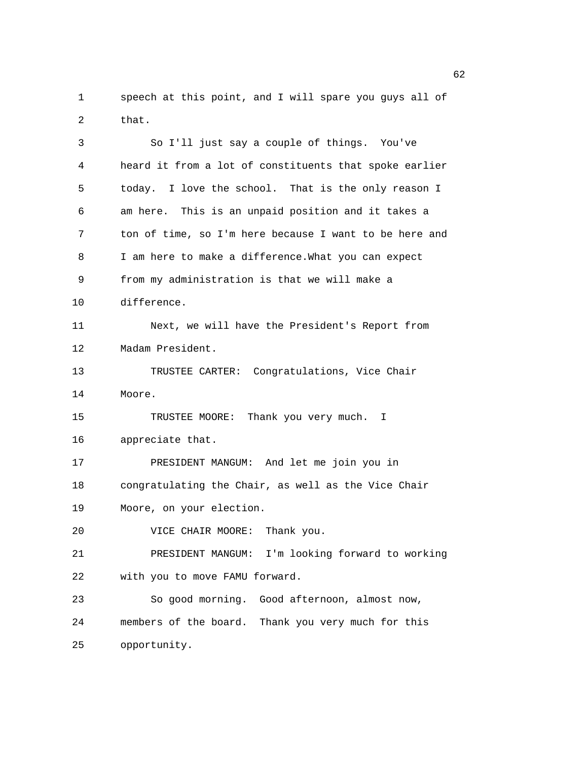speech at this point, and I will spare you guys all of that.

So I'll just say a couple of things. You've heard it from a lot of constituents that spoke earlier today. I love the school. That is the only reason I am here. This is an unpaid position and it takes a ton of time, so I'm here because I want to be here and I am here to make a difference.What you can expect from my administration is that we will make a difference.

Next, we will have the President's Report from Madam President.

TRUSTEE CARTER: Congratulations, Vice Chair Moore.

TRUSTEE MOORE: Thank you very much. I appreciate that.

PRESIDENT MANGUM: And let me join you in congratulating the Chair, as well as the Vice Chair Moore, on your election.

VICE CHAIR MOORE: Thank you.

PRESIDENT MANGUM: I'm looking forward to working with you to move FAMU forward.

So good morning. Good afternoon, almost now, members of the board. Thank you very much for this opportunity.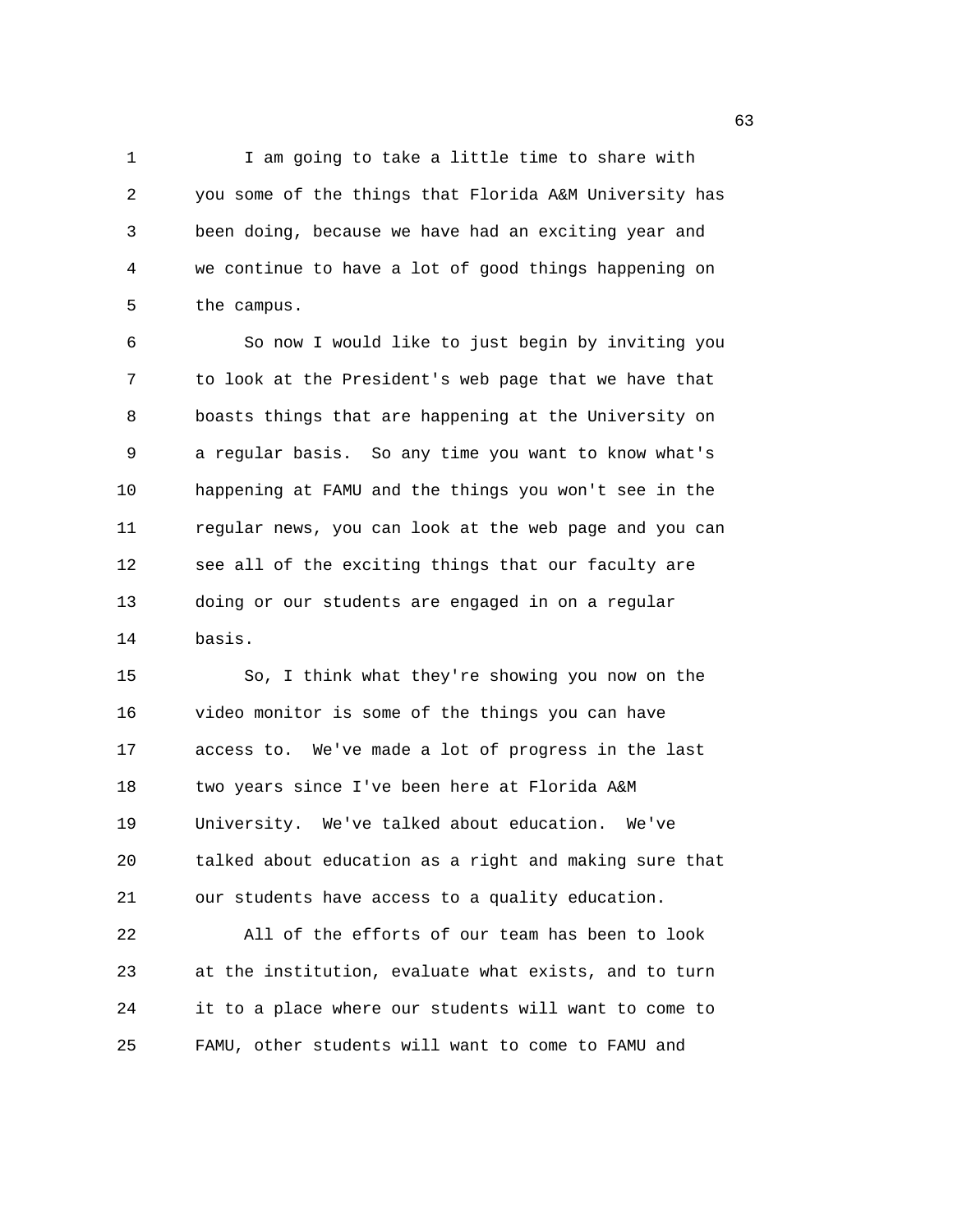I am going to take a little time to share with you some of the things that Florida A&M University has been doing, because we have had an exciting year and we continue to have a lot of good things happening on the campus.

So now I would like to just begin by inviting you to look at the President's web page that we have that boasts things that are happening at the University on a regular basis. So any time you want to know what's happening at FAMU and the things you won't see in the regular news, you can look at the web page and you can see all of the exciting things that our faculty are doing or our students are engaged in on a regular basis.

So, I think what they're showing you now on the video monitor is some of the things you can have access to. We've made a lot of progress in the last two years since I've been here at Florida A&M University. We've talked about education. We've talked about education as a right and making sure that our students have access to a quality education.

All of the efforts of our team has been to look at the institution, evaluate what exists, and to turn it to a place where our students will want to come to FAMU, other students will want to come to FAMU and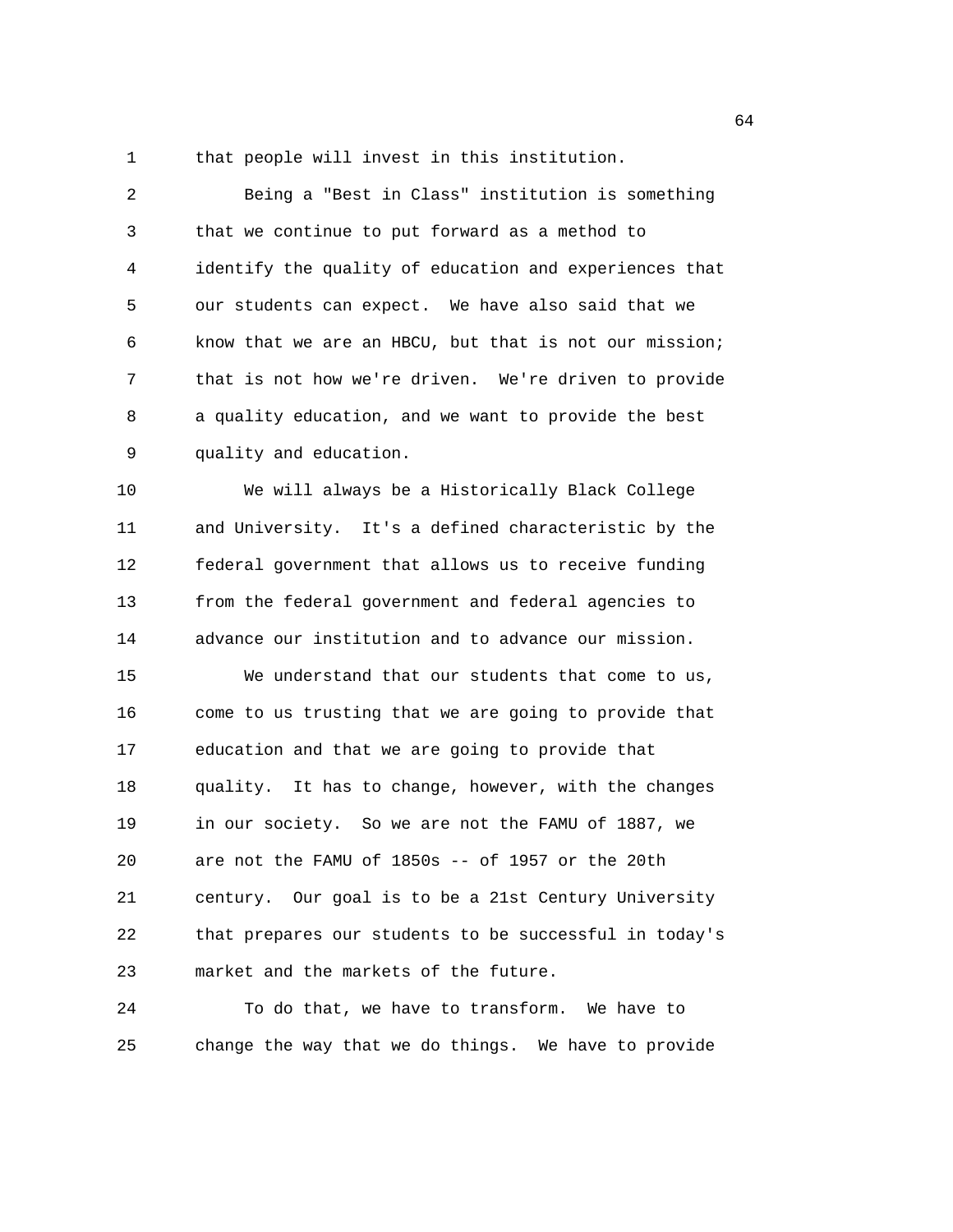that people will invest in this institution.

Being a "Best in Class" institution is something that we continue to put forward as a method to identify the quality of education and experiences that our students can expect. We have also said that we know that we are an HBCU, but that is not our mission; that is not how we're driven. We're driven to provide a quality education, and we want to provide the best quality and education.

We will always be a Historically Black College and University. It's a defined characteristic by the federal government that allows us to receive funding from the federal government and federal agencies to advance our institution and to advance our mission.

We understand that our students that come to us, come to us trusting that we are going to provide that education and that we are going to provide that quality. It has to change, however, with the changes in our society. So we are not the FAMU of 1887, we are not the FAMU of 1850s -- of 1957 or the 20th century. Our goal is to be a 21st Century University that prepares our students to be successful in today's market and the markets of the future.

To do that, we have to transform. We have to change the way that we do things. We have to provide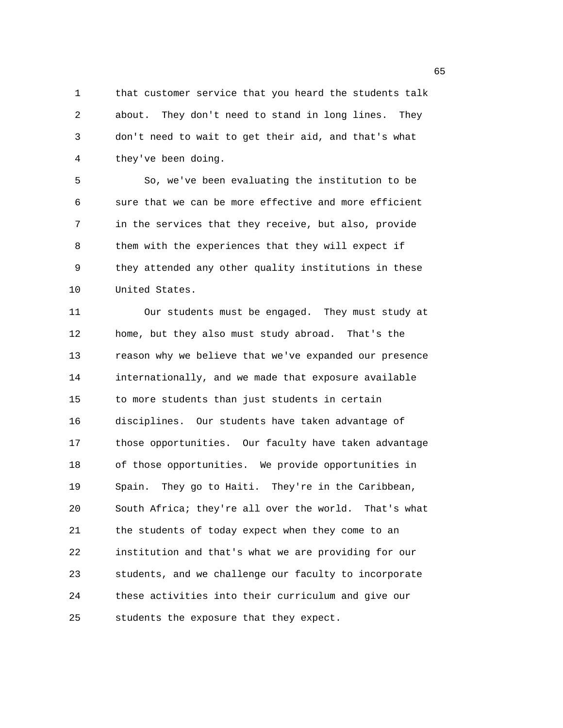that customer service that you heard the students talk about. They don't need to stand in long lines. They don't need to wait to get their aid, and that's what they've been doing.

So, we've been evaluating the institution to be sure that we can be more effective and more efficient in the services that they receive, but also, provide them with the experiences that they will expect if they attended any other quality institutions in these United States.

Our students must be engaged. They must study at home, but they also must study abroad. That's the reason why we believe that we've expanded our presence internationally, and we made that exposure available to more students than just students in certain disciplines. Our students have taken advantage of those opportunities. Our faculty have taken advantage of those opportunities. We provide opportunities in Spain. They go to Haiti. They're in the Caribbean, South Africa; they're all over the world. That's what the students of today expect when they come to an institution and that's what we are providing for our students, and we challenge our faculty to incorporate these activities into their curriculum and give our students the exposure that they expect.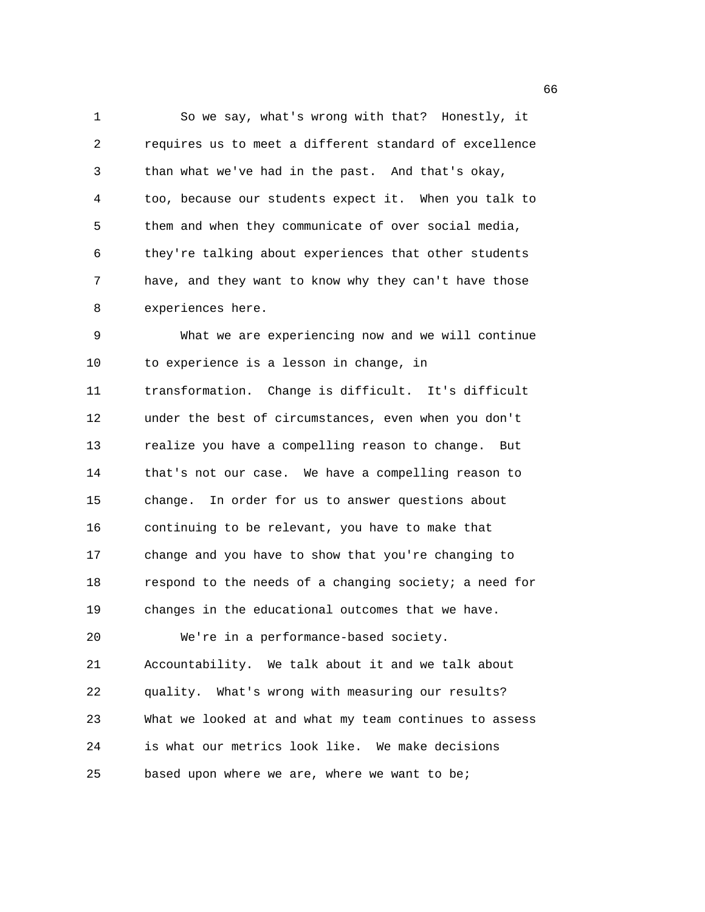So we say, what's wrong with that? Honestly, it requires us to meet a different standard of excellence than what we've had in the past. And that's okay, too, because our students expect it. When you talk to them and when they communicate of over social media, they're talking about experiences that other students have, and they want to know why they can't have those experiences here.

What we are experiencing now and we will continue to experience is a lesson in change, in transformation. Change is difficult. It's difficult under the best of circumstances, even when you don't realize you have a compelling reason to change. But that's not our case. We have a compelling reason to change. In order for us to answer questions about continuing to be relevant, you have to make that change and you have to show that you're changing to respond to the needs of a changing society; a need for changes in the educational outcomes that we have.

We're in a performance-based society. Accountability. We talk about it and we talk about quality. What's wrong with measuring our results? What we looked at and what my team continues to assess is what our metrics look like. We make decisions based upon where we are, where we want to be;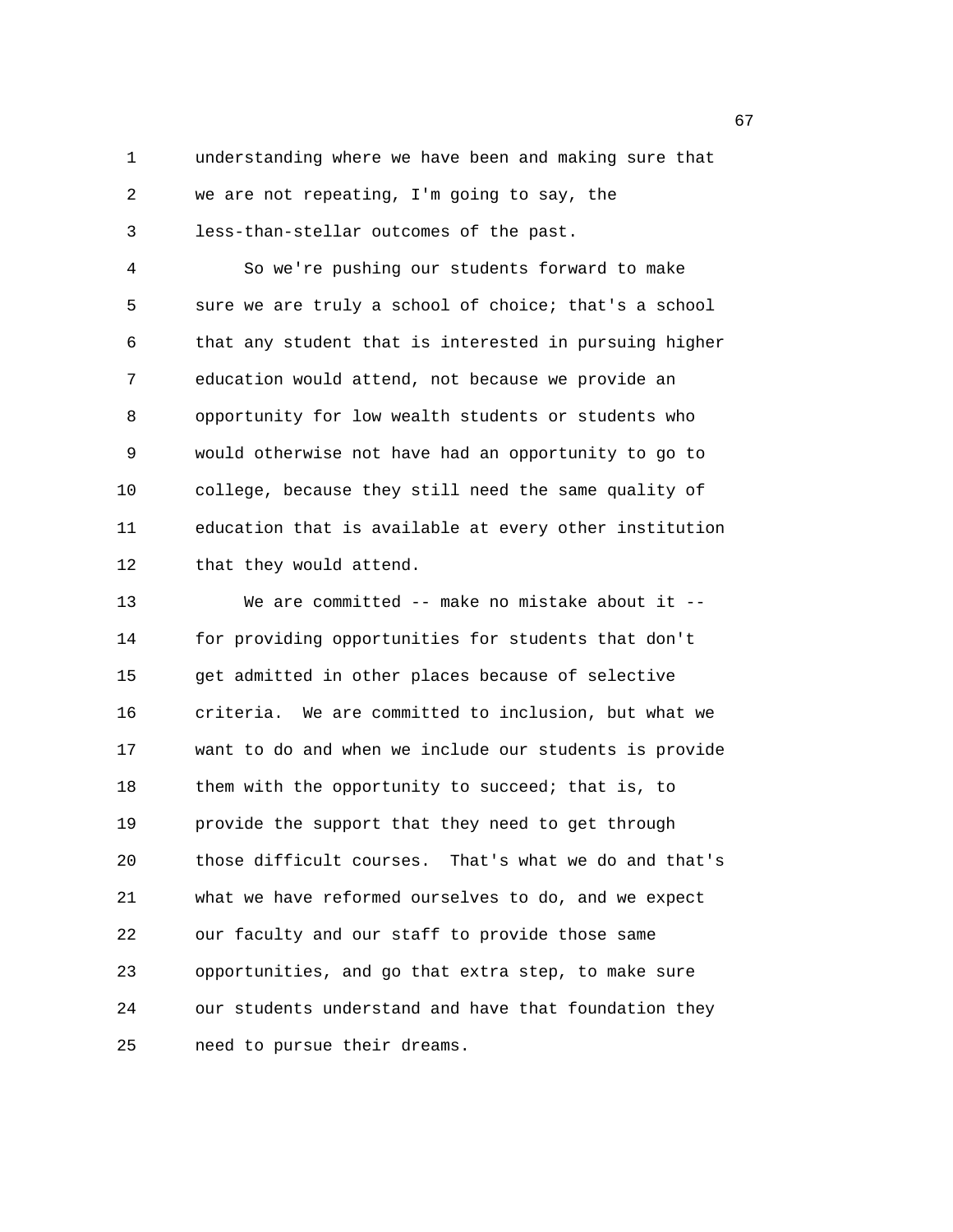understanding where we have been and making sure that we are not repeating, I'm going to say, the less-than-stellar outcomes of the past.

So we're pushing our students forward to make sure we are truly a school of choice; that's a school that any student that is interested in pursuing higher education would attend, not because we provide an opportunity for low wealth students or students who would otherwise not have had an opportunity to go to college, because they still need the same quality of education that is available at every other institution that they would attend.

We are committed -- make no mistake about it -- for providing opportunities for students that don't get admitted in other places because of selective criteria. We are committed to inclusion, but what we want to do and when we include our students is provide them with the opportunity to succeed; that is, to provide the support that they need to get through those difficult courses. That's what we do and that's what we have reformed ourselves to do, and we expect our faculty and our staff to provide those same opportunities, and go that extra step, to make sure our students understand and have that foundation they need to pursue their dreams.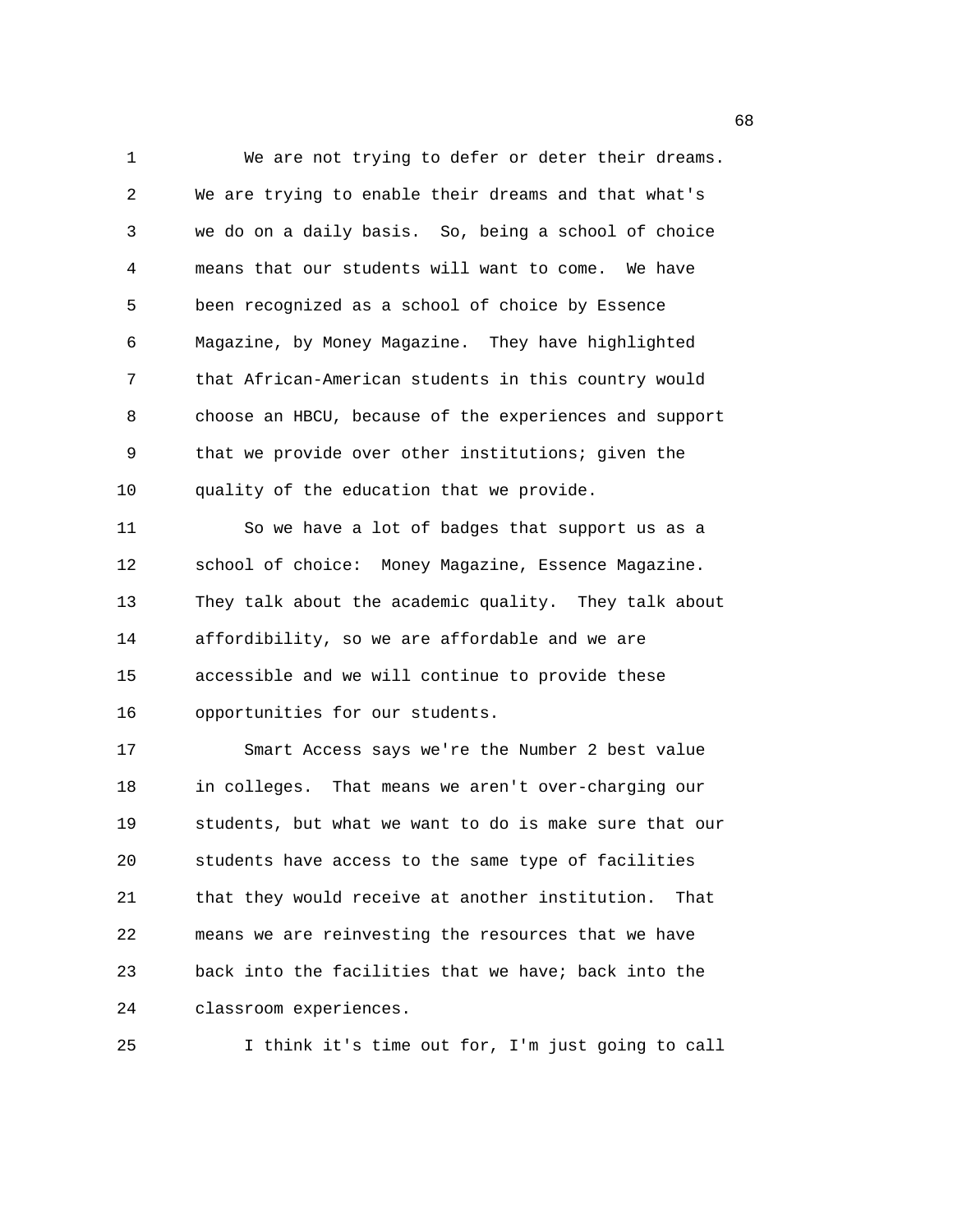We are not trying to defer or deter their dreams. We are trying to enable their dreams and that what's we do on a daily basis. So, being a school of choice means that our students will want to come. We have been recognized as a school of choice by Essence Magazine, by Money Magazine. They have highlighted that African-American students in this country would choose an HBCU, because of the experiences and support that we provide over other institutions; given the quality of the education that we provide.

So we have a lot of badges that support us as a school of choice: Money Magazine, Essence Magazine. They talk about the academic quality. They talk about affordibility, so we are affordable and we are accessible and we will continue to provide these opportunities for our students.

Smart Access says we're the Number 2 best value in colleges. That means we aren't over-charging our students, but what we want to do is make sure that our students have access to the same type of facilities that they would receive at another institution. That means we are reinvesting the resources that we have back into the facilities that we have; back into the classroom experiences.

I think it's time out for, I'm just going to call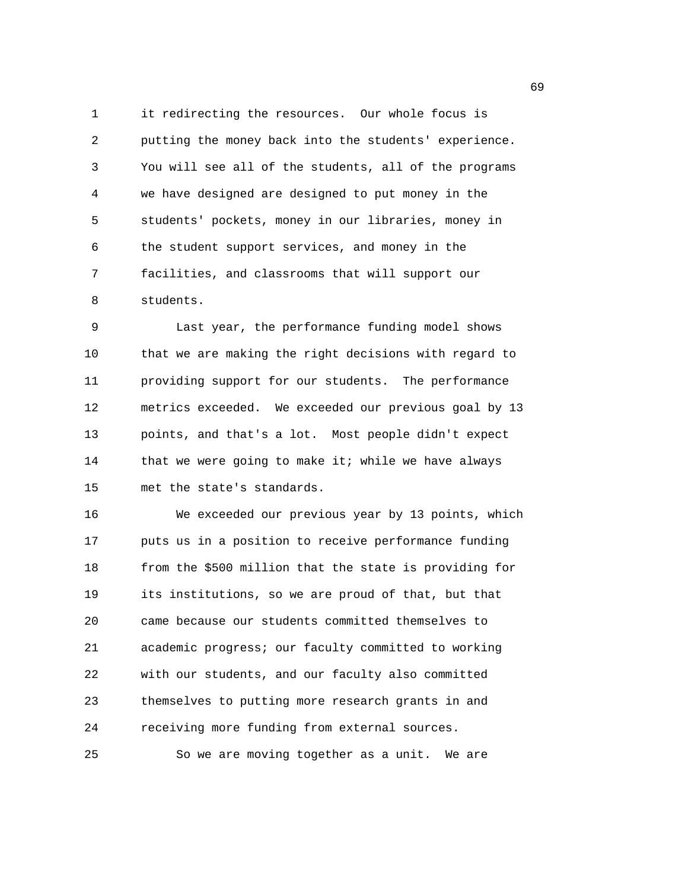it redirecting the resources. Our whole focus is putting the money back into the students' experience. You will see all of the students, all of the programs we have designed are designed to put money in the students' pockets, money in our libraries, money in the student support services, and money in the facilities, and classrooms that will support our students.

Last year, the performance funding model shows that we are making the right decisions with regard to providing support for our students. The performance metrics exceeded. We exceeded our previous goal by 13 points, and that's a lot. Most people didn't expect that we were going to make it; while we have always met the state's standards.

We exceeded our previous year by 13 points, which puts us in a position to receive performance funding from the $500 million that the state is providing for its institutions, so we are proud of that, but that came because our students committed themselves to academic progress; our faculty committed to working with our students, and our faculty also committed themselves to putting more research grants in and receiving more funding from external sources.

So we are moving together as a unit. We are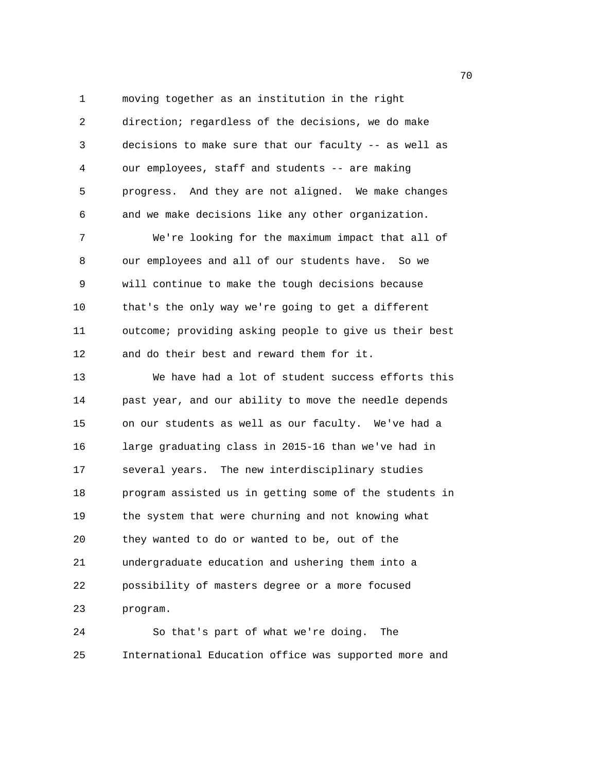moving together as an institution in the right direction; regardless of the decisions, we do make decisions to make sure that our faculty -- as well as our employees, staff and students -- are making progress. And they are not aligned. We make changes and we make decisions like any other organization.

We're looking for the maximum impact that all of our employees and all of our students have. So we will continue to make the tough decisions because that's the only way we're going to get a different outcome; providing asking people to give us their best and do their best and reward them for it.

We have had a lot of student success efforts this past year, and our ability to move the needle depends on our students as well as our faculty. We've had a large graduating class in 2015-16 than we've had in several years. The new interdisciplinary studies program assisted us in getting some of the students in the system that were churning and not knowing what they wanted to do or wanted to be, out of the undergraduate education and ushering them into a possibility of masters degree or a more focused program.

So that's part of what we're doing. The International Education office was supported more and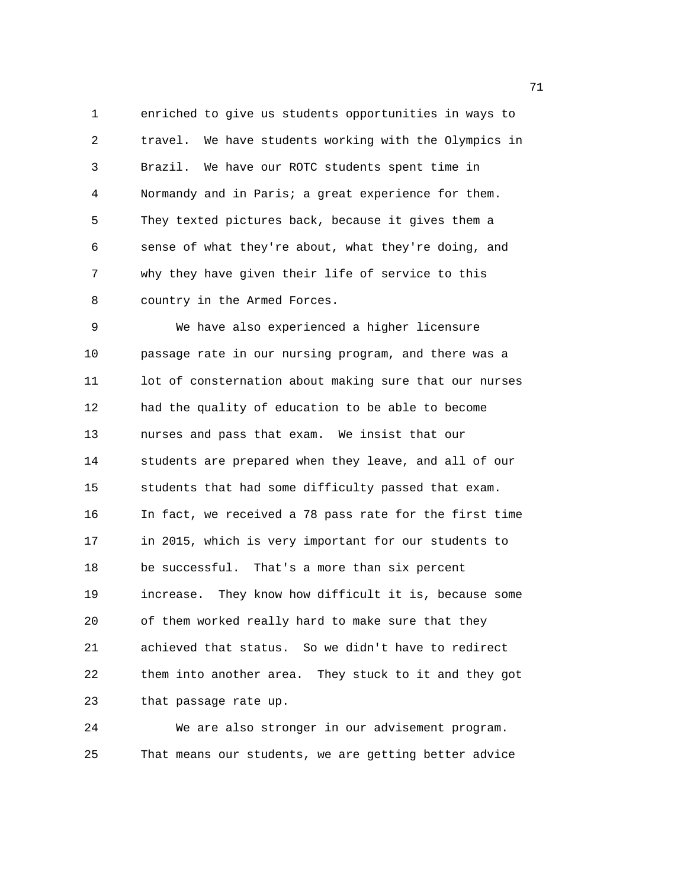enriched to give us students opportunities in ways to travel. We have students working with the Olympics in Brazil. We have our ROTC students spent time in Normandy and in Paris; a great experience for them. They texted pictures back, because it gives them a sense of what they're about, what they're doing, and why they have given their life of service to this country in the Armed Forces.

We have also experienced a higher licensure passage rate in our nursing program, and there was a lot of consternation about making sure that our nurses had the quality of education to be able to become nurses and pass that exam. We insist that our students are prepared when they leave, and all of our students that had some difficulty passed that exam. In fact, we received a 78 pass rate for the first time in 2015, which is very important for our students to be successful. That's a more than six percent increase. They know how difficult it is, because some of them worked really hard to make sure that they achieved that status. So we didn't have to redirect them into another area. They stuck to it and they got that passage rate up.

We are also stronger in our advisement program. That means our students, we are getting better advice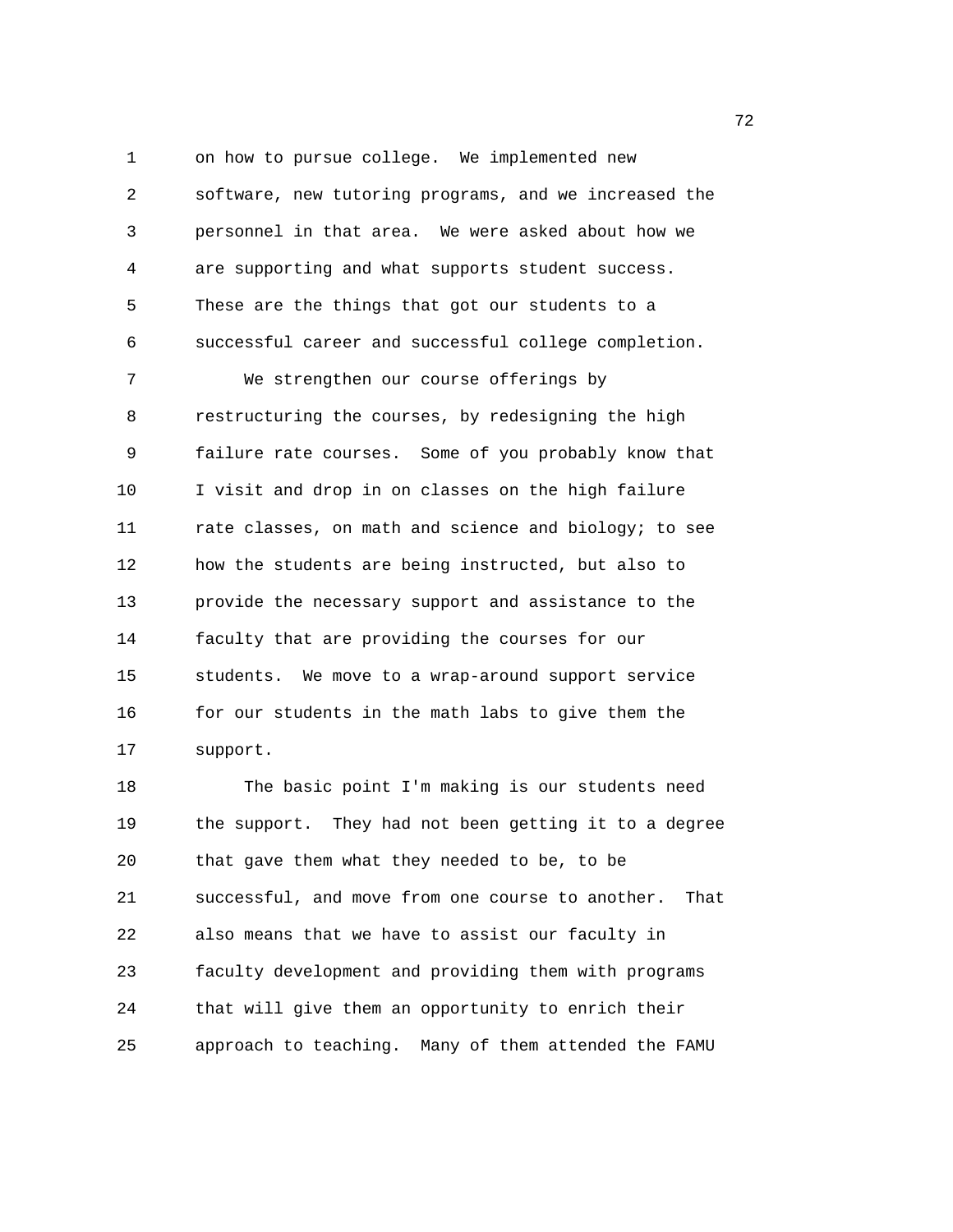on how to pursue college. We implemented new software, new tutoring programs, and we increased the personnel in that area. We were asked about how we are supporting and what supports student success. These are the things that got our students to a successful career and successful college completion.

We strengthen our course offerings by restructuring the courses, by redesigning the high failure rate courses. Some of you probably know that I visit and drop in on classes on the high failure rate classes, on math and science and biology; to see how the students are being instructed, but also to provide the necessary support and assistance to the faculty that are providing the courses for our students. We move to a wrap-around support service for our students in the math labs to give them the support.

The basic point I'm making is our students need the support. They had not been getting it to a degree that gave them what they needed to be, to be successful, and move from one course to another. That also means that we have to assist our faculty in faculty development and providing them with programs that will give them an opportunity to enrich their approach to teaching. Many of them attended the FAMU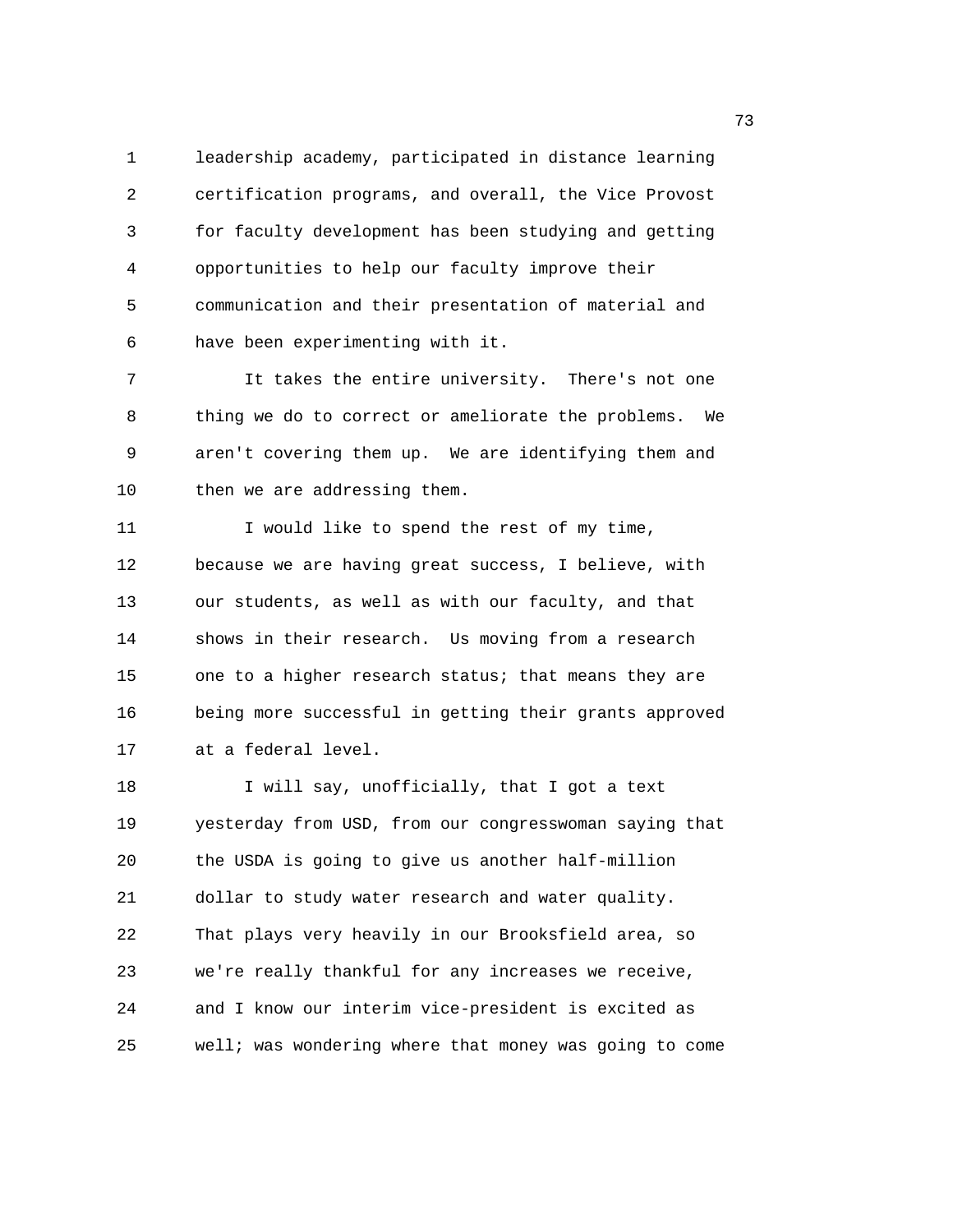leadership academy, participated in distance learning certification programs, and overall, the Vice Provost for faculty development has been studying and getting opportunities to help our faculty improve their communication and their presentation of material and have been experimenting with it.

It takes the entire university. There's not one thing we do to correct or ameliorate the problems. We aren't covering them up. We are identifying them and then we are addressing them.

I would like to spend the rest of my time, because we are having great success, I believe, with our students, as well as with our faculty, and that shows in their research. Us moving from a research one to a higher research status; that means they are being more successful in getting their grants approved at a federal level.

I will say, unofficially, that I got a text yesterday from USD, from our congresswoman saying that the USDA is going to give us another half-million dollar to study water research and water quality. That plays very heavily in our Brooksfield area, so we're really thankful for any increases we receive, and I know our interim vice-president is excited as well; was wondering where that money was going to come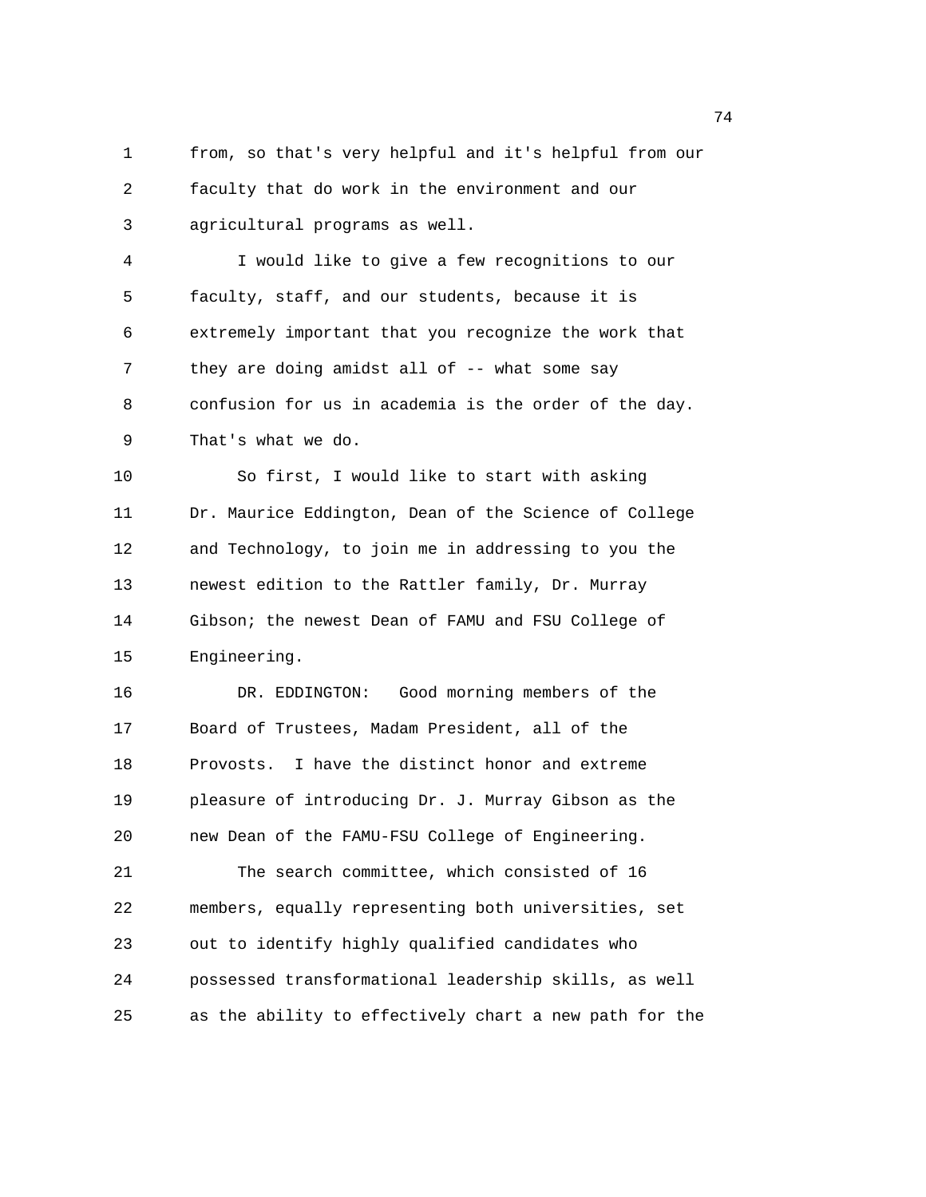from, so that's very helpful and it's helpful from our faculty that do work in the environment and our agricultural programs as well.

I would like to give a few recognitions to our faculty, staff, and our students, because it is extremely important that you recognize the work that they are doing amidst all of -- what some say confusion for us in academia is the order of the day. That's what we do.

So first, I would like to start with asking Dr. Maurice Eddington, Dean of the Science of College and Technology, to join me in addressing to you the newest edition to the Rattler family, Dr. Murray Gibson; the newest Dean of FAMU and FSU College of Engineering.

DR. EDDINGTON: Good morning members of the Board of Trustees, Madam President, all of the Provosts. I have the distinct honor and extreme pleasure of introducing Dr. J. Murray Gibson as the new Dean of the FAMU-FSU College of Engineering.

The search committee, which consisted of 16 members, equally representing both universities, set out to identify highly qualified candidates who possessed transformational leadership skills, as well as the ability to effectively chart a new path for the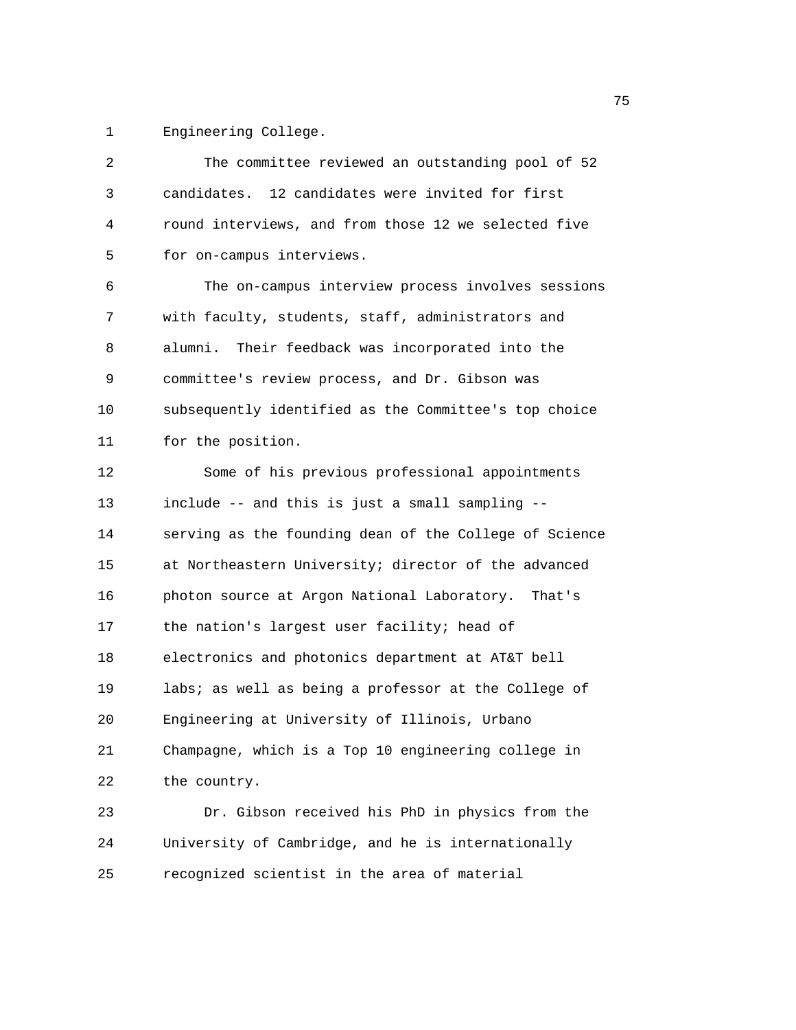Engineering College.

The committee reviewed an outstanding pool of 52 candidates. 12 candidates were invited for first round interviews, and from those 12 we selected five for on-campus interviews.

The on-campus interview process involves sessions with faculty, students, staff, administrators and alumni. Their feedback was incorporated into the committee's review process, and Dr. Gibson was subsequently identified as the Committee's top choice for the position.

Some of his previous professional appointments include -- and this is just a small sampling -- serving as the founding dean of the College of Science at Northeastern University; director of the advanced photon source at Argon National Laboratory. That's the nation's largest user facility; head of electronics and photonics department at AT&T bell labs; as well as being a professor at the College of Engineering at University of Illinois, Urbano Champagne, which is a Top 10 engineering college in the country.

Dr. Gibson received his PhD in physics from the University of Cambridge, and he is internationally recognized scientist in the area of material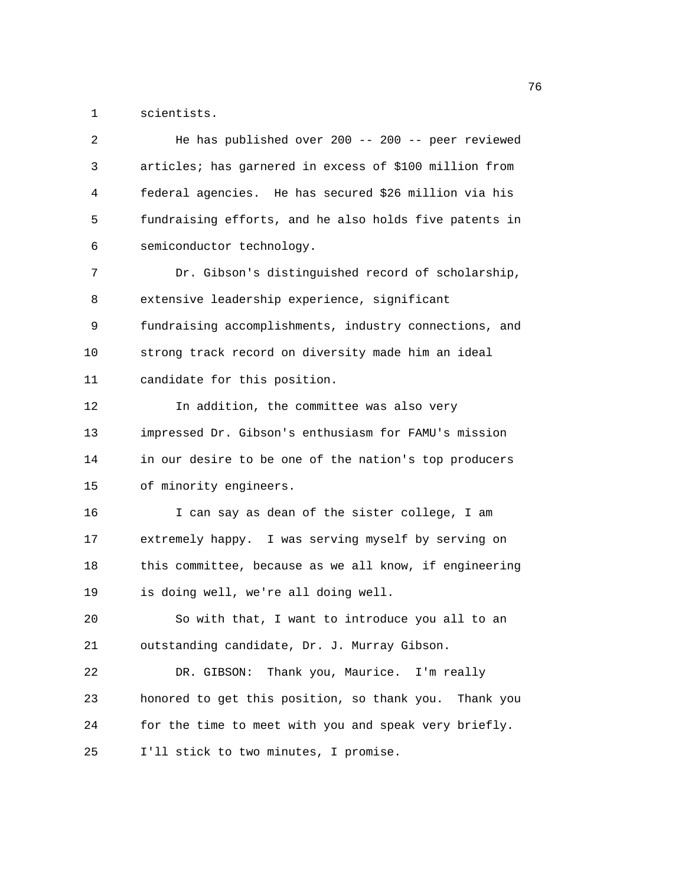scientists.

He has published over 200 -- 200 -- peer reviewed articles; has garnered in excess of $100 million from federal agencies. He has secured $26 million via his fundraising efforts, and he also holds five patents in semiconductor technology.

Dr. Gibson's distinguished record of scholarship, extensive leadership experience, significant fundraising accomplishments, industry connections, and strong track record on diversity made him an ideal candidate for this position.

In addition, the committee was also very impressed Dr. Gibson's enthusiasm for FAMU's mission in our desire to be one of the nation's top producers of minority engineers.

I can say as dean of the sister college, I am extremely happy. I was serving myself by serving on this committee, because as we all know, if engineering is doing well, we're all doing well.

So with that, I want to introduce you all to an outstanding candidate, Dr. J. Murray Gibson.

DR. GIBSON: Thank you, Maurice. I'm really honored to get this position, so thank you. Thank you for the time to meet with you and speak very briefly. I'll stick to two minutes, I promise.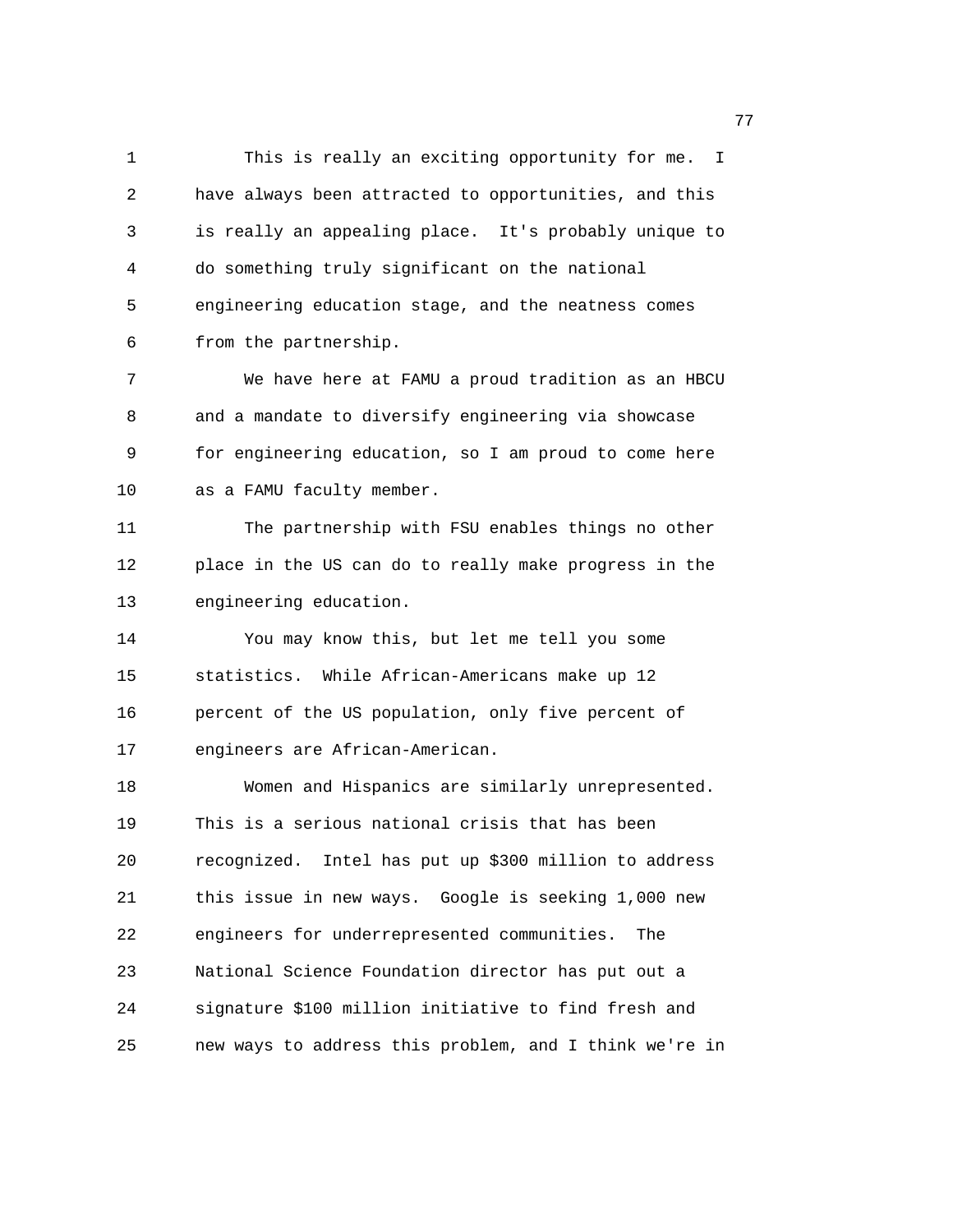This is really an exciting opportunity for me. I have always been attracted to opportunities, and this is really an appealing place. It's probably unique to do something truly significant on the national engineering education stage, and the neatness comes from the partnership.

We have here at FAMU a proud tradition as an HBCU and a mandate to diversify engineering via showcase for engineering education, so I am proud to come here as a FAMU faculty member.

The partnership with FSU enables things no other place in the US can do to really make progress in the engineering education.

You may know this, but let me tell you some statistics. While African-Americans make up 12 percent of the US population, only five percent of engineers are African-American.

Women and Hispanics are similarly unrepresented. This is a serious national crisis that has been recognized. Intel has put up $300 million to address this issue in new ways. Google is seeking 1,000 new engineers for underrepresented communities. The National Science Foundation director has put out a signature $100 million initiative to find fresh and new ways to address this problem, and I think we're in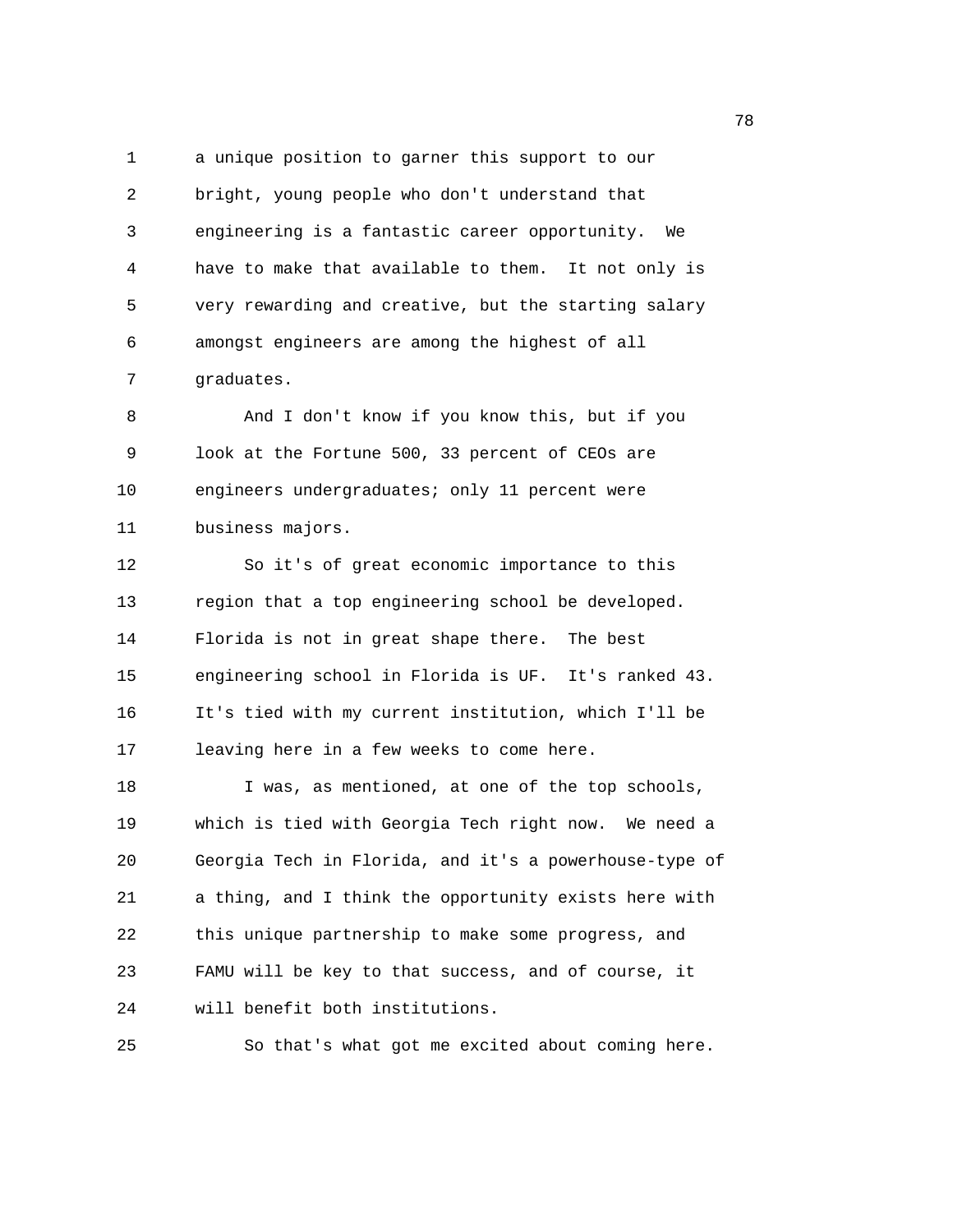a unique position to garner this support to our bright, young people who don't understand that engineering is a fantastic career opportunity. We have to make that available to them. It not only is very rewarding and creative, but the starting salary amongst engineers are among the highest of all graduates.

And I don't know if you know this, but if you look at the Fortune 500, 33 percent of CEOs are engineers undergraduates; only 11 percent were business majors.

So it's of great economic importance to this region that a top engineering school be developed. Florida is not in great shape there. The best engineering school in Florida is UF. It's ranked 43. It's tied with my current institution, which I'll be leaving here in a few weeks to come here.

I was, as mentioned, at one of the top schools, which is tied with Georgia Tech right now. We need a Georgia Tech in Florida, and it's a powerhouse-type of a thing, and I think the opportunity exists here with this unique partnership to make some progress, and FAMU will be key to that success, and of course, it will benefit both institutions.

So that's what got me excited about coming here.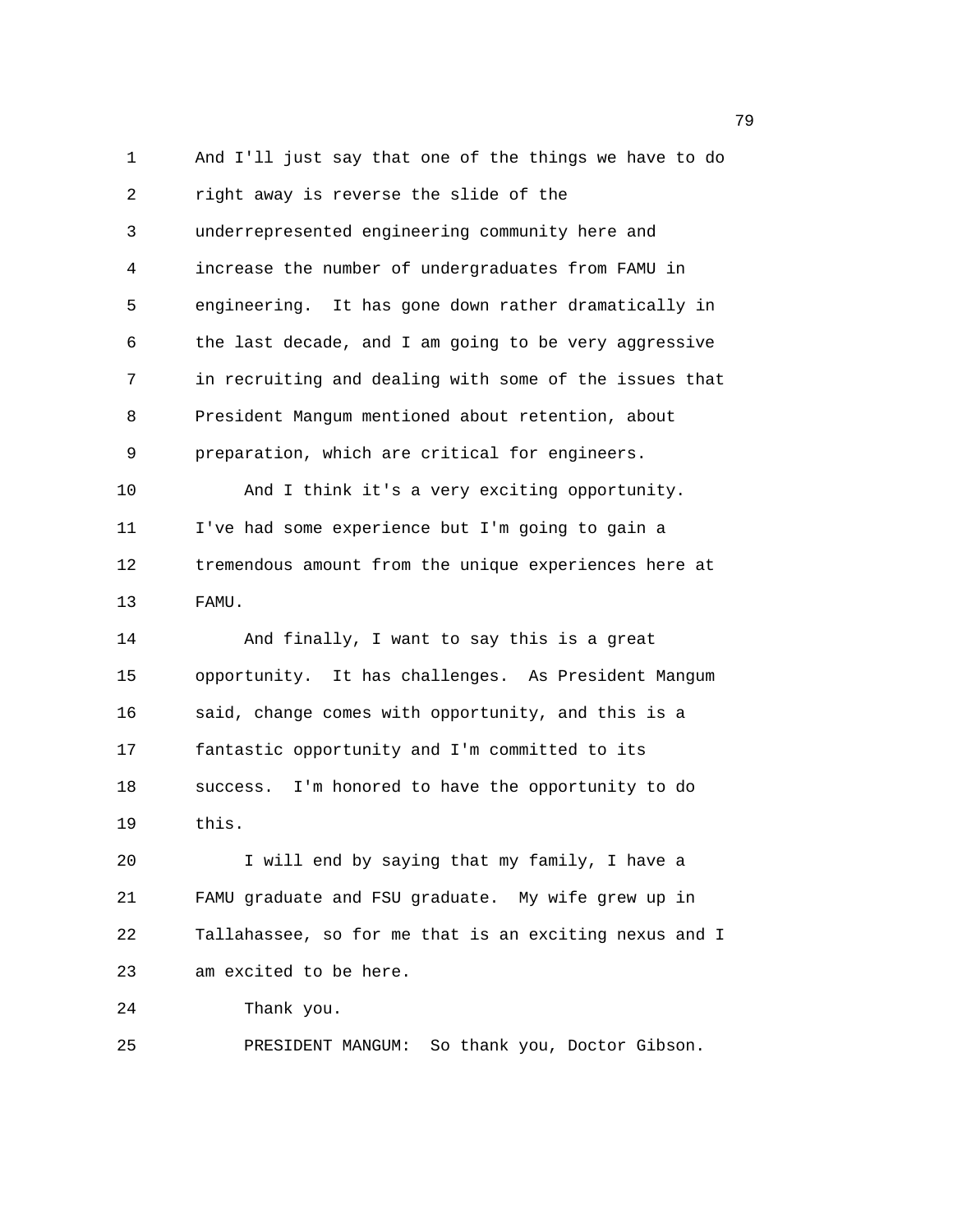And I'll just say that one of the things we have to do right away is reverse the slide of the underrepresented engineering community here and increase the number of undergraduates from FAMU in engineering. It has gone down rather dramatically in the last decade, and I am going to be very aggressive in recruiting and dealing with some of the issues that President Mangum mentioned about retention, about preparation, which are critical for engineers.

And I think it's a very exciting opportunity. I've had some experience but I'm going to gain a tremendous amount from the unique experiences here at FAMU.

And finally, I want to say this is a great opportunity. It has challenges. As President Mangum said, change comes with opportunity, and this is a fantastic opportunity and I'm committed to its success. I'm honored to have the opportunity to do this.

I will end by saying that my family, I have a FAMU graduate and FSU graduate. My wife grew up in Tallahassee, so for me that is an exciting nexus and I am excited to be here.

Thank you.

PRESIDENT MANGUM: So thank you, Doctor Gibson.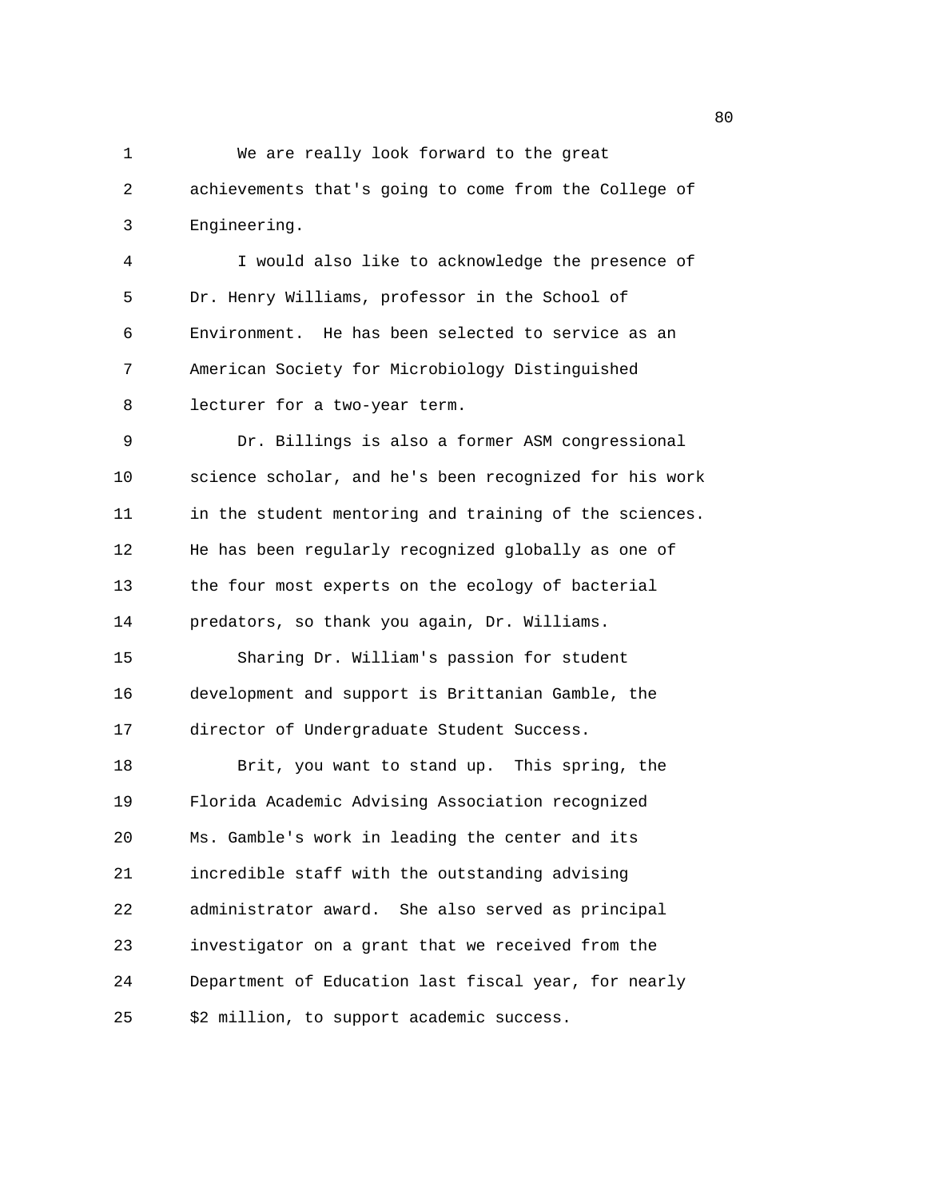We are really look forward to the great achievements that's going to come from the College of Engineering.

I would also like to acknowledge the presence of Dr. Henry Williams, professor in the School of Environment. He has been selected to service as an American Society for Microbiology Distinguished lecturer for a two-year term.

Dr. Billings is also a former ASM congressional science scholar, and he's been recognized for his work in the student mentoring and training of the sciences. He has been regularly recognized globally as one of the four most experts on the ecology of bacterial predators, so thank you again, Dr. Williams.

Sharing Dr. William's passion for student development and support is Brittanian Gamble, the director of Undergraduate Student Success.

Brit, you want to stand up. This spring, the Florida Academic Advising Association recognized Ms. Gamble's work in leading the center and its incredible staff with the outstanding advising administrator award. She also served as principal investigator on a grant that we received from the Department of Education last fiscal year, for nearly $2 million, to support academic success.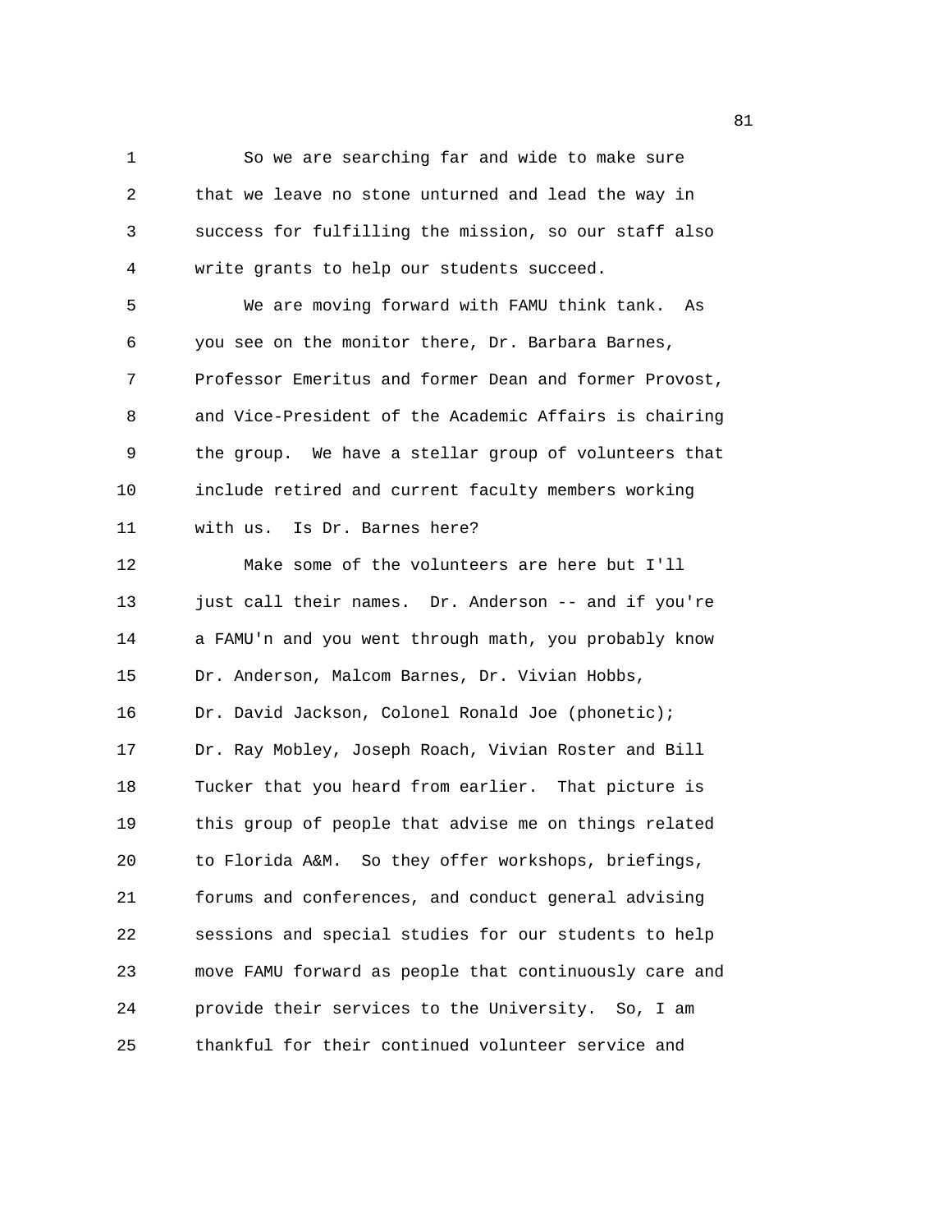So we are searching far and wide to make sure that we leave no stone unturned and lead the way in success for fulfilling the mission, so our staff also write grants to help our students succeed.

We are moving forward with FAMU think tank. As you see on the monitor there, Dr. Barbara Barnes, Professor Emeritus and former Dean and former Provost, and Vice-President of the Academic Affairs is chairing the group. We have a stellar group of volunteers that include retired and current faculty members working with us. Is Dr. Barnes here?

Make some of the volunteers are here but I'll just call their names. Dr. Anderson -- and if you're a FAMU'n and you went through math, you probably know Dr. Anderson, Malcom Barnes, Dr. Vivian Hobbs, Dr. David Jackson, Colonel Ronald Joe (phonetic); Dr. Ray Mobley, Joseph Roach, Vivian Roster and Bill Tucker that you heard from earlier. That picture is this group of people that advise me on things related to Florida A&M. So they offer workshops, briefings, forums and conferences, and conduct general advising sessions and special studies for our students to help move FAMU forward as people that continuously care and provide their services to the University. So, I am thankful for their continued volunteer service and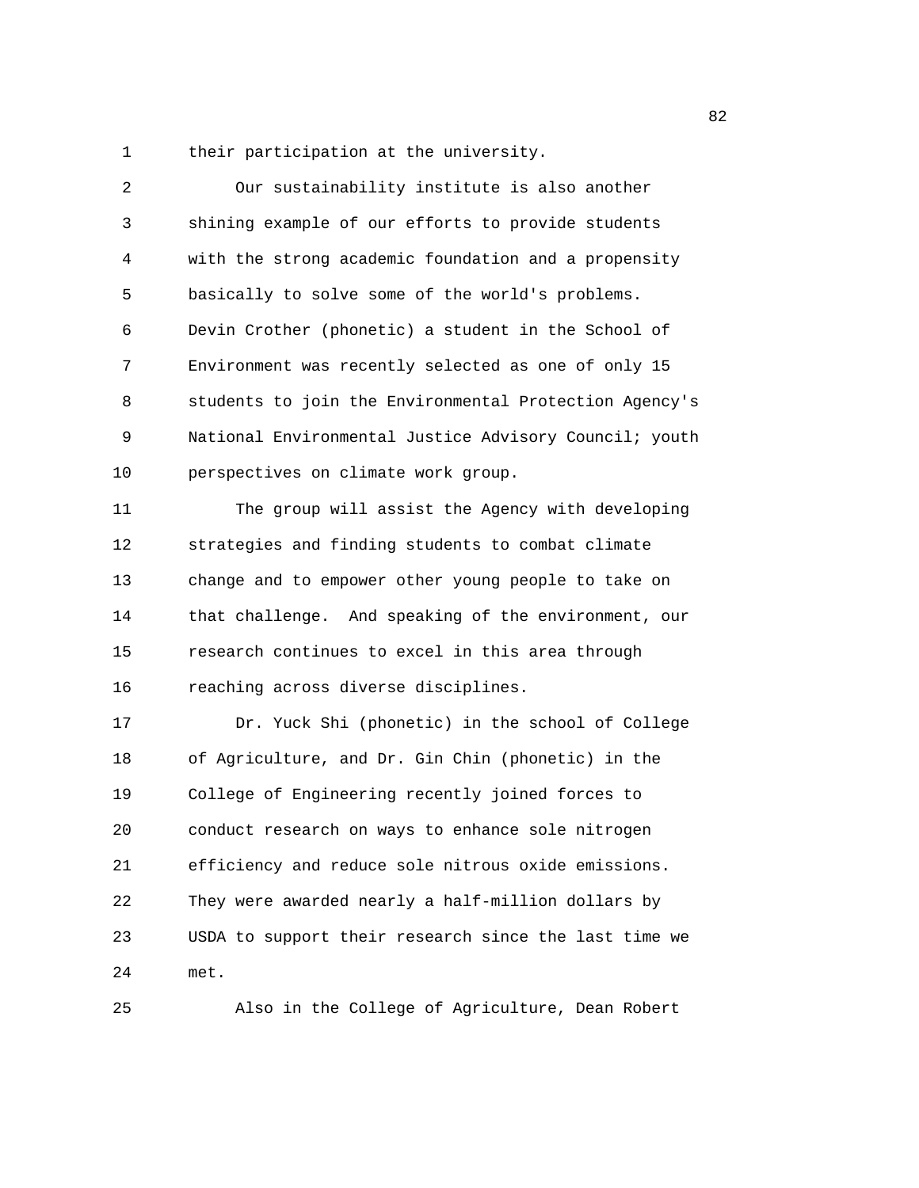their participation at the university.

Our sustainability institute is also another shining example of our efforts to provide students with the strong academic foundation and a propensity basically to solve some of the world's problems. Devin Crother (phonetic) a student in the School of Environment was recently selected as one of only 15 students to join the Environmental Protection Agency's National Environmental Justice Advisory Council; youth perspectives on climate work group.

The group will assist the Agency with developing strategies and finding students to combat climate change and to empower other young people to take on that challenge. And speaking of the environment, our research continues to excel in this area through reaching across diverse disciplines.

Dr. Yuck Shi (phonetic) in the school of College of Agriculture, and Dr. Gin Chin (phonetic) in the College of Engineering recently joined forces to conduct research on ways to enhance sole nitrogen efficiency and reduce sole nitrous oxide emissions. They were awarded nearly a half-million dollars by USDA to support their research since the last time we met.

Also in the College of Agriculture, Dean Robert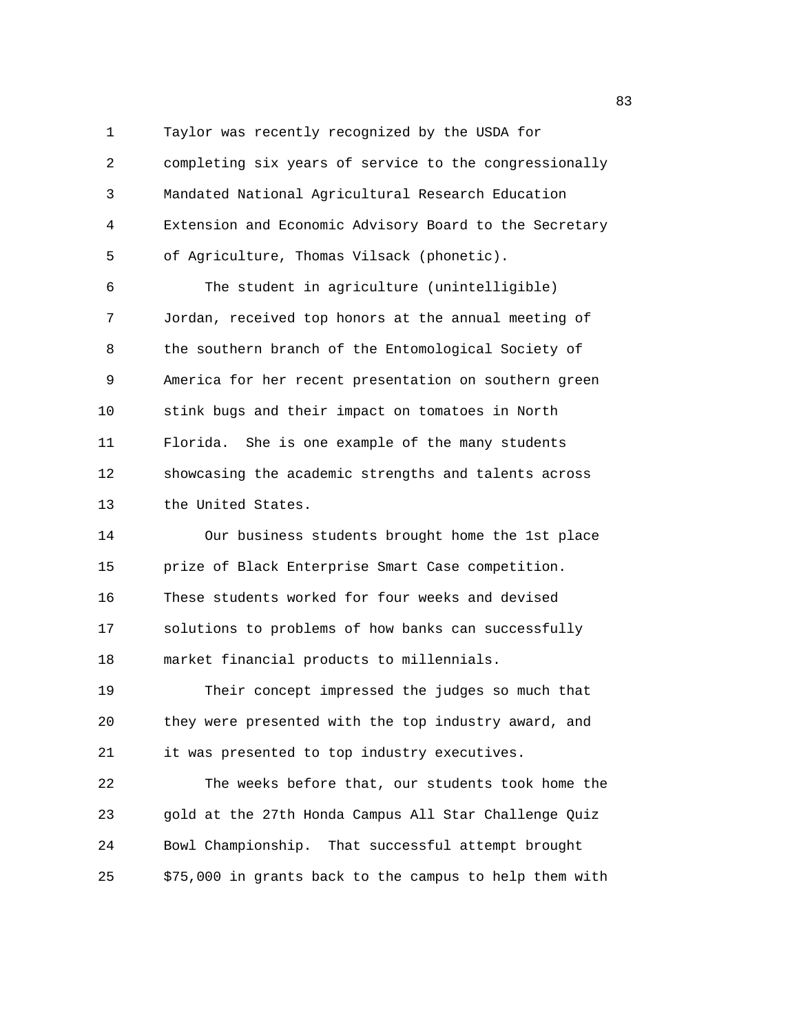Taylor was recently recognized by the USDA for completing six years of service to the congressionally Mandated National Agricultural Research Education Extension and Economic Advisory Board to the Secretary of Agriculture, Thomas Vilsack (phonetic).

The student in agriculture (unintelligible) Jordan, received top honors at the annual meeting of the southern branch of the Entomological Society of America for her recent presentation on southern green stink bugs and their impact on tomatoes in North Florida. She is one example of the many students showcasing the academic strengths and talents across the United States.

Our business students brought home the 1st place prize of Black Enterprise Smart Case competition. These students worked for four weeks and devised solutions to problems of how banks can successfully market financial products to millennials.

Their concept impressed the judges so much that they were presented with the top industry award, and it was presented to top industry executives.

The weeks before that, our students took home the gold at the 27th Honda Campus All Star Challenge Quiz Bowl Championship. That successful attempt brought $75,000 in grants back to the campus to help them with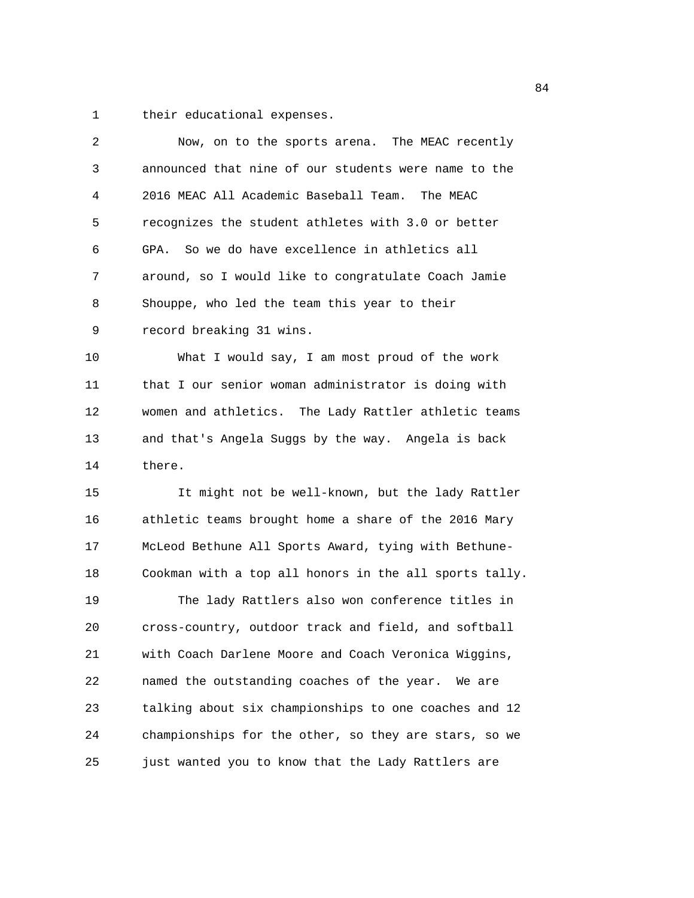their educational expenses.

Now, on to the sports arena. The MEAC recently announced that nine of our students were name to the 2016 MEAC All Academic Baseball Team. The MEAC recognizes the student athletes with 3.0 or better GPA. So we do have excellence in athletics all around, so I would like to congratulate Coach Jamie Shouppe, who led the team this year to their record breaking 31 wins.

What I would say, I am most proud of the work that I our senior woman administrator is doing with women and athletics. The Lady Rattler athletic teams and that's Angela Suggs by the way. Angela is back there.

It might not be well-known, but the lady Rattler athletic teams brought home a share of the 2016 Mary McLeod Bethune All Sports Award, tying with Bethune-Cookman with a top all honors in the all sports tally.

The lady Rattlers also won conference titles in cross-country, outdoor track and field, and softball with Coach Darlene Moore and Coach Veronica Wiggins, named the outstanding coaches of the year. We are talking about six championships to one coaches and 12 championships for the other, so they are stars, so we just wanted you to know that the Lady Rattlers are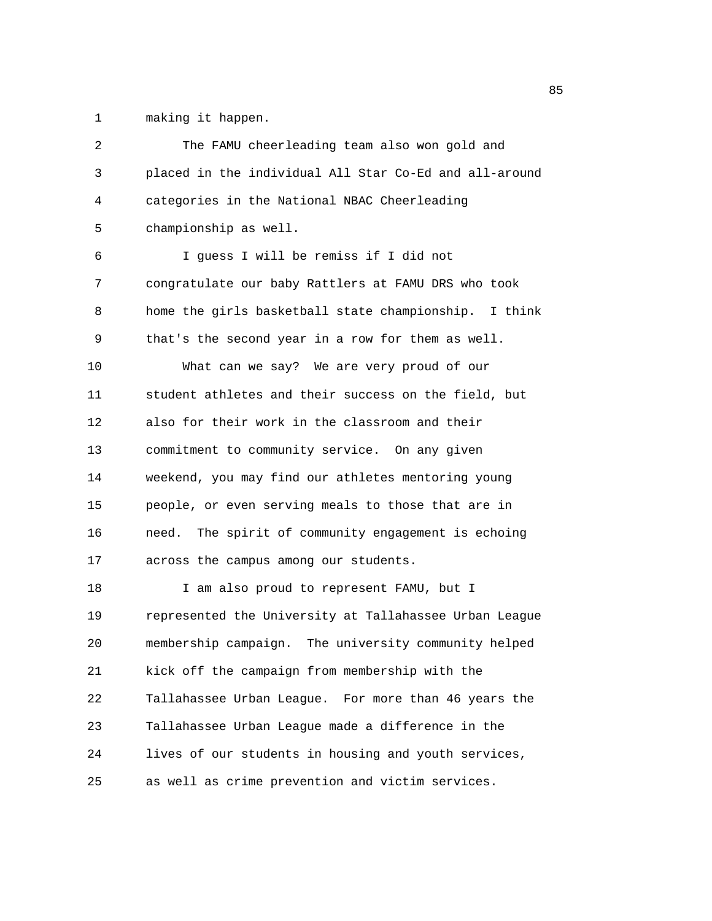making it happen.

The FAMU cheerleading team also won gold and placed in the individual All Star Co-Ed and all-around categories in the National NBAC Cheerleading championship as well.

I guess I will be remiss if I did not congratulate our baby Rattlers at FAMU DRS who took home the girls basketball state championship. I think that's the second year in a row for them as well.

What can we say? We are very proud of our student athletes and their success on the field, but also for their work in the classroom and their commitment to community service. On any given weekend, you may find our athletes mentoring young people, or even serving meals to those that are in need. The spirit of community engagement is echoing across the campus among our students.

I am also proud to represent FAMU, but I represented the University at Tallahassee Urban League membership campaign. The university community helped kick off the campaign from membership with the Tallahassee Urban League. For more than 46 years the Tallahassee Urban League made a difference in the lives of our students in housing and youth services, as well as crime prevention and victim services.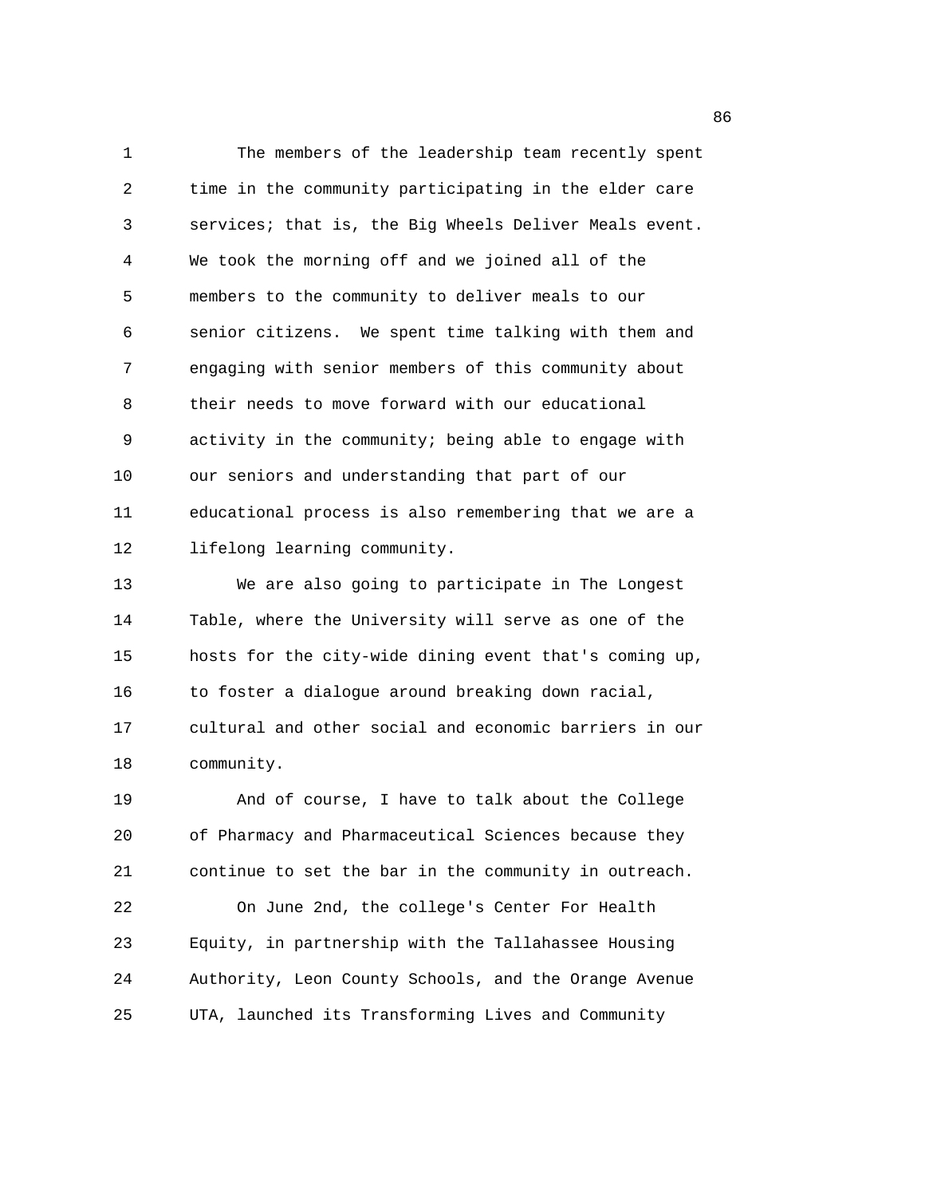The members of the leadership team recently spent time in the community participating in the elder care services; that is, the Big Wheels Deliver Meals event. We took the morning off and we joined all of the members to the community to deliver meals to our senior citizens. We spent time talking with them and engaging with senior members of this community about their needs to move forward with our educational activity in the community; being able to engage with our seniors and understanding that part of our educational process is also remembering that we are a lifelong learning community.

We are also going to participate in The Longest Table, where the University will serve as one of the hosts for the city-wide dining event that's coming up, to foster a dialogue around breaking down racial, cultural and other social and economic barriers in our community.

And of course, I have to talk about the College of Pharmacy and Pharmaceutical Sciences because they continue to set the bar in the community in outreach.

On June 2nd, the college's Center For Health Equity, in partnership with the Tallahassee Housing Authority, Leon County Schools, and the Orange Avenue UTA, launched its Transforming Lives and Community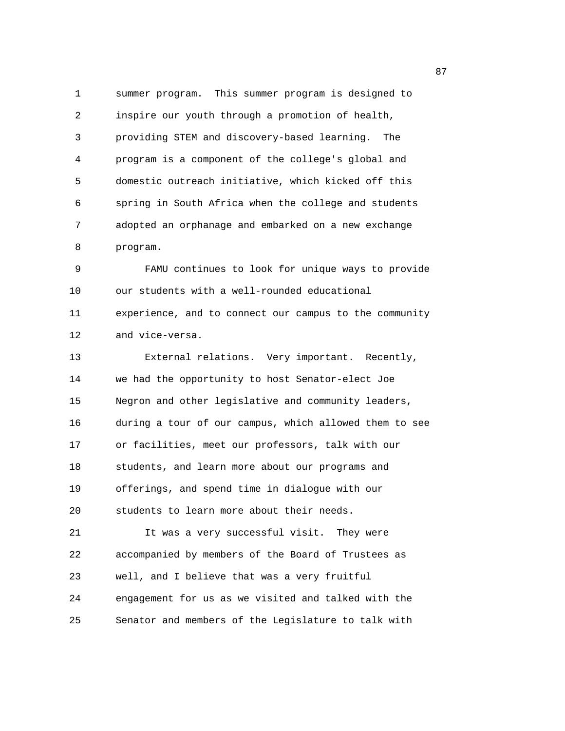summer program. This summer program is designed to inspire our youth through a promotion of health, providing STEM and discovery-based learning. The program is a component of the college's global and domestic outreach initiative, which kicked off this spring in South Africa when the college and students adopted an orphanage and embarked on a new exchange program.

FAMU continues to look for unique ways to provide our students with a well-rounded educational experience, and to connect our campus to the community and vice-versa.

External relations. Very important. Recently, we had the opportunity to host Senator-elect Joe Negron and other legislative and community leaders, during a tour of our campus, which allowed them to see or facilities, meet our professors, talk with our students, and learn more about our programs and offerings, and spend time in dialogue with our students to learn more about their needs.

It was a very successful visit. They were accompanied by members of the Board of Trustees as well, and I believe that was a very fruitful engagement for us as we visited and talked with the Senator and members of the Legislature to talk with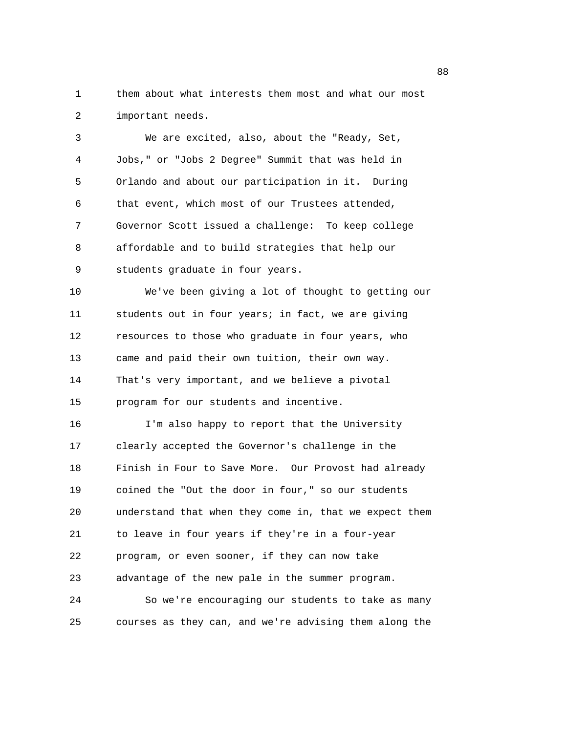them about what interests them most and what our most important needs.

We are excited, also, about the "Ready, Set, Jobs," or "Jobs 2 Degree" Summit that was held in Orlando and about our participation in it. During that event, which most of our Trustees attended, Governor Scott issued a challenge: To keep college affordable and to build strategies that help our students graduate in four years.

We've been giving a lot of thought to getting our students out in four years; in fact, we are giving resources to those who graduate in four years, who came and paid their own tuition, their own way. That's very important, and we believe a pivotal program for our students and incentive.

I'm also happy to report that the University clearly accepted the Governor's challenge in the Finish in Four to Save More. Our Provost had already coined the "Out the door in four," so our students understand that when they come in, that we expect them to leave in four years if they're in a four-year program, or even sooner, if they can now take advantage of the new pale in the summer program.

So we're encouraging our students to take as many courses as they can, and we're advising them along the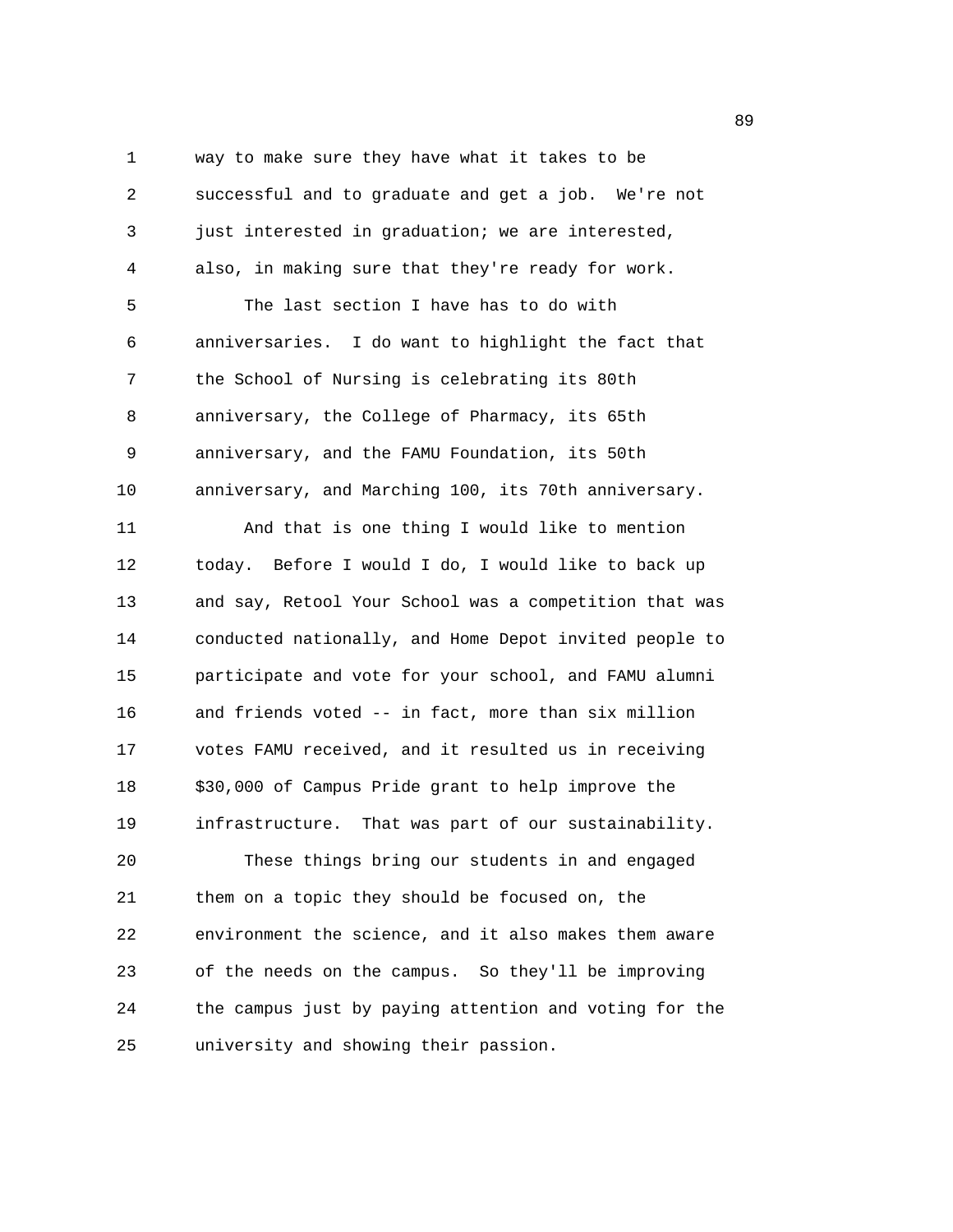way to make sure they have what it takes to be successful and to graduate and get a job. We're not just interested in graduation; we are interested, also, in making sure that they're ready for work.

The last section I have has to do with anniversaries. I do want to highlight the fact that the School of Nursing is celebrating its 80th anniversary, the College of Pharmacy, its 65th anniversary, and the FAMU Foundation, its 50th anniversary, and Marching 100, its 70th anniversary.

And that is one thing I would like to mention today. Before I would I do, I would like to back up and say, Retool Your School was a competition that was conducted nationally, and Home Depot invited people to participate and vote for your school, and FAMU alumni and friends voted -- in fact, more than six million votes FAMU received, and it resulted us in receiving $30,000 of Campus Pride grant to help improve the infrastructure. That was part of our sustainability.

These things bring our students in and engaged them on a topic they should be focused on, the environment the science, and it also makes them aware of the needs on the campus. So they'll be improving the campus just by paying attention and voting for the university and showing their passion.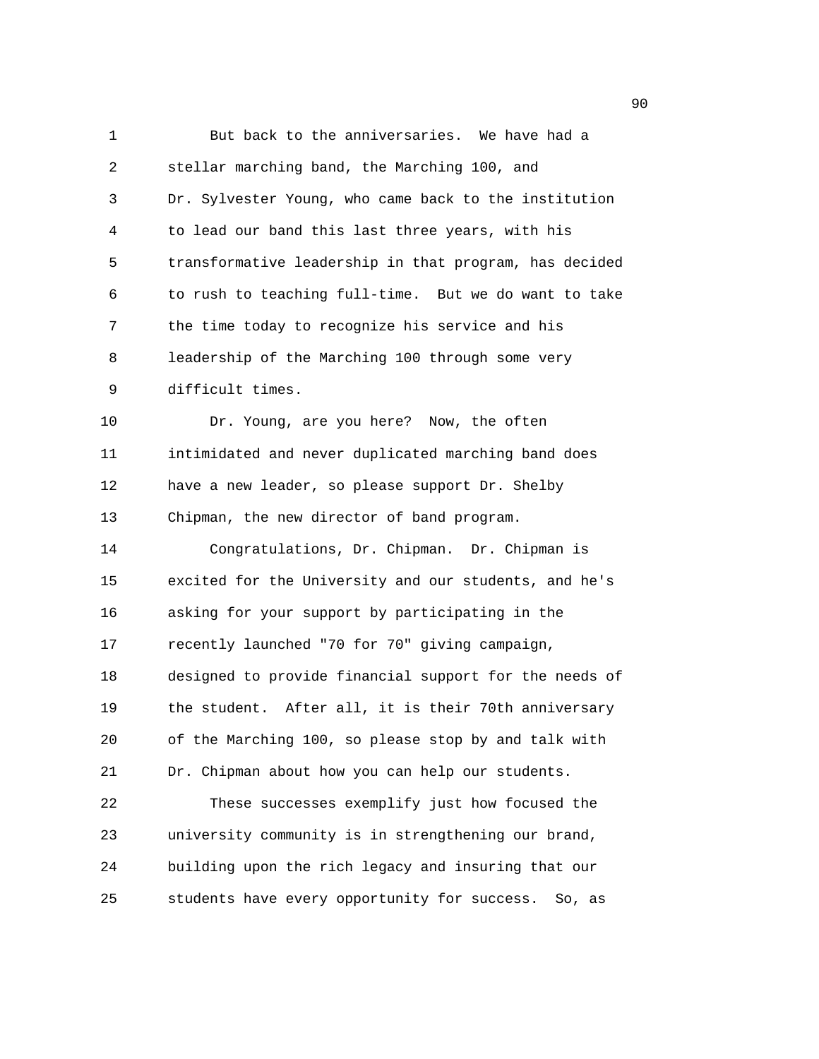But back to the anniversaries. We have had a stellar marching band, the Marching 100, and Dr. Sylvester Young, who came back to the institution to lead our band this last three years, with his transformative leadership in that program, has decided to rush to teaching full-time. But we do want to take the time today to recognize his service and his leadership of the Marching 100 through some very difficult times.

Dr. Young, are you here? Now, the often intimidated and never duplicated marching band does have a new leader, so please support Dr. Shelby Chipman, the new director of band program.

Congratulations, Dr. Chipman. Dr. Chipman is excited for the University and our students, and he's asking for your support by participating in the recently launched "70 for 70" giving campaign, designed to provide financial support for the needs of the student. After all, it is their 70th anniversary of the Marching 100, so please stop by and talk with Dr. Chipman about how you can help our students.

These successes exemplify just how focused the university community is in strengthening our brand, building upon the rich legacy and insuring that our students have every opportunity for success. So, as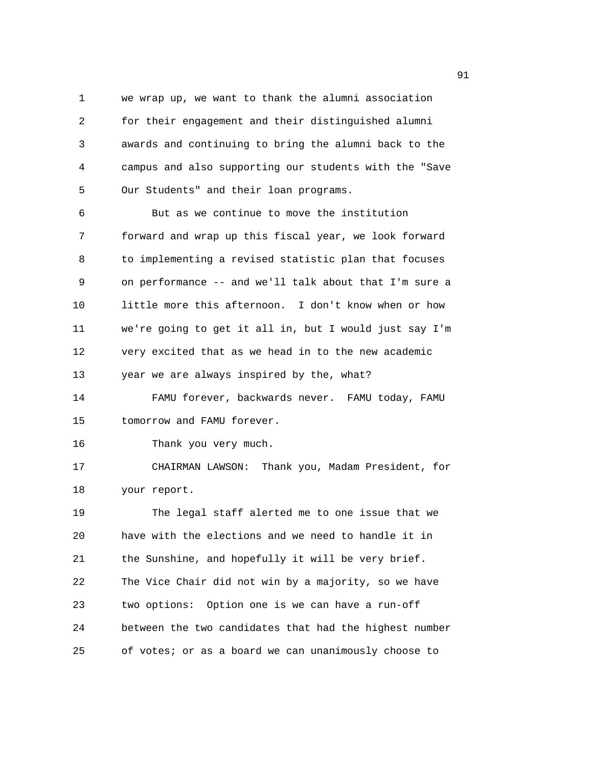we wrap up, we want to thank the alumni association for their engagement and their distinguished alumni awards and continuing to bring the alumni back to the campus and also supporting our students with the "Save Our Students" and their loan programs.

But as we continue to move the institution forward and wrap up this fiscal year, we look forward to implementing a revised statistic plan that focuses on performance -- and we'll talk about that I'm sure a little more this afternoon. I don't know when or how we're going to get it all in, but I would just say I'm very excited that as we head in to the new academic year we are always inspired by the, what?

FAMU forever, backwards never. FAMU today, FAMU tomorrow and FAMU forever.

Thank you very much.

CHAIRMAN LAWSON: Thank you, Madam President, for your report.

The legal staff alerted me to one issue that we have with the elections and we need to handle it in the Sunshine, and hopefully it will be very brief. The Vice Chair did not win by a majority, so we have two options: Option one is we can have a run-off between the two candidates that had the highest number of votes; or as a board we can unanimously choose to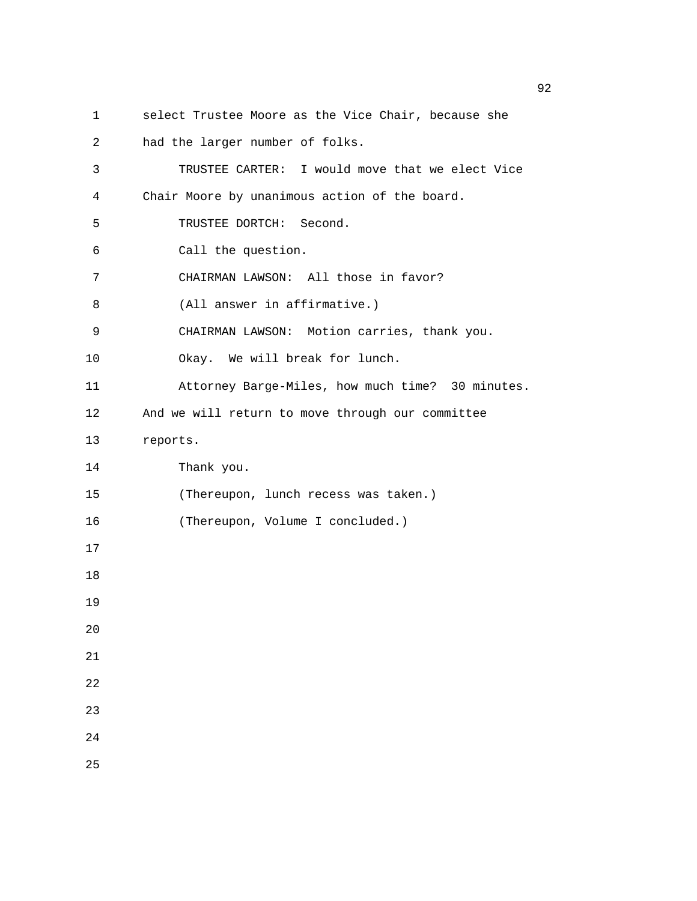select Trustee Moore as the Vice Chair, because she had the larger number of folks.

TRUSTEE CARTER: I would move that we elect Vice Chair Moore by unanimous action of the board.

TRUSTEE DORTCH: Second.

Call the question.

CHAIRMAN LAWSON: All those in favor?

(All answer in affirmative.)

CHAIRMAN LAWSON: Motion carries, thank you.

Okay. We will break for lunch.

Attorney Barge-Miles, how much time? 30 minutes. And we will return to move through our committee reports.

Thank you.

(Thereupon, lunch recess was taken.)

(Thereupon, Volume I concluded.)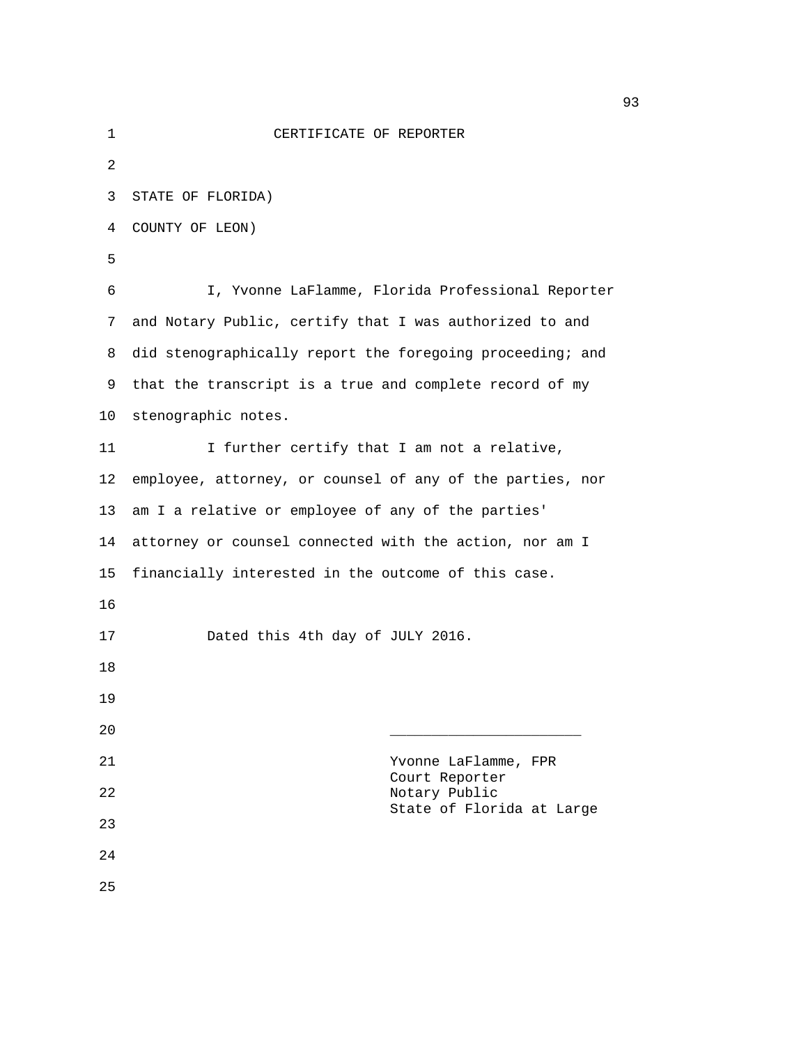# CERTIFICATE OF REPORTER

STATE OF FLORIDA)
COUNTY OF LEON)

I, Yvonne LaFlamme, Florida Professional Reporter and Notary Public, certify that I was authorized to and did stenographically report the foregoing proceeding; and that the transcript is a true and complete record of my stenographic notes.

I further certify that I am not a relative, employee, attorney, or counsel of any of the parties, nor am I a relative or employee of any of the parties' attorney or counsel connected with the action, nor am I financially interested in the outcome of this case.

Dated this 4th day of JULY 2016.

______________________

Yvonne LaFlamme, FPR
Court Reporter
Notary Public
State of Florida at Large